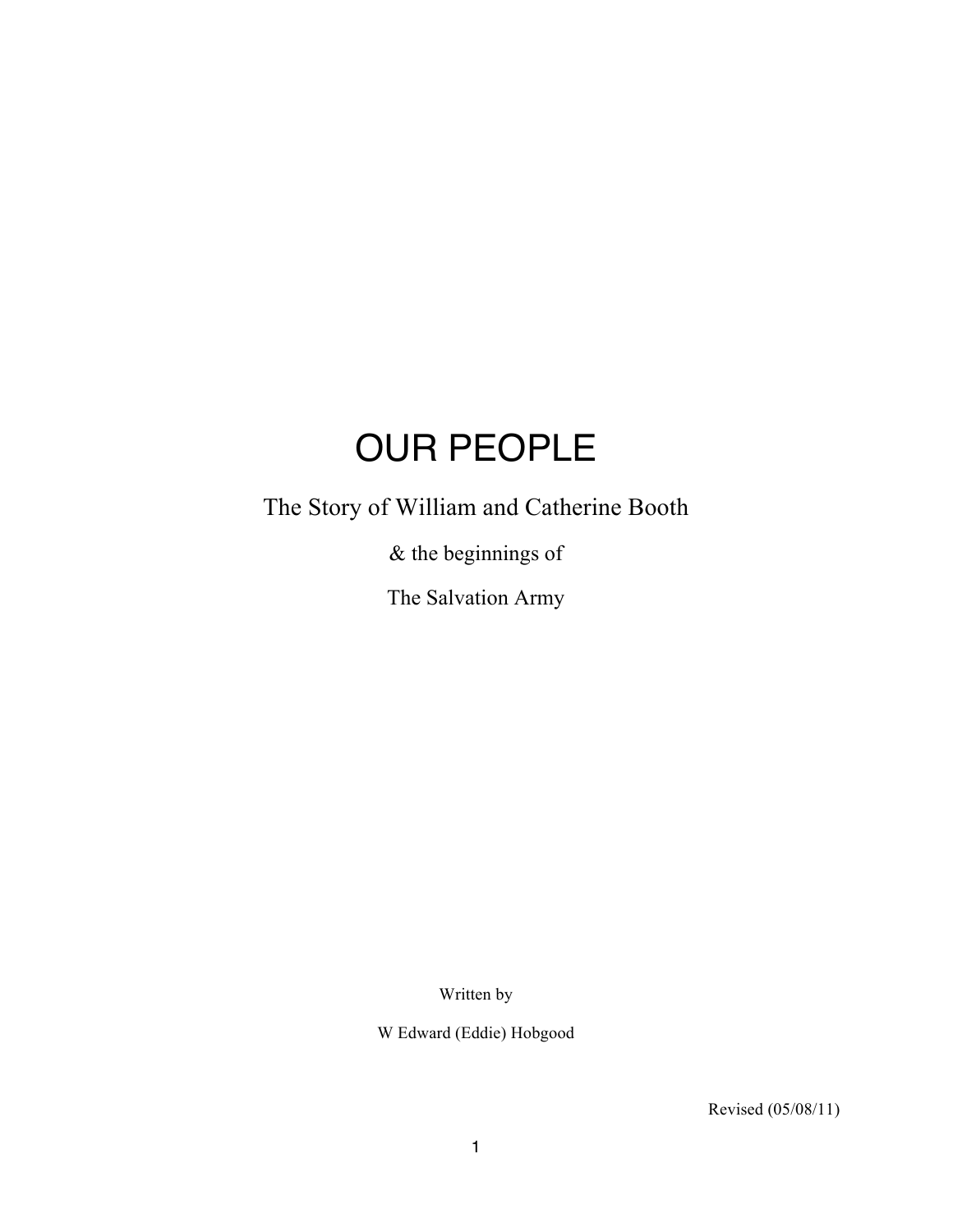# OUR PEOPLE

The Story of William and Catherine Booth

& the beginnings of

The Salvation Army

Written by

W Edward (Eddie) Hobgood

Revised (05/08/11)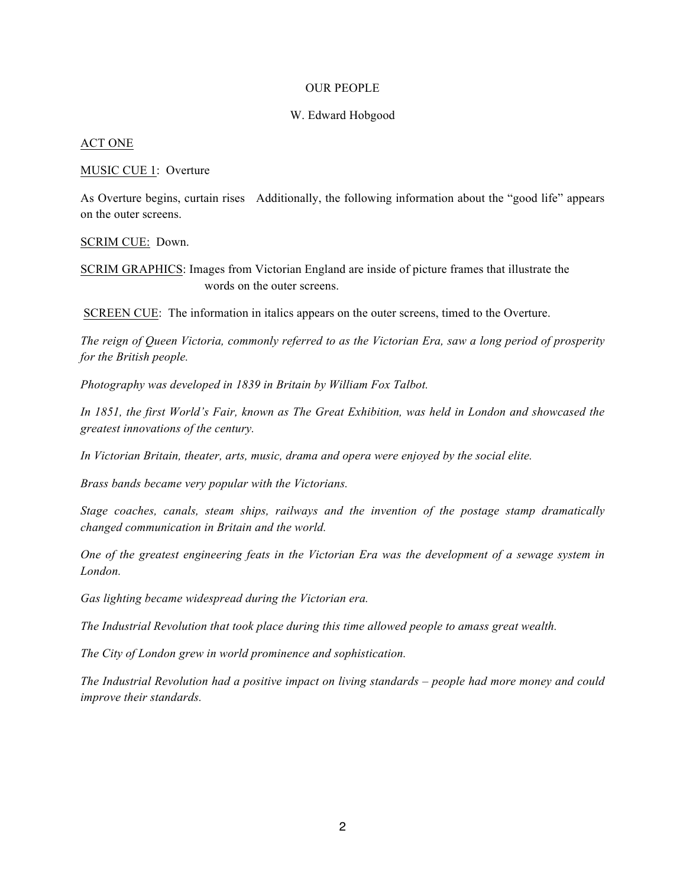OUR PEOPLE

W. Edward Hobgood

<u>ACT ONE</u>

<u>MUSIC CUE 1</u>: Overture

As Overture begins, curtain rises Additionally, the following information about the "good life" appears on the outer screens.

<u>SCRIM CUE:</u> Down.

<u>SCRIM GRAPHICS</u>: Images from Victorian England are inside of picture frames that illustrate the words on the outer screens.

<u>SCREEN CUE</u>: The information in italics appears on the outer screens, timed to the Overture.

*The reign of Queen Victoria, commonly referred to as the Victorian Era, saw a long period of prosperity for the British people.*

*Photography was developed in 1839 in Britain by William Fox Talbot.*

*In 1851, the first World's Fair, known as The Great Exhibition, was held in London and showcased the greatest innovations of the century.*

*In Victorian Britain, theater, arts, music, drama and opera were enjoyed by the social elite.*

*Brass bands became very popular with the Victorians.*

*Stage coaches, canals, steam ships, railways and the invention of the postage stamp dramatically changed communication in Britain and the world.*

*One of the greatest engineering feats in the Victorian Era was the development of a sewage system in London.*

*Gas lighting became widespread during the Victorian era.*

*The Industrial Revolution that took place during this time allowed people to amass great wealth.*

*The City of London grew in world prominence and sophistication.*

*The Industrial Revolution had a positive impact on living standards – people had more money and could improve their standards.*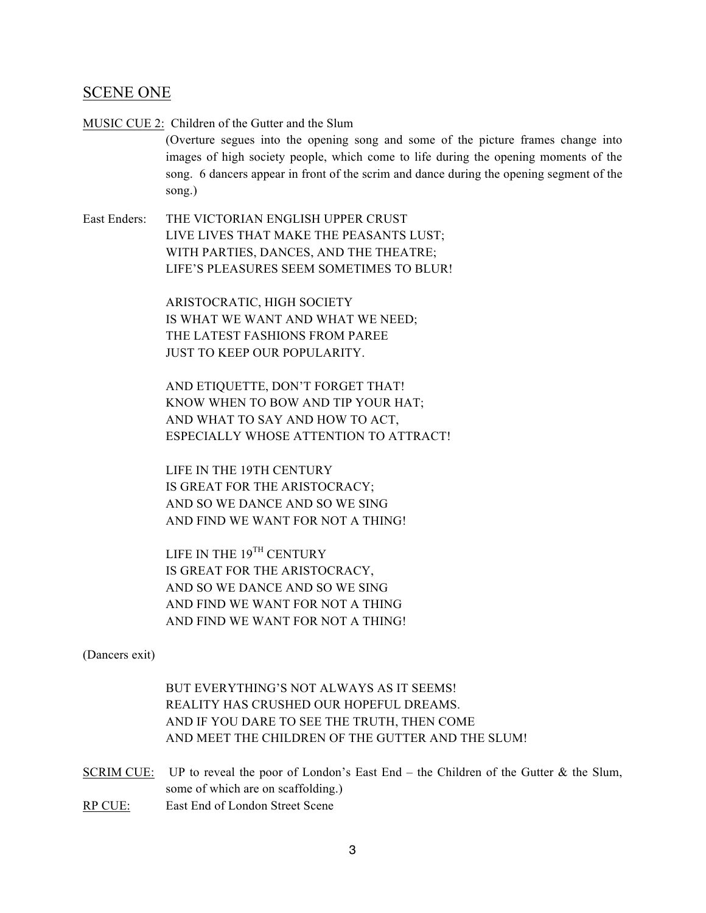## SCENE ONE

<u>MUSIC CUE 2:</u> Children of the Gutter and the Slum

(Overture segues into the opening song and some of the picture frames change into images of high society people, which come to life during the opening moments of the song. 6 dancers appear in front of the scrim and dance during the opening segment of the song.)

East Enders: THE VICTORIAN ENGLISH UPPER CRUST
LIVE LIVES THAT MAKE THE PEASANTS LUST;
WITH PARTIES, DANCES, AND THE THEATRE;
LIFE'S PLEASURES SEEM SOMETIMES TO BLUR!

ARISTOCRATIC, HIGH SOCIETY
IS WHAT WE WANT AND WHAT WE NEED;
THE LATEST FASHIONS FROM PAREE
JUST TO KEEP OUR POPULARITY.

AND ETIQUETTE, DON'T FORGET THAT!
KNOW WHEN TO BOW AND TIP YOUR HAT;
AND WHAT TO SAY AND HOW TO ACT,
ESPECIALLY WHOSE ATTENTION TO ATTRACT!

LIFE IN THE 19TH CENTURY
IS GREAT FOR THE ARISTOCRACY;
AND SO WE DANCE AND SO WE SING
AND FIND WE WANT FOR NOT A THING!

LIFE IN THE 19TH CENTURY
IS GREAT FOR THE ARISTOCRACY,
AND SO WE DANCE AND SO WE SING
AND FIND WE WANT FOR NOT A THING
AND FIND WE WANT FOR NOT A THING!

(Dancers exit)

BUT EVERYTHING'S NOT ALWAYS AS IT SEEMS!
REALITY HAS CRUSHED OUR HOPEFUL DREAMS.
AND IF YOU DARE TO SEE THE TRUTH, THEN COME
AND MEET THE CHILDREN OF THE GUTTER AND THE SLUM!

<u>SCRIM CUE:</u> UP to reveal the poor of London's East End – the Children of the Gutter & the Slum, some of which are on scaffolding.)

<u>RP CUE:</u> East End of London Street Scene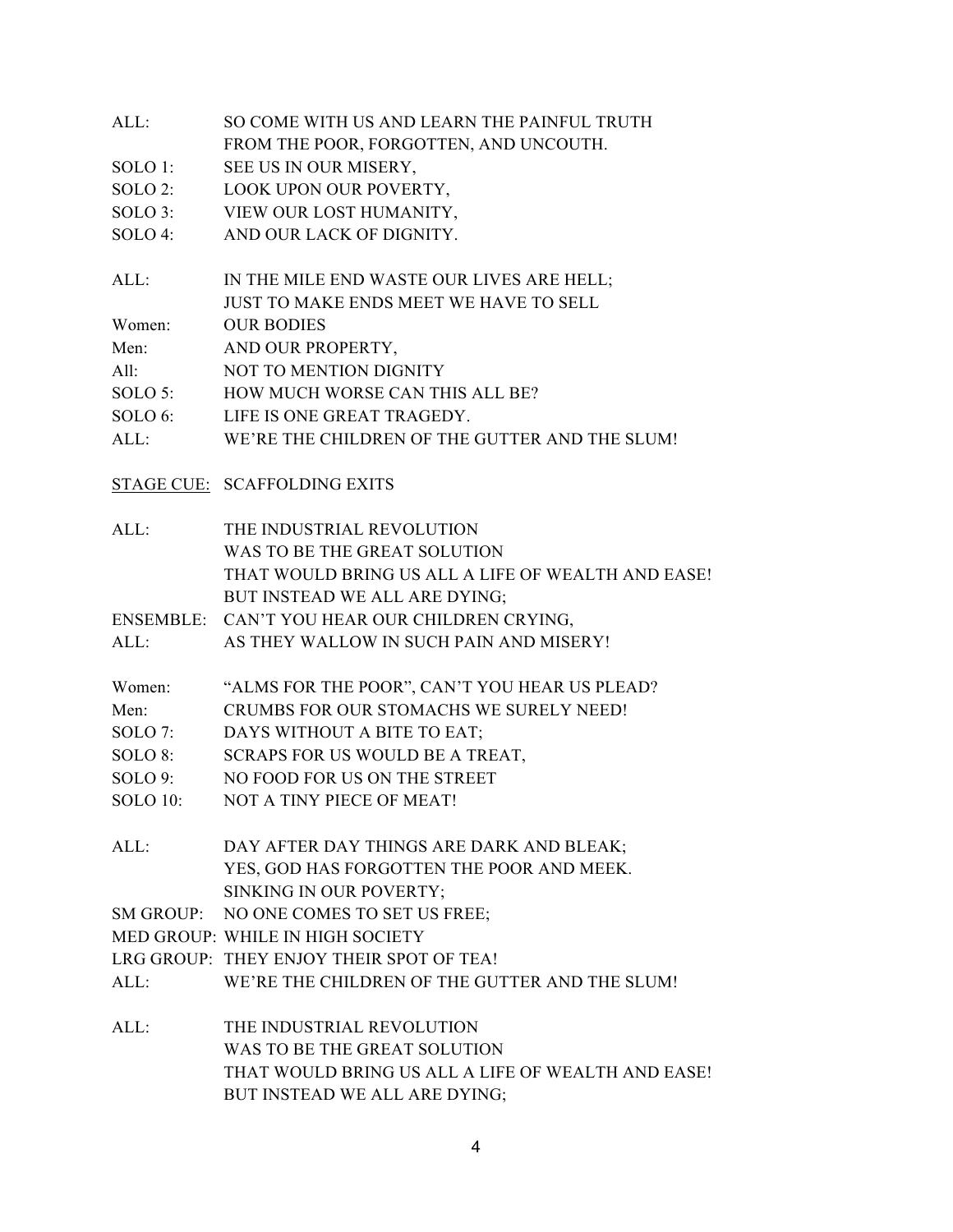ALL: SO COME WITH US AND LEARN THE PAINFUL TRUTH
FROM THE POOR, FORGOTTEN, AND UNCOUTH.
SOLO 1: SEE US IN OUR MISERY,
SOLO 2: LOOK UPON OUR POVERTY,
SOLO 3: VIEW OUR LOST HUMANITY,
SOLO 4: AND OUR LACK OF DIGNITY.

ALL: IN THE MILE END WASTE OUR LIVES ARE HELL;
JUST TO MAKE ENDS MEET WE HAVE TO SELL
Women: OUR BODIES
Men: AND OUR PROPERTY,
All: NOT TO MENTION DIGNITY
SOLO 5: HOW MUCH WORSE CAN THIS ALL BE?
SOLO 6: LIFE IS ONE GREAT TRAGEDY.
ALL: WE'RE THE CHILDREN OF THE GUTTER AND THE SLUM!

<u>STAGE CUE:</u> SCAFFOLDING EXITS

ALL: THE INDUSTRIAL REVOLUTION
WAS TO BE THE GREAT SOLUTION
THAT WOULD BRING US ALL A LIFE OF WEALTH AND EASE!
BUT INSTEAD WE ALL ARE DYING;
ENSEMBLE: CAN'T YOU HEAR OUR CHILDREN CRYING,
ALL: AS THEY WALLOW IN SUCH PAIN AND MISERY!

Women: "ALMS FOR THE POOR", CAN'T YOU HEAR US PLEAD?
Men: CRUMBS FOR OUR STOMACHS WE SURELY NEED!
SOLO 7: DAYS WITHOUT A BITE TO EAT;
SOLO 8: SCRAPS FOR US WOULD BE A TREAT,
SOLO 9: NO FOOD FOR US ON THE STREET
SOLO 10: NOT A TINY PIECE OF MEAT!

ALL: DAY AFTER DAY THINGS ARE DARK AND BLEAK;
YES, GOD HAS FORGOTTEN THE POOR AND MEEK.
SINKING IN OUR POVERTY;
SM GROUP: NO ONE COMES TO SET US FREE;
MED GROUP: WHILE IN HIGH SOCIETY
LRG GROUP: THEY ENJOY THEIR SPOT OF TEA!
ALL: WE'RE THE CHILDREN OF THE GUTTER AND THE SLUM!

ALL: THE INDUSTRIAL REVOLUTION
WAS TO BE THE GREAT SOLUTION
THAT WOULD BRING US ALL A LIFE OF WEALTH AND EASE!
BUT INSTEAD WE ALL ARE DYING;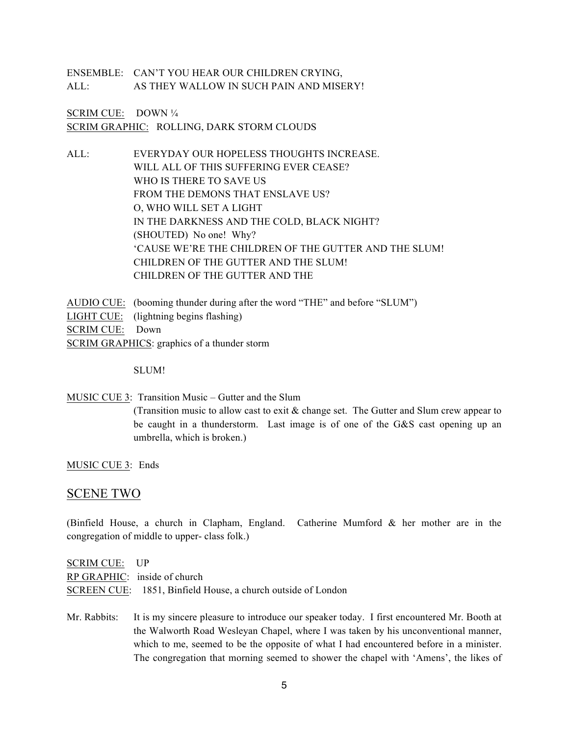ENSEMBLE: CAN'T YOU HEAR OUR CHILDREN CRYING,
ALL: AS THEY WALLOW IN SUCH PAIN AND MISERY!

<u>SCRIM CUE:</u> DOWN ¼
<u>SCRIM GRAPHIC:</u> ROLLING, DARK STORM CLOUDS

ALL: EVERYDAY OUR HOPELESS THOUGHTS INCREASE.
WILL ALL OF THIS SUFFERING EVER CEASE?
WHO IS THERE TO SAVE US
FROM THE DEMONS THAT ENSLAVE US?
O, WHO WILL SET A LIGHT
IN THE DARKNESS AND THE COLD, BLACK NIGHT?
(SHOUTED) No one! Why?
'CAUSE WE'RE THE CHILDREN OF THE GUTTER AND THE SLUM!
CHILDREN OF THE GUTTER AND THE SLUM!
CHILDREN OF THE GUTTER AND THE

<u>AUDIO CUE:</u> (booming thunder during after the word "THE" and before "SLUM")
<u>LIGHT CUE:</u> (lightning begins flashing)
<u>SCRIM CUE:</u> Down
<u>SCRIM GRAPHICS</u>: graphics of a thunder storm

SLUM!

<u>MUSIC CUE 3</u>: Transition Music – Gutter and the Slum
(Transition music to allow cast to exit & change set. The Gutter and Slum crew appear to be caught in a thunderstorm. Last image is of one of the G&S cast opening up an umbrella, which is broken.)

<u>MUSIC CUE 3</u>: Ends

## SCENE TWO

(Binfield House, a church in Clapham, England. Catherine Mumford & her mother are in the congregation of middle to upper- class folk.)

<u>SCRIM CUE:</u> UP
<u>RP GRAPHIC</u>: inside of church
<u>SCREEN CUE</u>: 1851, Binfield House, a church outside of London

Mr. Rabbits: It is my sincere pleasure to introduce our speaker today. I first encountered Mr. Booth at the Walworth Road Wesleyan Chapel, where I was taken by his unconventional manner, which to me, seemed to be the opposite of what I had encountered before in a minister. The congregation that morning seemed to shower the chapel with 'Amens', the likes of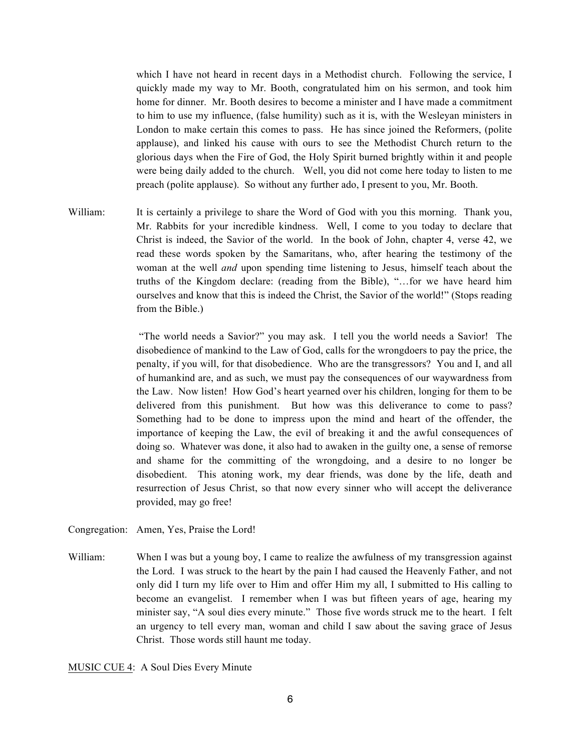which I have not heard in recent days in a Methodist church. Following the service, I quickly made my way to Mr. Booth, congratulated him on his sermon, and took him home for dinner. Mr. Booth desires to become a minister and I have made a commitment to him to use my influence, (false humility) such as it is, with the Wesleyan ministers in London to make certain this comes to pass. He has since joined the Reformers, (polite applause), and linked his cause with ours to see the Methodist Church return to the glorious days when the Fire of God, the Holy Spirit burned brightly within it and people were being daily added to the church. Well, you did not come here today to listen to me preach (polite applause). So without any further ado, I present to you, Mr. Booth.

William: It is certainly a privilege to share the Word of God with you this morning. Thank you, Mr. Rabbits for your incredible kindness. Well, I come to you today to declare that Christ is indeed, the Savior of the world. In the book of John, chapter 4, verse 42, we read these words spoken by the Samaritans, who, after hearing the testimony of the woman at the well *and* upon spending time listening to Jesus, himself teach about the truths of the Kingdom declare: (reading from the Bible), "…for we have heard him ourselves and know that this is indeed the Christ, the Savior of the world!" (Stops reading from the Bible.)

"The world needs a Savior?" you may ask. I tell you the world needs a Savior! The disobedience of mankind to the Law of God, calls for the wrongdoers to pay the price, the penalty, if you will, for that disobedience. Who are the transgressors? You and I, and all of humankind are, and as such, we must pay the consequences of our waywardness from the Law. Now listen! How God's heart yearned over his children, longing for them to be delivered from this punishment. But how was this deliverance to come to pass? Something had to be done to impress upon the mind and heart of the offender, the importance of keeping the Law, the evil of breaking it and the awful consequences of doing so. Whatever was done, it also had to awaken in the guilty one, a sense of remorse and shame for the committing of the wrongdoing, and a desire to no longer be disobedient. This atoning work, my dear friends, was done by the life, death and resurrection of Jesus Christ, so that now every sinner who will accept the deliverance provided, may go free!

Congregation: Amen, Yes, Praise the Lord!

William: When I was but a young boy, I came to realize the awfulness of my transgression against the Lord. I was struck to the heart by the pain I had caused the Heavenly Father, and not only did I turn my life over to Him and offer Him my all, I submitted to His calling to become an evangelist. I remember when I was but fifteen years of age, hearing my minister say, "A soul dies every minute." Those five words struck me to the heart. I felt an urgency to tell every man, woman and child I saw about the saving grace of Jesus Christ. Those words still haunt me today.

<u>MUSIC CUE 4</u>: A Soul Dies Every Minute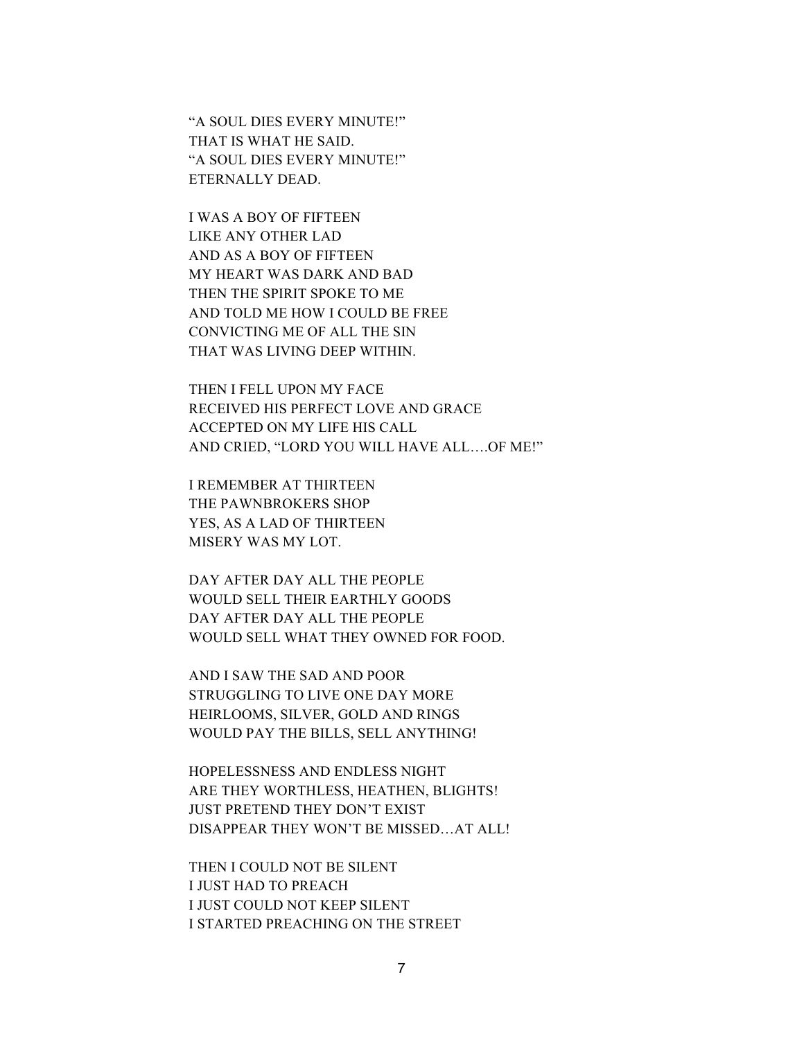"A SOUL DIES EVERY MINUTE!"
THAT IS WHAT HE SAID.
"A SOUL DIES EVERY MINUTE!"
ETERNALLY DEAD.

I WAS A BOY OF FIFTEEN
LIKE ANY OTHER LAD
AND AS A BOY OF FIFTEEN
MY HEART WAS DARK AND BAD
THEN THE SPIRIT SPOKE TO ME
AND TOLD ME HOW I COULD BE FREE
CONVICTING ME OF ALL THE SIN
THAT WAS LIVING DEEP WITHIN.

THEN I FELL UPON MY FACE
RECEIVED HIS PERFECT LOVE AND GRACE
ACCEPTED ON MY LIFE HIS CALL
AND CRIED, "LORD YOU WILL HAVE ALL….OF ME!"

I REMEMBER AT THIRTEEN
THE PAWNBROKERS SHOP
YES, AS A LAD OF THIRTEEN
MISERY WAS MY LOT.

DAY AFTER DAY ALL THE PEOPLE
WOULD SELL THEIR EARTHLY GOODS
DAY AFTER DAY ALL THE PEOPLE
WOULD SELL WHAT THEY OWNED FOR FOOD.

AND I SAW THE SAD AND POOR
STRUGGLING TO LIVE ONE DAY MORE
HEIRLOOMS, SILVER, GOLD AND RINGS
WOULD PAY THE BILLS, SELL ANYTHING!

HOPELESSNESS AND ENDLESS NIGHT
ARE THEY WORTHLESS, HEATHEN, BLIGHTS!
JUST PRETEND THEY DON'T EXIST
DISAPPEAR THEY WON'T BE MISSED…AT ALL!

THEN I COULD NOT BE SILENT
I JUST HAD TO PREACH
I JUST COULD NOT KEEP SILENT
I STARTED PREACHING ON THE STREET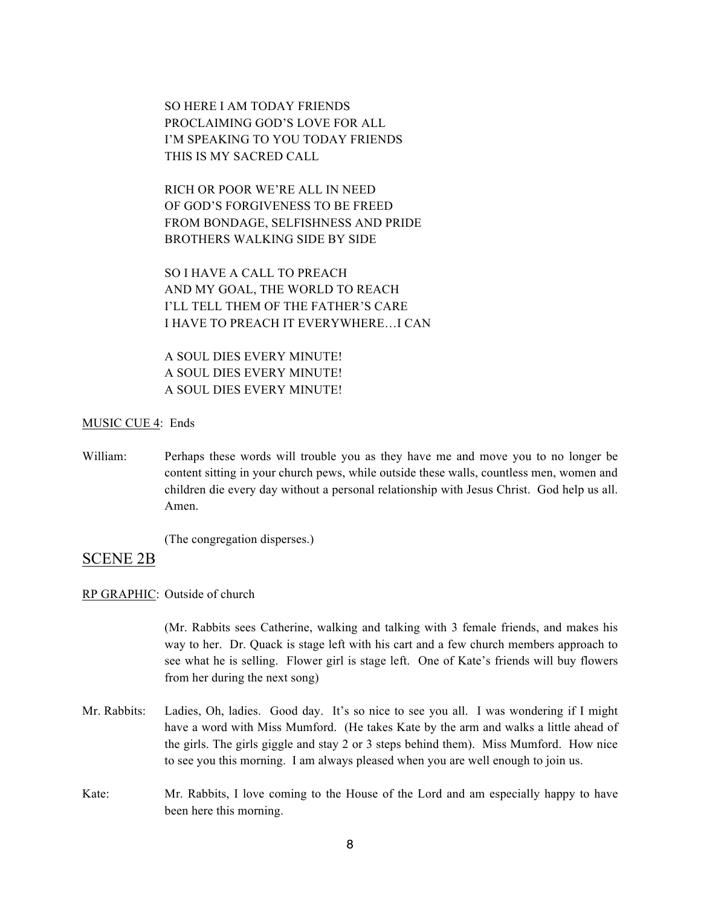SO HERE I AM TODAY FRIENDS
PROCLAIMING GOD'S LOVE FOR ALL
I'M SPEAKING TO YOU TODAY FRIENDS
THIS IS MY SACRED CALL

RICH OR POOR WE'RE ALL IN NEED
OF GOD'S FORGIVENESS TO BE FREED
FROM BONDAGE, SELFISHNESS AND PRIDE
BROTHERS WALKING SIDE BY SIDE

SO I HAVE A CALL TO PREACH
AND MY GOAL, THE WORLD TO REACH
I'LL TELL THEM OF THE FATHER'S CARE
I HAVE TO PREACH IT EVERYWHERE…I CAN

A SOUL DIES EVERY MINUTE!
A SOUL DIES EVERY MINUTE!
A SOUL DIES EVERY MINUTE!

<u>MUSIC CUE 4</u>: Ends

William: Perhaps these words will trouble you as they have me and move you to no longer be content sitting in your church pews, while outside these walls, countless men, women and children die every day without a personal relationship with Jesus Christ. God help us all. Amen.

(The congregation disperses.)

## SCENE 2B

<u>RP GRAPHIC</u>: Outside of church

(Mr. Rabbits sees Catherine, walking and talking with 3 female friends, and makes his way to her. Dr. Quack is stage left with his cart and a few church members approach to see what he is selling. Flower girl is stage left. One of Kate's friends will buy flowers from her during the next song)

Mr. Rabbits: Ladies, Oh, ladies. Good day. It's so nice to see you all. I was wondering if I might have a word with Miss Mumford. (He takes Kate by the arm and walks a little ahead of the girls. The girls giggle and stay 2 or 3 steps behind them). Miss Mumford. How nice to see you this morning. I am always pleased when you are well enough to join us.

Kate: Mr. Rabbits, I love coming to the House of the Lord and am especially happy to have been here this morning.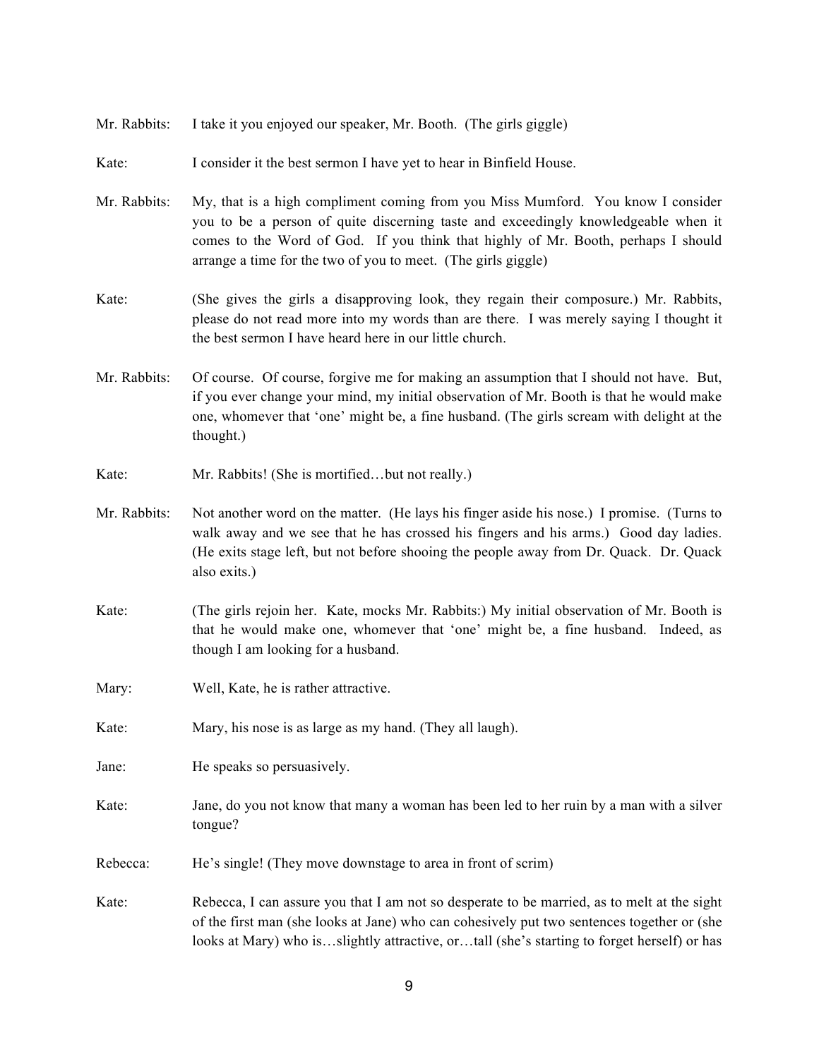Mr. Rabbits: I take it you enjoyed our speaker, Mr. Booth. (The girls giggle)

Kate: I consider it the best sermon I have yet to hear in Binfield House.

Mr. Rabbits: My, that is a high compliment coming from you Miss Mumford. You know I consider you to be a person of quite discerning taste and exceedingly knowledgeable when it comes to the Word of God. If you think that highly of Mr. Booth, perhaps I should arrange a time for the two of you to meet. (The girls giggle)

Kate: (She gives the girls a disapproving look, they regain their composure.) Mr. Rabbits, please do not read more into my words than are there. I was merely saying I thought it the best sermon I have heard here in our little church.

Mr. Rabbits: Of course. Of course, forgive me for making an assumption that I should not have. But, if you ever change your mind, my initial observation of Mr. Booth is that he would make one, whomever that 'one' might be, a fine husband. (The girls scream with delight at the thought.)

Kate: Mr. Rabbits! (She is mortified…but not really.)

Mr. Rabbits: Not another word on the matter. (He lays his finger aside his nose.) I promise. (Turns to walk away and we see that he has crossed his fingers and his arms.) Good day ladies. (He exits stage left, but not before shooing the people away from Dr. Quack. Dr. Quack also exits.)

Kate: (The girls rejoin her. Kate, mocks Mr. Rabbits:) My initial observation of Mr. Booth is that he would make one, whomever that 'one' might be, a fine husband. Indeed, as though I am looking for a husband.

Mary: Well, Kate, he is rather attractive.

Kate: Mary, his nose is as large as my hand. (They all laugh).

Jane: He speaks so persuasively.

Kate: Jane, do you not know that many a woman has been led to her ruin by a man with a silver tongue?

Rebecca: He's single! (They move downstage to area in front of scrim)

Kate: Rebecca, I can assure you that I am not so desperate to be married, as to melt at the sight of the first man (she looks at Jane) who can cohesively put two sentences together or (she looks at Mary) who is…slightly attractive, or…tall (she's starting to forget herself) or has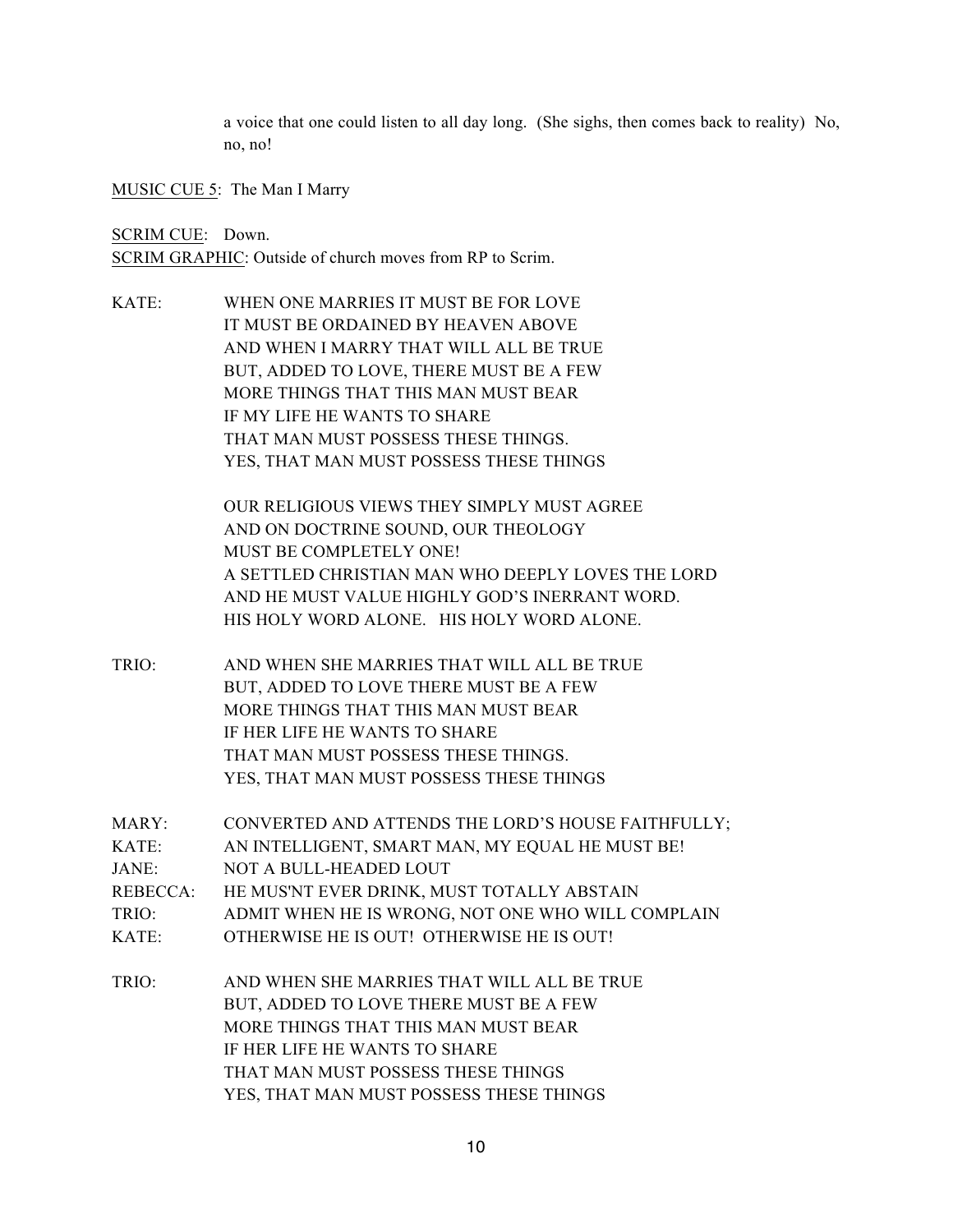a voice that one could listen to all day long. (She sighs, then comes back to reality) No, no, no!

<u>MUSIC CUE 5</u>: The Man I Marry

<u>SCRIM CUE</u>: Down.
<u>SCRIM GRAPHIC</u>: Outside of church moves from RP to Scrim.

KATE: WHEN ONE MARRIES IT MUST BE FOR LOVE
IT MUST BE ORDAINED BY HEAVEN ABOVE
AND WHEN I MARRY THAT WILL ALL BE TRUE
BUT, ADDED TO LOVE, THERE MUST BE A FEW
MORE THINGS THAT THIS MAN MUST BEAR
IF MY LIFE HE WANTS TO SHARE
THAT MAN MUST POSSESS THESE THINGS.
YES, THAT MAN MUST POSSESS THESE THINGS

OUR RELIGIOUS VIEWS THEY SIMPLY MUST AGREE
AND ON DOCTRINE SOUND, OUR THEOLOGY
MUST BE COMPLETELY ONE!
A SETTLED CHRISTIAN MAN WHO DEEPLY LOVES THE LORD
AND HE MUST VALUE HIGHLY GOD'S INERRANT WORD.
HIS HOLY WORD ALONE. HIS HOLY WORD ALONE.

TRIO: AND WHEN SHE MARRIES THAT WILL ALL BE TRUE
BUT, ADDED TO LOVE THERE MUST BE A FEW
MORE THINGS THAT THIS MAN MUST BEAR
IF HER LIFE HE WANTS TO SHARE
THAT MAN MUST POSSESS THESE THINGS.
YES, THAT MAN MUST POSSESS THESE THINGS

MARY: CONVERTED AND ATTENDS THE LORD'S HOUSE FAITHFULLY;
KATE: AN INTELLIGENT, SMART MAN, MY EQUAL HE MUST BE!
JANE: NOT A BULL-HEADED LOUT
REBECCA: HE MUS'NT EVER DRINK, MUST TOTALLY ABSTAIN
TRIO: ADMIT WHEN HE IS WRONG, NOT ONE WHO WILL COMPLAIN
KATE: OTHERWISE HE IS OUT! OTHERWISE HE IS OUT!

TRIO: AND WHEN SHE MARRIES THAT WILL ALL BE TRUE
BUT, ADDED TO LOVE THERE MUST BE A FEW
MORE THINGS THAT THIS MAN MUST BEAR
IF HER LIFE HE WANTS TO SHARE
THAT MAN MUST POSSESS THESE THINGS
YES, THAT MAN MUST POSSESS THESE THINGS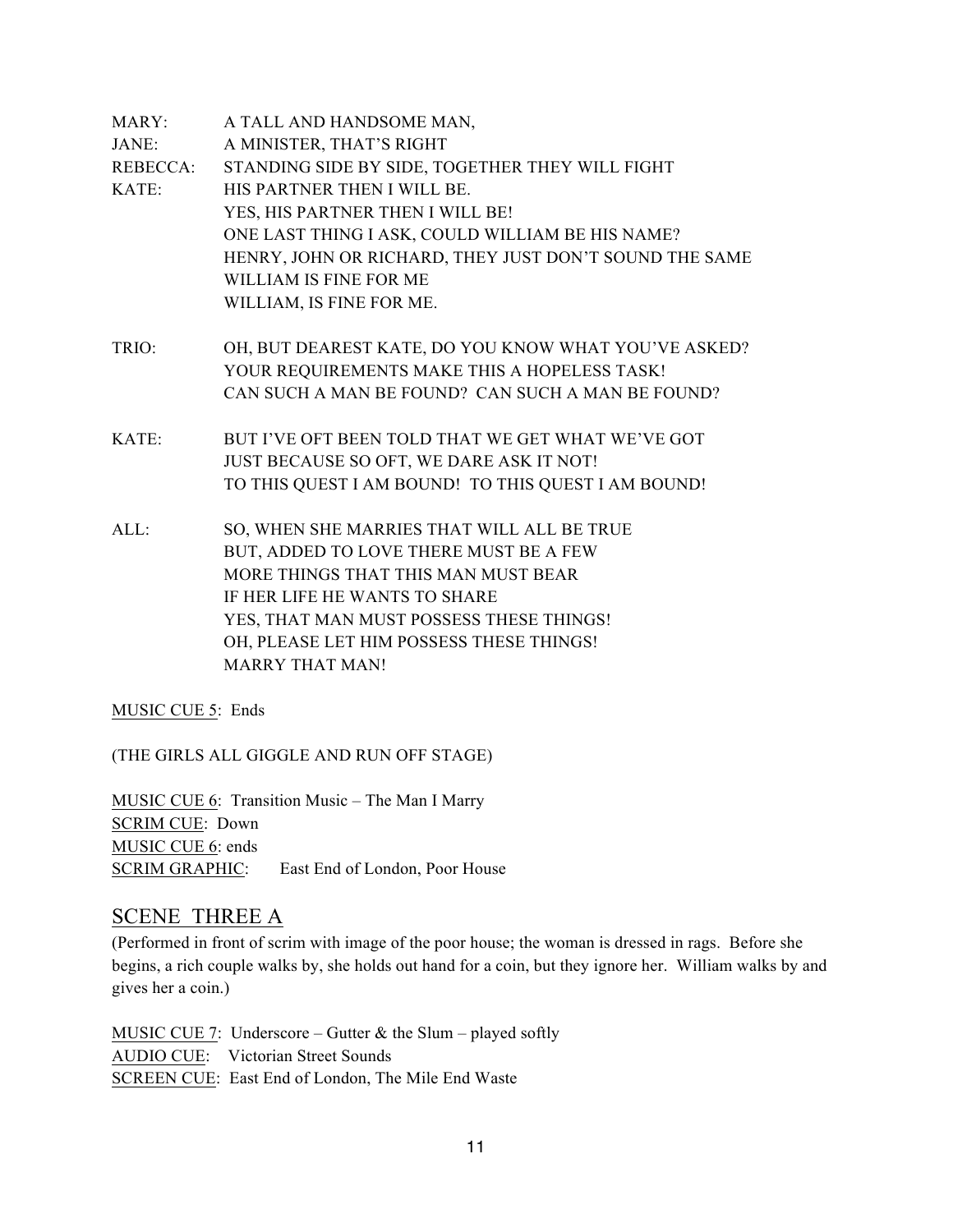MARY: A TALL AND HANDSOME MAN,
JANE: A MINISTER, THAT'S RIGHT
REBECCA: STANDING SIDE BY SIDE, TOGETHER THEY WILL FIGHT
KATE: HIS PARTNER THEN I WILL BE.
YES, HIS PARTNER THEN I WILL BE!
ONE LAST THING I ASK, COULD WILLIAM BE HIS NAME?
HENRY, JOHN OR RICHARD, THEY JUST DON'T SOUND THE SAME
WILLIAM IS FINE FOR ME
WILLIAM, IS FINE FOR ME.

TRIO: OH, BUT DEAREST KATE, DO YOU KNOW WHAT YOU'VE ASKED?
YOUR REQUIREMENTS MAKE THIS A HOPELESS TASK!
CAN SUCH A MAN BE FOUND? CAN SUCH A MAN BE FOUND?

KATE: BUT I'VE OFT BEEN TOLD THAT WE GET WHAT WE'VE GOT
JUST BECAUSE SO OFT, WE DARE ASK IT NOT!
TO THIS QUEST I AM BOUND! TO THIS QUEST I AM BOUND!

ALL: SO, WHEN SHE MARRIES THAT WILL ALL BE TRUE
BUT, ADDED TO LOVE THERE MUST BE A FEW
MORE THINGS THAT THIS MAN MUST BEAR
IF HER LIFE HE WANTS TO SHARE
YES, THAT MAN MUST POSSESS THESE THINGS!
OH, PLEASE LET HIM POSSESS THESE THINGS!
MARRY THAT MAN!

MUSIC CUE 5: Ends

(THE GIRLS ALL GIGGLE AND RUN OFF STAGE)

MUSIC CUE 6: Transition Music – The Man I Marry
SCRIM CUE: Down
MUSIC CUE 6: ends
SCRIM GRAPHIC: East End of London, Poor House

## SCENE THREE A

(Performed in front of scrim with image of the poor house; the woman is dressed in rags. Before she begins, a rich couple walks by, she holds out hand for a coin, but they ignore her. William walks by and gives her a coin.)

MUSIC CUE 7: Underscore – Gutter & the Slum – played softly
AUDIO CUE: Victorian Street Sounds
SCREEN CUE: East End of London, The Mile End Waste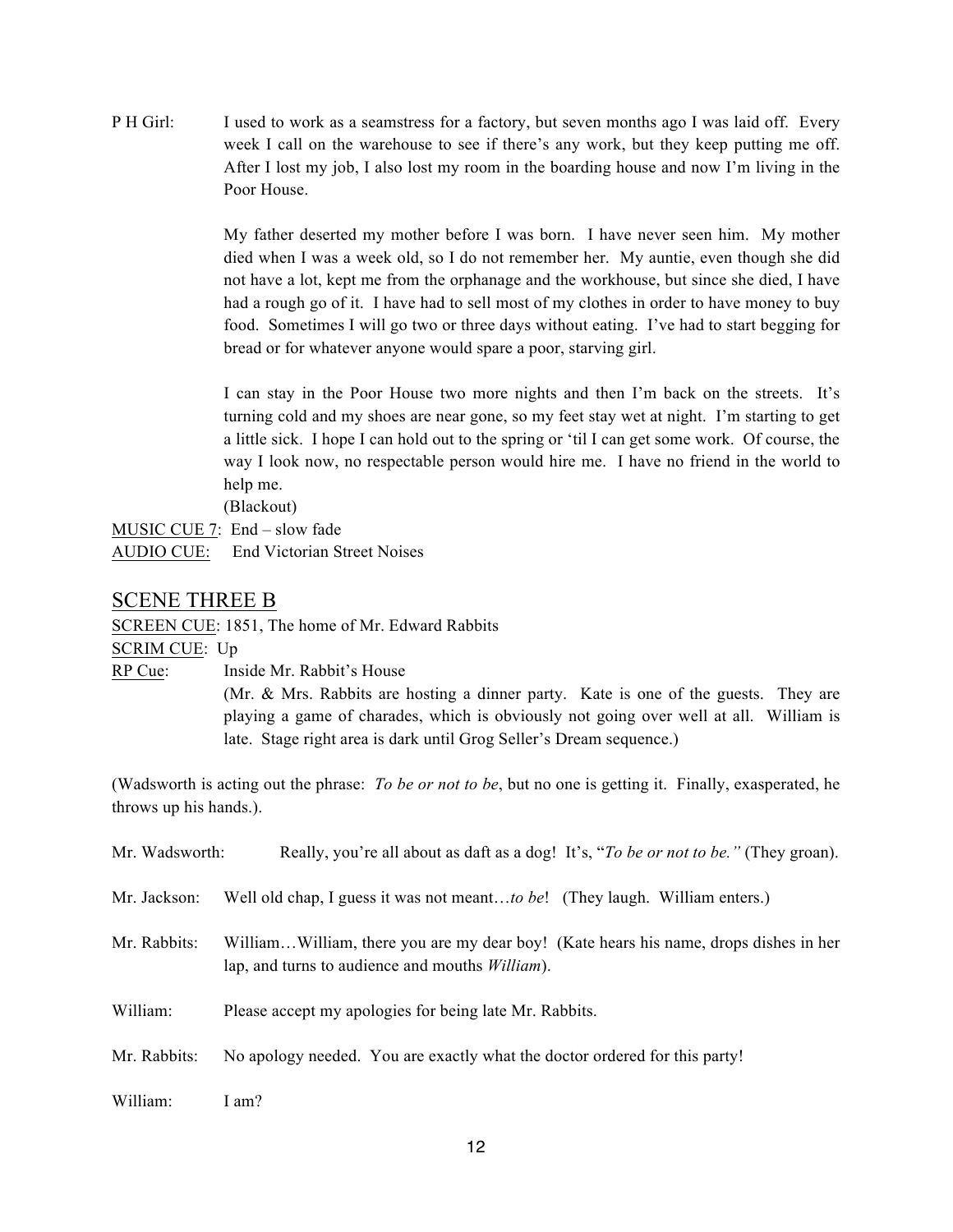P H Girl: I used to work as a seamstress for a factory, but seven months ago I was laid off. Every week I call on the warehouse to see if there's any work, but they keep putting me off. After I lost my job, I also lost my room in the boarding house and now I'm living in the Poor House.

My father deserted my mother before I was born. I have never seen him. My mother died when I was a week old, so I do not remember her. My auntie, even though she did not have a lot, kept me from the orphanage and the workhouse, but since she died, I have had a rough go of it. I have had to sell most of my clothes in order to have money to buy food. Sometimes I will go two or three days without eating. I've had to start begging for bread or for whatever anyone would spare a poor, starving girl.

I can stay in the Poor House two more nights and then I'm back on the streets. It's turning cold and my shoes are near gone, so my feet stay wet at night. I'm starting to get a little sick. I hope I can hold out to the spring or 'til I can get some work. Of course, the way I look now, no respectable person would hire me. I have no friend in the world to help me.

(Blackout)

<u>MUSIC CUE 7</u>: End – slow fade

<u>AUDIO CUE</u>: End Victorian Street Noises

## <u>SCENE THREE B</u>

<u>SCREEN CUE</u>: 1851, The home of Mr. Edward Rabbits

<u>SCRIM CUE</u>: Up

<u>RP Cue</u>: Inside Mr. Rabbit's House

(Mr. & Mrs. Rabbits are hosting a dinner party. Kate is one of the guests. They are playing a game of charades, which is obviously not going over well at all. William is late. Stage right area is dark until Grog Seller's Dream sequence.)

(Wadsworth is acting out the phrase: *To be or not to be*, but no one is getting it. Finally, exasperated, he throws up his hands.).

Mr. Wadsworth: Really, you're all about as daft as a dog! It's, "*To be or not to be."* (They groan).

Mr. Jackson: Well old chap, I guess it was not meant…*to be*! (They laugh. William enters.)

Mr. Rabbits: William…William, there you are my dear boy! (Kate hears his name, drops dishes in her lap, and turns to audience and mouths *William*).

William: Please accept my apologies for being late Mr. Rabbits.

Mr. Rabbits: No apology needed. You are exactly what the doctor ordered for this party!

William: I am?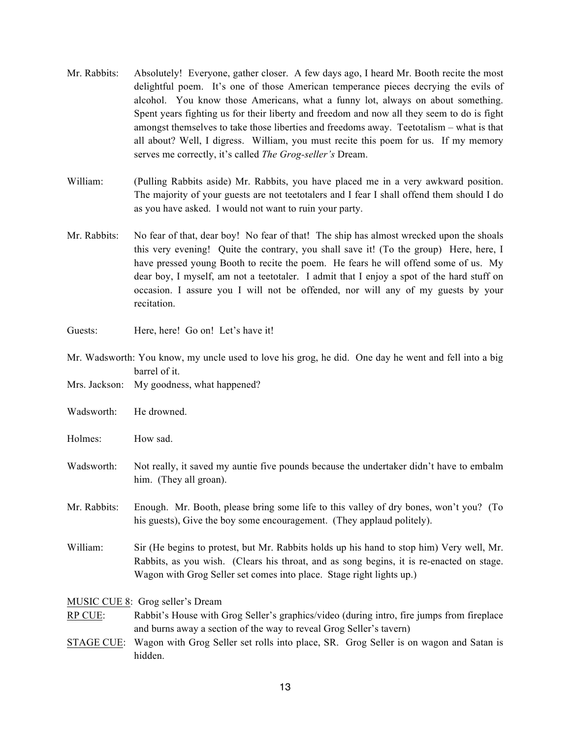Mr. Rabbits: Absolutely! Everyone, gather closer. A few days ago, I heard Mr. Booth recite the most delightful poem. It's one of those American temperance pieces decrying the evils of alcohol. You know those Americans, what a funny lot, always on about something. Spent years fighting us for their liberty and freedom and now all they seem to do is fight amongst themselves to take those liberties and freedoms away. Teetotalism – what is that all about? Well, I digress. William, you must recite this poem for us. If my memory serves me correctly, it's called *The Grog-seller's* Dream.

William: (Pulling Rabbits aside) Mr. Rabbits, you have placed me in a very awkward position. The majority of your guests are not teetotalers and I fear I shall offend them should I do as you have asked. I would not want to ruin your party.

Mr. Rabbits: No fear of that, dear boy! No fear of that! The ship has almost wrecked upon the shoals this very evening! Quite the contrary, you shall save it! (To the group) Here, here, I have pressed young Booth to recite the poem. He fears he will offend some of us. My dear boy, I myself, am not a teetotaler. I admit that I enjoy a spot of the hard stuff on occasion. I assure you I will not be offended, nor will any of my guests by your recitation.

Guests: Here, here! Go on! Let's have it!

Mr. Wadsworth: You know, my uncle used to love his grog, he did. One day he went and fell into a big barrel of it.

Mrs. Jackson: My goodness, what happened?

Wadsworth: He drowned.

Holmes: How sad.

Wadsworth: Not really, it saved my auntie five pounds because the undertaker didn't have to embalm him. (They all groan).

Mr. Rabbits: Enough. Mr. Booth, please bring some life to this valley of dry bones, won't you? (To his guests), Give the boy some encouragement. (They applaud politely).

William: Sir (He begins to protest, but Mr. Rabbits holds up his hand to stop him) Very well, Mr. Rabbits, as you wish. (Clears his throat, and as song begins, it is re-enacted on stage. Wagon with Grog Seller set comes into place. Stage right lights up.)

<u>MUSIC CUE 8</u>: Grog seller's Dream

<u>RP CUE</u>: Rabbit's House with Grog Seller's graphics/video (during intro, fire jumps from fireplace and burns away a section of the way to reveal Grog Seller's tavern)

<u>STAGE CUE</u>: Wagon with Grog Seller set rolls into place, SR. Grog Seller is on wagon and Satan is hidden.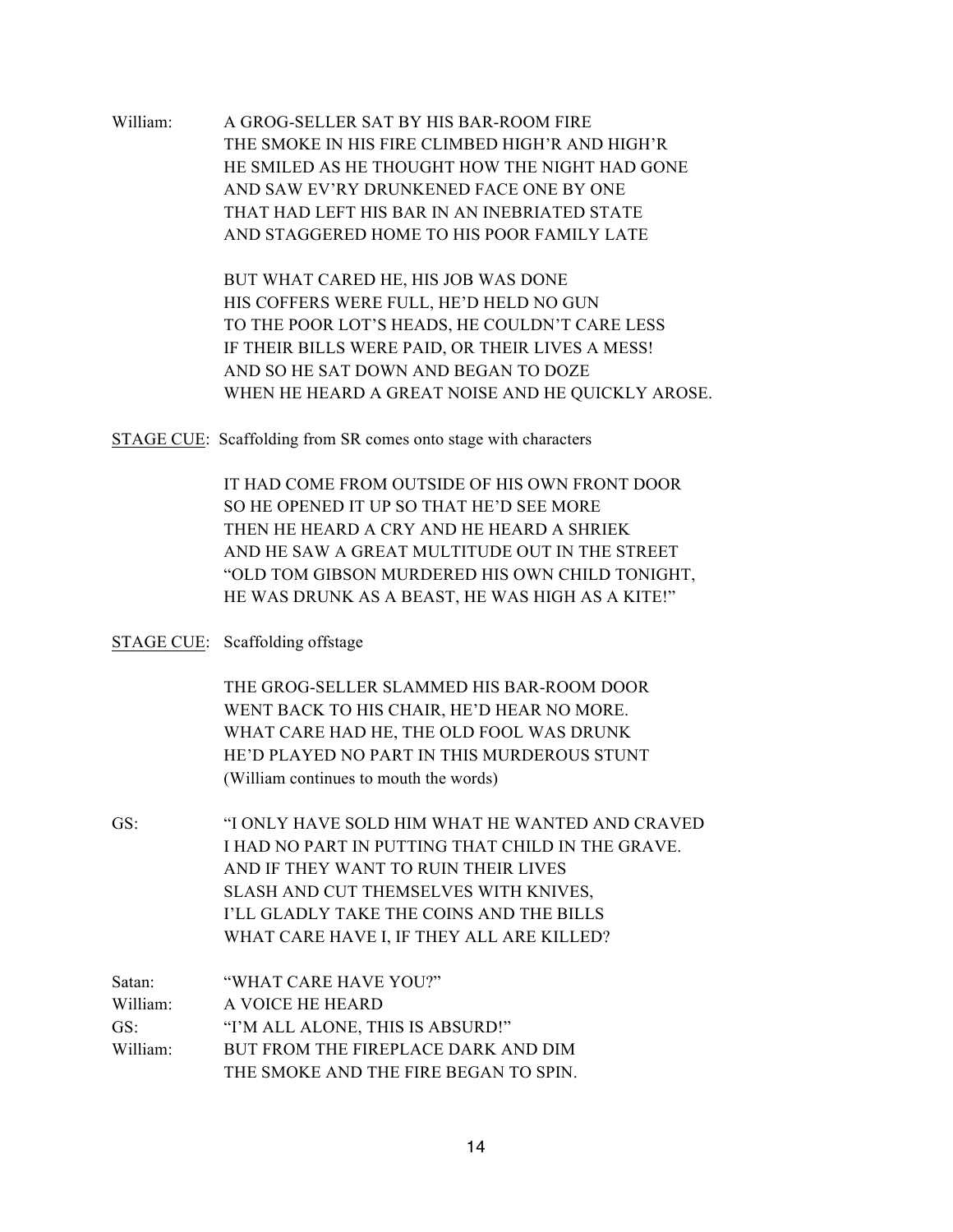William: A GROG-SELLER SAT BY HIS BAR-ROOM FIRE
THE SMOKE IN HIS FIRE CLIMBED HIGH'R AND HIGH'R
HE SMILED AS HE THOUGHT HOW THE NIGHT HAD GONE
AND SAW EV'RY DRUNKENED FACE ONE BY ONE
THAT HAD LEFT HIS BAR IN AN INEBRIATED STATE
AND STAGGERED HOME TO HIS POOR FAMILY LATE

BUT WHAT CARED HE, HIS JOB WAS DONE
HIS COFFERS WERE FULL, HE'D HELD NO GUN
TO THE POOR LOT'S HEADS, HE COULDN'T CARE LESS
IF THEIR BILLS WERE PAID, OR THEIR LIVES A MESS!
AND SO HE SAT DOWN AND BEGAN TO DOZE
WHEN HE HEARD A GREAT NOISE AND HE QUICKLY AROSE.

<u>STAGE CUE</u>: Scaffolding from SR comes onto stage with characters

IT HAD COME FROM OUTSIDE OF HIS OWN FRONT DOOR
SO HE OPENED IT UP SO THAT HE'D SEE MORE
THEN HE HEARD A CRY AND HE HEARD A SHRIEK
AND HE SAW A GREAT MULTITUDE OUT IN THE STREET
"OLD TOM GIBSON MURDERED HIS OWN CHILD TONIGHT,
HE WAS DRUNK AS A BEAST, HE WAS HIGH AS A KITE!"

<u>STAGE CUE</u>: Scaffolding offstage

THE GROG-SELLER SLAMMED HIS BAR-ROOM DOOR
WENT BACK TO HIS CHAIR, HE'D HEAR NO MORE.
WHAT CARE HAD HE, THE OLD FOOL WAS DRUNK
HE'D PLAYED NO PART IN THIS MURDEROUS STUNT
(William continues to mouth the words)

GS: "I ONLY HAVE SOLD HIM WHAT HE WANTED AND CRAVED
I HAD NO PART IN PUTTING THAT CHILD IN THE GRAVE.
AND IF THEY WANT TO RUIN THEIR LIVES
SLASH AND CUT THEMSELVES WITH KNIVES,
I'LL GLADLY TAKE THE COINS AND THE BILLS
WHAT CARE HAVE I, IF THEY ALL ARE KILLED?

Satan: "WHAT CARE HAVE YOU?"
William: A VOICE HE HEARD
GS: "I'M ALL ALONE, THIS IS ABSURD!"
William: BUT FROM THE FIREPLACE DARK AND DIM
THE SMOKE AND THE FIRE BEGAN TO SPIN.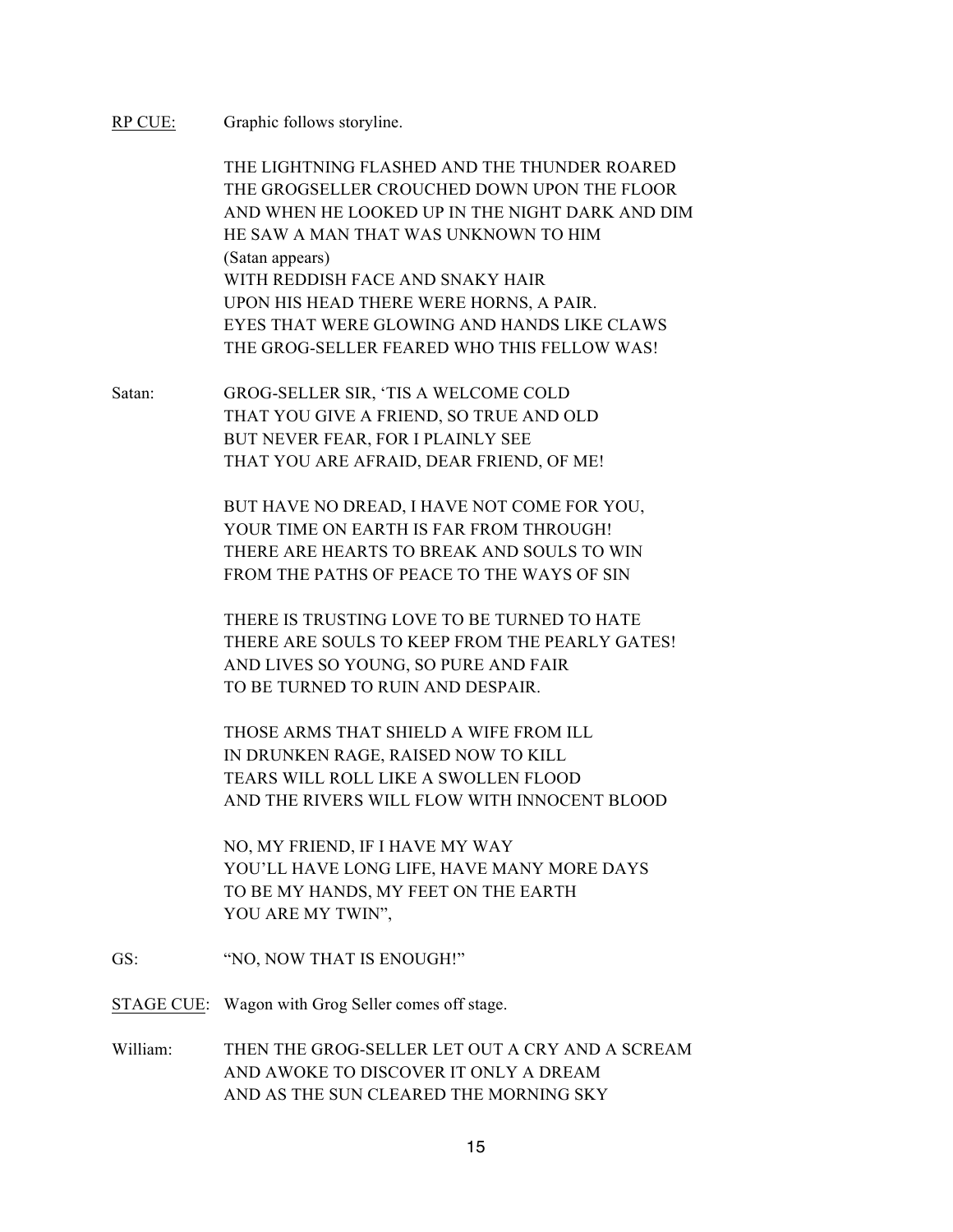<u>RP CUE:</u> Graphic follows storyline.

THE LIGHTNING FLASHED AND THE THUNDER ROARED
THE GROGSELLER CROUCHED DOWN UPON THE FLOOR
AND WHEN HE LOOKED UP IN THE NIGHT DARK AND DIM
HE SAW A MAN THAT WAS UNKNOWN TO HIM
(Satan appears)
WITH REDDISH FACE AND SNAKY HAIR
UPON HIS HEAD THERE WERE HORNS, A PAIR.
EYES THAT WERE GLOWING AND HANDS LIKE CLAWS
THE GROG-SELLER FEARED WHO THIS FELLOW WAS!

Satan: GROG-SELLER SIR, 'TIS A WELCOME COLD
THAT YOU GIVE A FRIEND, SO TRUE AND OLD
BUT NEVER FEAR, FOR I PLAINLY SEE
THAT YOU ARE AFRAID, DEAR FRIEND, OF ME!

BUT HAVE NO DREAD, I HAVE NOT COME FOR YOU,
YOUR TIME ON EARTH IS FAR FROM THROUGH!
THERE ARE HEARTS TO BREAK AND SOULS TO WIN
FROM THE PATHS OF PEACE TO THE WAYS OF SIN

THERE IS TRUSTING LOVE TO BE TURNED TO HATE
THERE ARE SOULS TO KEEP FROM THE PEARLY GATES!
AND LIVES SO YOUNG, SO PURE AND FAIR
TO BE TURNED TO RUIN AND DESPAIR.

THOSE ARMS THAT SHIELD A WIFE FROM ILL
IN DRUNKEN RAGE, RAISED NOW TO KILL
TEARS WILL ROLL LIKE A SWOLLEN FLOOD
AND THE RIVERS WILL FLOW WITH INNOCENT BLOOD

NO, MY FRIEND, IF I HAVE MY WAY
YOU'LL HAVE LONG LIFE, HAVE MANY MORE DAYS
TO BE MY HANDS, MY FEET ON THE EARTH
YOU ARE MY TWIN",

GS: "NO, NOW THAT IS ENOUGH!"

<u>STAGE CUE:</u> Wagon with Grog Seller comes off stage.

William: THEN THE GROG-SELLER LET OUT A CRY AND A SCREAM
AND AWOKE TO DISCOVER IT ONLY A DREAM
AND AS THE SUN CLEARED THE MORNING SKY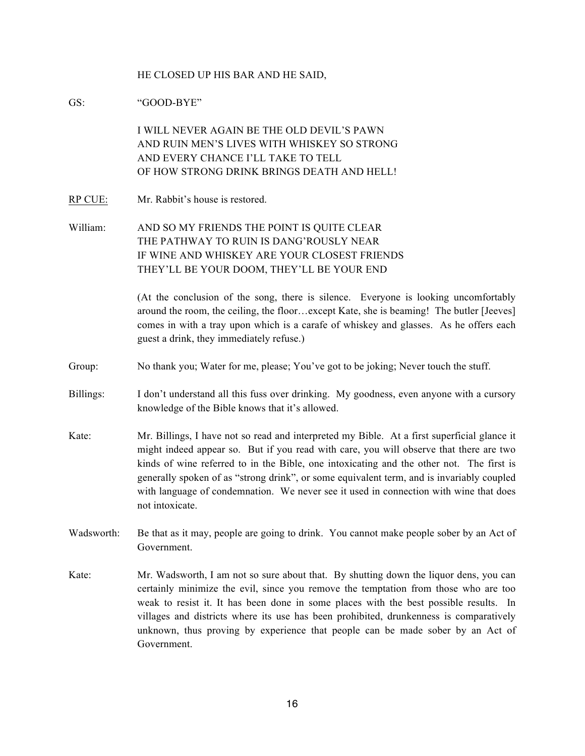HE CLOSED UP HIS BAR AND HE SAID,

GS: "GOOD-BYE"

I WILL NEVER AGAIN BE THE OLD DEVIL'S PAWN
AND RUIN MEN'S LIVES WITH WHISKEY SO STRONG
AND EVERY CHANCE I'LL TAKE TO TELL
OF HOW STRONG DRINK BRINGS DEATH AND HELL!

<u>RP CUE:</u> Mr. Rabbit's house is restored.

William: AND SO MY FRIENDS THE POINT IS QUITE CLEAR
THE PATHWAY TO RUIN IS DANG'ROUSLY NEAR
IF WINE AND WHISKEY ARE YOUR CLOSEST FRIENDS
THEY'LL BE YOUR DOOM, THEY'LL BE YOUR END

(At the conclusion of the song, there is silence. Everyone is looking uncomfortably around the room, the ceiling, the floor…except Kate, she is beaming! The butler [Jeeves] comes in with a tray upon which is a carafe of whiskey and glasses. As he offers each guest a drink, they immediately refuse.)

Group: No thank you; Water for me, please; You've got to be joking; Never touch the stuff.

Billings: I don't understand all this fuss over drinking. My goodness, even anyone with a cursory knowledge of the Bible knows that it's allowed.

Kate: Mr. Billings, I have not so read and interpreted my Bible. At a first superficial glance it might indeed appear so. But if you read with care, you will observe that there are two kinds of wine referred to in the Bible, one intoxicating and the other not. The first is generally spoken of as "strong drink", or some equivalent term, and is invariably coupled with language of condemnation. We never see it used in connection with wine that does not intoxicate.

Wadsworth: Be that as it may, people are going to drink. You cannot make people sober by an Act of Government.

Kate: Mr. Wadsworth, I am not so sure about that. By shutting down the liquor dens, you can certainly minimize the evil, since you remove the temptation from those who are too weak to resist it. It has been done in some places with the best possible results. In villages and districts where its use has been prohibited, drunkenness is comparatively unknown, thus proving by experience that people can be made sober by an Act of Government.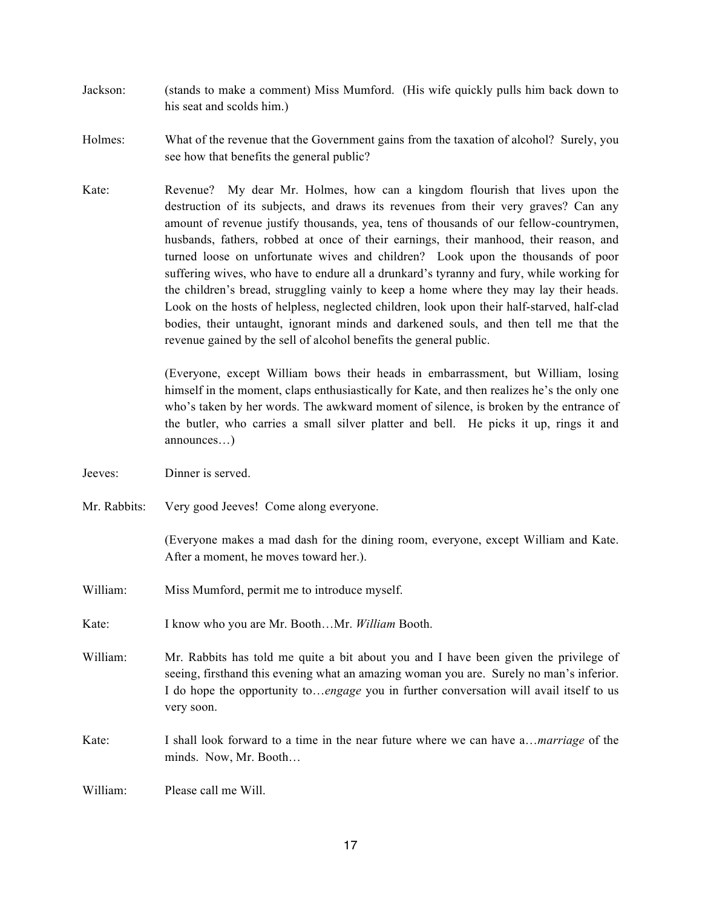Jackson: (stands to make a comment) Miss Mumford. (His wife quickly pulls him back down to his seat and scolds him.)

Holmes: What of the revenue that the Government gains from the taxation of alcohol? Surely, you see how that benefits the general public?

Kate: Revenue? My dear Mr. Holmes, how can a kingdom flourish that lives upon the destruction of its subjects, and draws its revenues from their very graves? Can any amount of revenue justify thousands, yea, tens of thousands of our fellow-countrymen, husbands, fathers, robbed at once of their earnings, their manhood, their reason, and turned loose on unfortunate wives and children? Look upon the thousands of poor suffering wives, who have to endure all a drunkard's tyranny and fury, while working for the children's bread, struggling vainly to keep a home where they may lay their heads. Look on the hosts of helpless, neglected children, look upon their half-starved, half-clad bodies, their untaught, ignorant minds and darkened souls, and then tell me that the revenue gained by the sell of alcohol benefits the general public.

(Everyone, except William bows their heads in embarrassment, but William, losing himself in the moment, claps enthusiastically for Kate, and then realizes he's the only one who's taken by her words. The awkward moment of silence, is broken by the entrance of the butler, who carries a small silver platter and bell. He picks it up, rings it and announces…)

Jeeves: Dinner is served.

Mr. Rabbits: Very good Jeeves! Come along everyone.

(Everyone makes a mad dash for the dining room, everyone, except William and Kate. After a moment, he moves toward her.).

William: Miss Mumford, permit me to introduce myself.

Kate: I know who you are Mr. Booth…Mr. *William* Booth.

William: Mr. Rabbits has told me quite a bit about you and I have been given the privilege of seeing, firsthand this evening what an amazing woman you are. Surely no man's inferior. I do hope the opportunity to…*engage* you in further conversation will avail itself to us very soon.

Kate: I shall look forward to a time in the near future where we can have a…*marriage* of the minds. Now, Mr. Booth…

William: Please call me Will.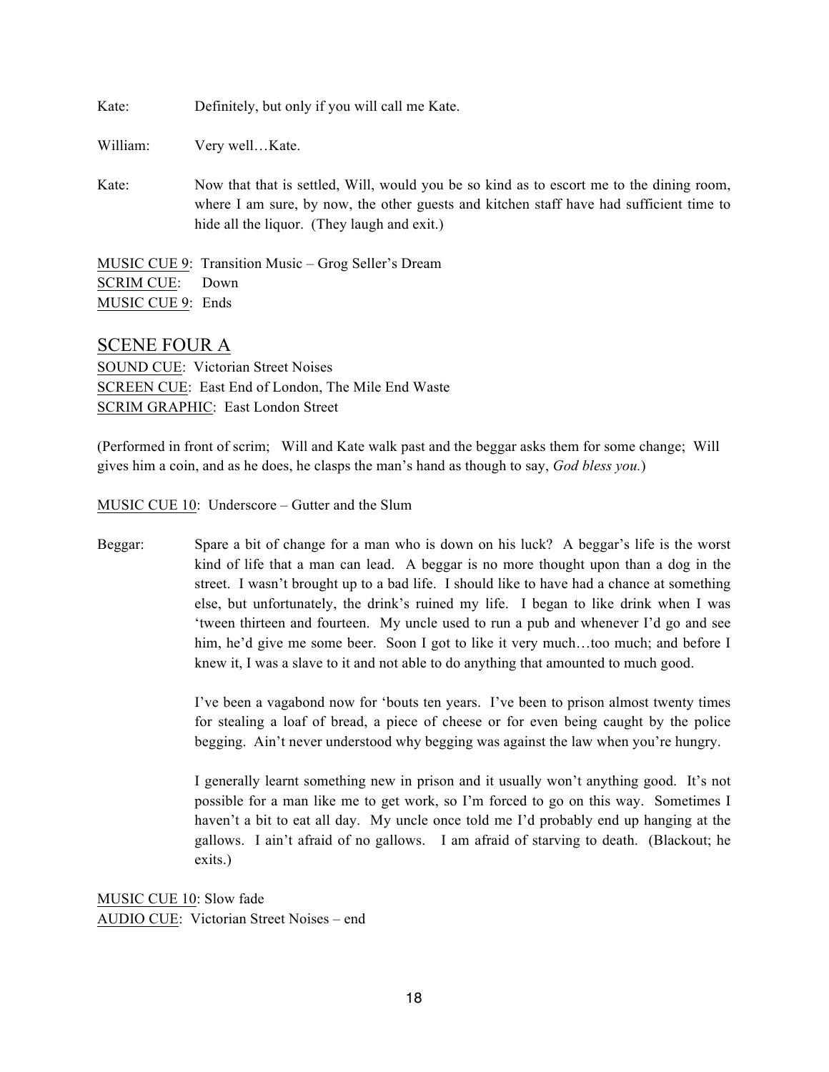Kate: Definitely, but only if you will call me Kate.

William: Very well…Kate.

Kate: Now that that is settled, Will, would you be so kind as to escort me to the dining room, where I am sure, by now, the other guests and kitchen staff have had sufficient time to hide all the liquor. (They laugh and exit.)

<u>MUSIC CUE 9</u>: Transition Music – Grog Seller's Dream
<u>SCRIM CUE</u>: Down
<u>MUSIC CUE 9</u>: Ends

## SCENE FOUR A

<u>SOUND CUE</u>: Victorian Street Noises
<u>SCREEN CUE</u>: East End of London, The Mile End Waste
<u>SCRIM GRAPHIC</u>: East London Street

(Performed in front of scrim; Will and Kate walk past and the beggar asks them for some change; Will gives him a coin, and as he does, he clasps the man's hand as though to say, *God bless you.*)

<u>MUSIC CUE 10</u>: Underscore – Gutter and the Slum

Beggar: Spare a bit of change for a man who is down on his luck? A beggar's life is the worst kind of life that a man can lead. A beggar is no more thought upon than a dog in the street. I wasn't brought up to a bad life. I should like to have had a chance at something else, but unfortunately, the drink's ruined my life. I began to like drink when I was 'tween thirteen and fourteen. My uncle used to run a pub and whenever I'd go and see him, he'd give me some beer. Soon I got to like it very much…too much; and before I knew it, I was a slave to it and not able to do anything that amounted to much good.

I've been a vagabond now for 'bouts ten years. I've been to prison almost twenty times for stealing a loaf of bread, a piece of cheese or for even being caught by the police begging. Ain't never understood why begging was against the law when you're hungry.

I generally learnt something new in prison and it usually won't anything good. It's not possible for a man like me to get work, so I'm forced to go on this way. Sometimes I haven't a bit to eat all day. My uncle once told me I'd probably end up hanging at the gallows. I ain't afraid of no gallows. I am afraid of starving to death. (Blackout; he exits.)

<u>MUSIC CUE 10</u>: Slow fade
<u>AUDIO CUE</u>: Victorian Street Noises – end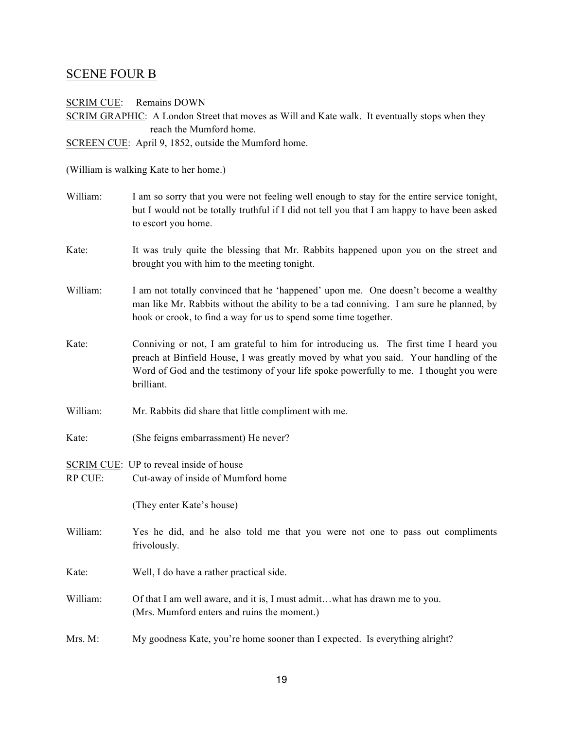## SCENE FOUR B

SCRIM CUE: Remains DOWN

SCRIM GRAPHIC: A London Street that moves as Will and Kate walk. It eventually stops when they reach the Mumford home.

SCREEN CUE: April 9, 1852, outside the Mumford home.

(William is walking Kate to her home.)

**William:** I am so sorry that you were not feeling well enough to stay for the entire service tonight, but I would not be totally truthful if I did not tell you that I am happy to have been asked to escort you home.

**Kate:** It was truly quite the blessing that Mr. Rabbits happened upon you on the street and brought you with him to the meeting tonight.

**William:** I am not totally convinced that he 'happened' upon me. One doesn't become a wealthy man like Mr. Rabbits without the ability to be a tad conniving. I am sure he planned, by hook or crook, to find a way for us to spend some time together.

**Kate:** Conniving or not, I am grateful to him for introducing us. The first time I heard you preach at Binfield House, I was greatly moved by what you said. Your handling of the Word of God and the testimony of your life spoke powerfully to me. I thought you were brilliant.

**William:** Mr. Rabbits did share that little compliment with me.

**Kate:** (She feigns embarrassment) He never?

SCRIM CUE: UP to reveal inside of house

RP CUE: Cut-away of inside of Mumford home

(They enter Kate's house)

**William:** Yes he did, and he also told me that you were not one to pass out compliments frivolously.

**Kate:** Well, I do have a rather practical side.

**William:** Of that I am well aware, and it is, I must admit…what has drawn me to you.
(Mrs. Mumford enters and ruins the moment.)

**Mrs. M:** My goodness Kate, you're home sooner than I expected. Is everything alright?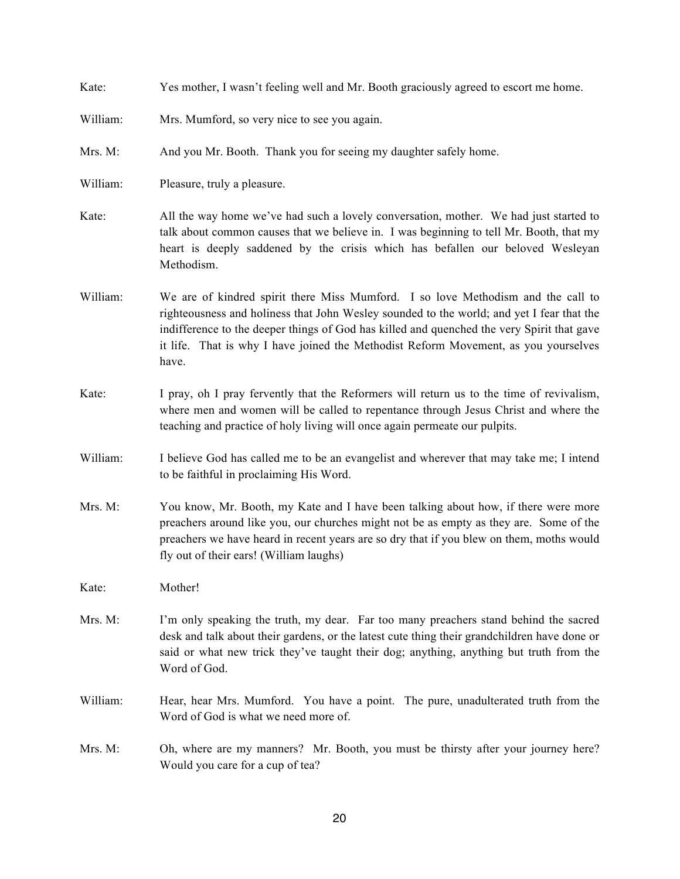Kate: Yes mother, I wasn't feeling well and Mr. Booth graciously agreed to escort me home.

William: Mrs. Mumford, so very nice to see you again.

Mrs. M: And you Mr. Booth. Thank you for seeing my daughter safely home.

William: Pleasure, truly a pleasure.

Kate: All the way home we've had such a lovely conversation, mother. We had just started to talk about common causes that we believe in. I was beginning to tell Mr. Booth, that my heart is deeply saddened by the crisis which has befallen our beloved Wesleyan Methodism.

William: We are of kindred spirit there Miss Mumford. I so love Methodism and the call to righteousness and holiness that John Wesley sounded to the world; and yet I fear that the indifference to the deeper things of God has killed and quenched the very Spirit that gave it life. That is why I have joined the Methodist Reform Movement, as you yourselves have.

Kate: I pray, oh I pray fervently that the Reformers will return us to the time of revivalism, where men and women will be called to repentance through Jesus Christ and where the teaching and practice of holy living will once again permeate our pulpits.

William: I believe God has called me to be an evangelist and wherever that may take me; I intend to be faithful in proclaiming His Word.

Mrs. M: You know, Mr. Booth, my Kate and I have been talking about how, if there were more preachers around like you, our churches might not be as empty as they are. Some of the preachers we have heard in recent years are so dry that if you blew on them, moths would fly out of their ears! (William laughs)

Kate: Mother!

Mrs. M: I'm only speaking the truth, my dear. Far too many preachers stand behind the sacred desk and talk about their gardens, or the latest cute thing their grandchildren have done or said or what new trick they've taught their dog; anything, anything but truth from the Word of God.

William: Hear, hear Mrs. Mumford. You have a point. The pure, unadulterated truth from the Word of God is what we need more of.

Mrs. M: Oh, where are my manners? Mr. Booth, you must be thirsty after your journey here? Would you care for a cup of tea?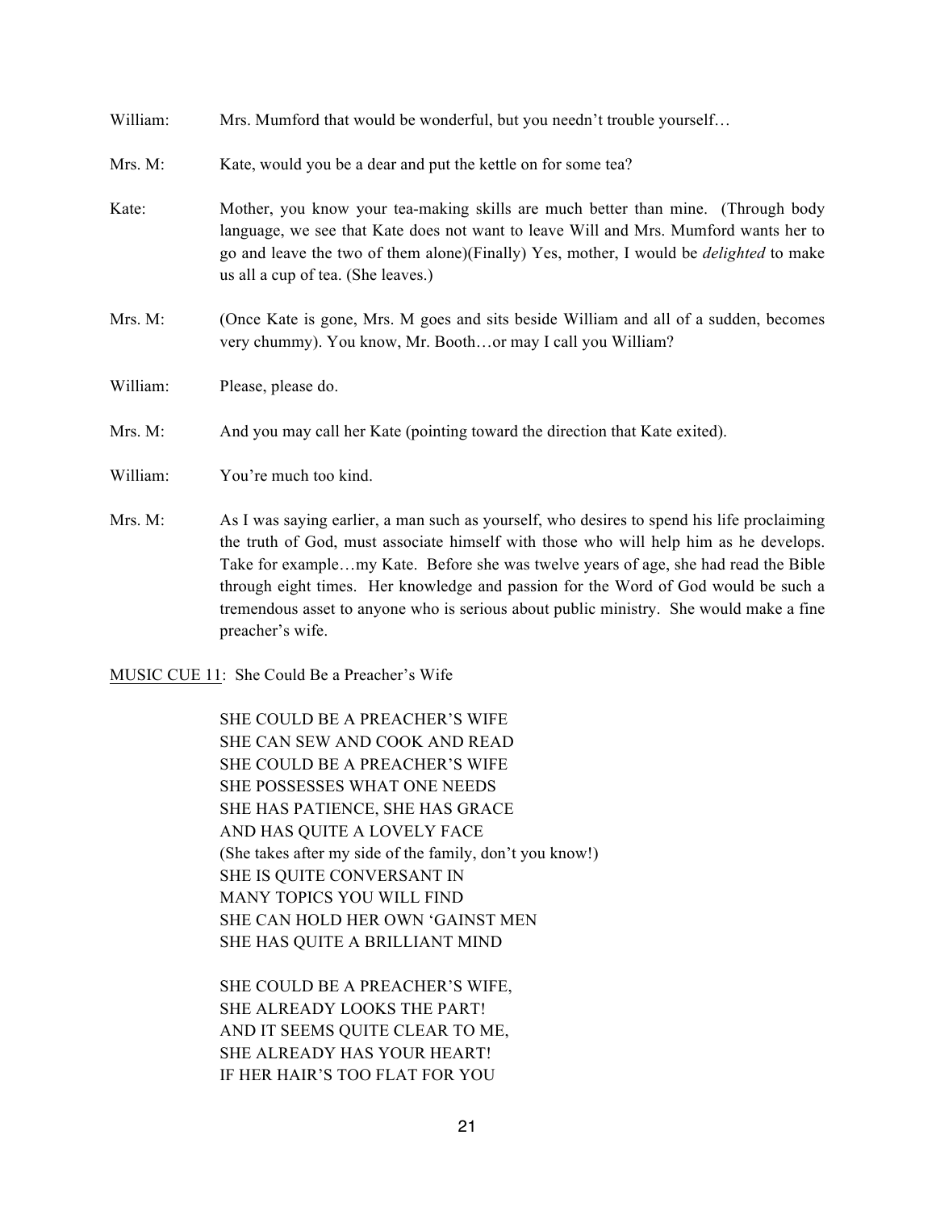William: Mrs. Mumford that would be wonderful, but you needn't trouble yourself…

Mrs. M: Kate, would you be a dear and put the kettle on for some tea?

Kate: Mother, you know your tea-making skills are much better than mine. (Through body language, we see that Kate does not want to leave Will and Mrs. Mumford wants her to go and leave the two of them alone)(Finally) Yes, mother, I would be *delighted* to make us all a cup of tea. (She leaves.)

Mrs. M: (Once Kate is gone, Mrs. M goes and sits beside William and all of a sudden, becomes very chummy). You know, Mr. Booth…or may I call you William?

William: Please, please do.

Mrs. M: And you may call her Kate (pointing toward the direction that Kate exited).

William: You're much too kind.

Mrs. M: As I was saying earlier, a man such as yourself, who desires to spend his life proclaiming the truth of God, must associate himself with those who will help him as he develops. Take for example…my Kate. Before she was twelve years of age, she had read the Bible through eight times. Her knowledge and passion for the Word of God would be such a tremendous asset to anyone who is serious about public ministry. She would make a fine preacher's wife.

<u>MUSIC CUE 11</u>: She Could Be a Preacher's Wife

SHE COULD BE A PREACHER'S WIFE  
SHE CAN SEW AND COOK AND READ  
SHE COULD BE A PREACHER'S WIFE  
SHE POSSESSES WHAT ONE NEEDS  
SHE HAS PATIENCE, SHE HAS GRACE  
AND HAS QUITE A LOVELY FACE  
(She takes after my side of the family, don't you know!)  
SHE IS QUITE CONVERSANT IN  
MANY TOPICS YOU WILL FIND  
SHE CAN HOLD HER OWN 'GAINST MEN  
SHE HAS QUITE A BRILLIANT MIND

SHE COULD BE A PREACHER'S WIFE,  
SHE ALREADY LOOKS THE PART!  
AND IT SEEMS QUITE CLEAR TO ME,  
SHE ALREADY HAS YOUR HEART!  
IF HER HAIR'S TOO FLAT FOR YOU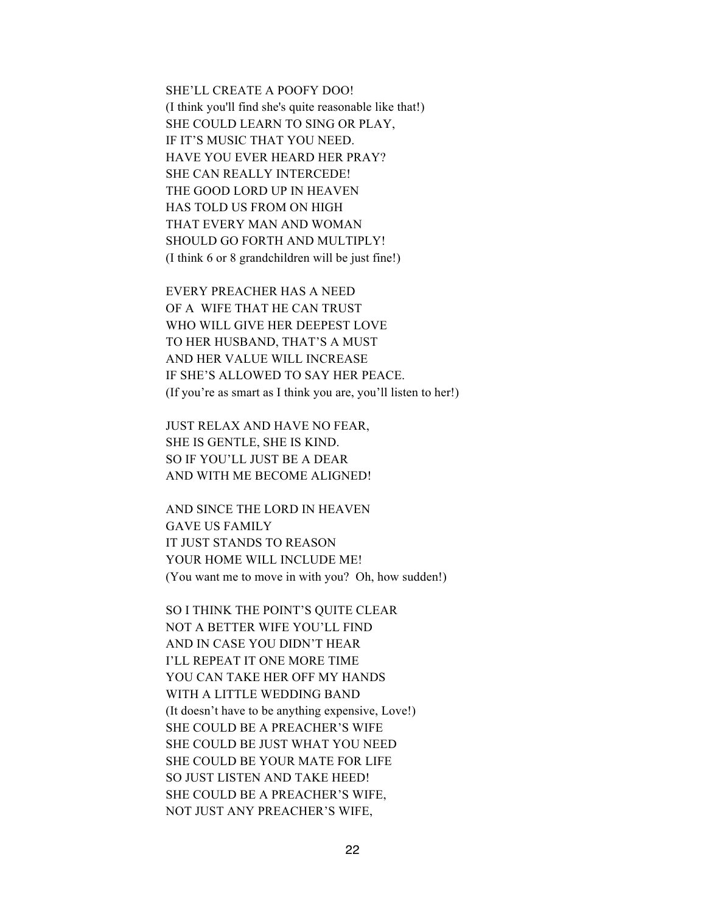SHE'LL CREATE A POOFY DOO!  
(I think you'll find she's quite reasonable like that!)  
SHE COULD LEARN TO SING OR PLAY,  
IF IT'S MUSIC THAT YOU NEED.  
HAVE YOU EVER HEARD HER PRAY?  
SHE CAN REALLY INTERCEDE!  
THE GOOD LORD UP IN HEAVEN  
HAS TOLD US FROM ON HIGH  
THAT EVERY MAN AND WOMAN  
SHOULD GO FORTH AND MULTIPLY!  
(I think 6 or 8 grandchildren will be just fine!)

EVERY PREACHER HAS A NEED  
OF A WIFE THAT HE CAN TRUST  
WHO WILL GIVE HER DEEPEST LOVE  
TO HER HUSBAND, THAT'S A MUST  
AND HER VALUE WILL INCREASE  
IF SHE'S ALLOWED TO SAY HER PEACE.  
(If you're as smart as I think you are, you'll listen to her!)

JUST RELAX AND HAVE NO FEAR,  
SHE IS GENTLE, SHE IS KIND.  
SO IF YOU'LL JUST BE A DEAR  
AND WITH ME BECOME ALIGNED!

AND SINCE THE LORD IN HEAVEN  
GAVE US FAMILY  
IT JUST STANDS TO REASON  
YOUR HOME WILL INCLUDE ME!  
(You want me to move in with you? Oh, how sudden!)

SO I THINK THE POINT'S QUITE CLEAR  
NOT A BETTER WIFE YOU'LL FIND  
AND IN CASE YOU DIDN'T HEAR  
I'LL REPEAT IT ONE MORE TIME  
YOU CAN TAKE HER OFF MY HANDS  
WITH A LITTLE WEDDING BAND  
(It doesn't have to be anything expensive, Love!)  
SHE COULD BE A PREACHER'S WIFE  
SHE COULD BE JUST WHAT YOU NEED  
SHE COULD BE YOUR MATE FOR LIFE  
SO JUST LISTEN AND TAKE HEED!  
SHE COULD BE A PREACHER'S WIFE,  
NOT JUST ANY PREACHER'S WIFE,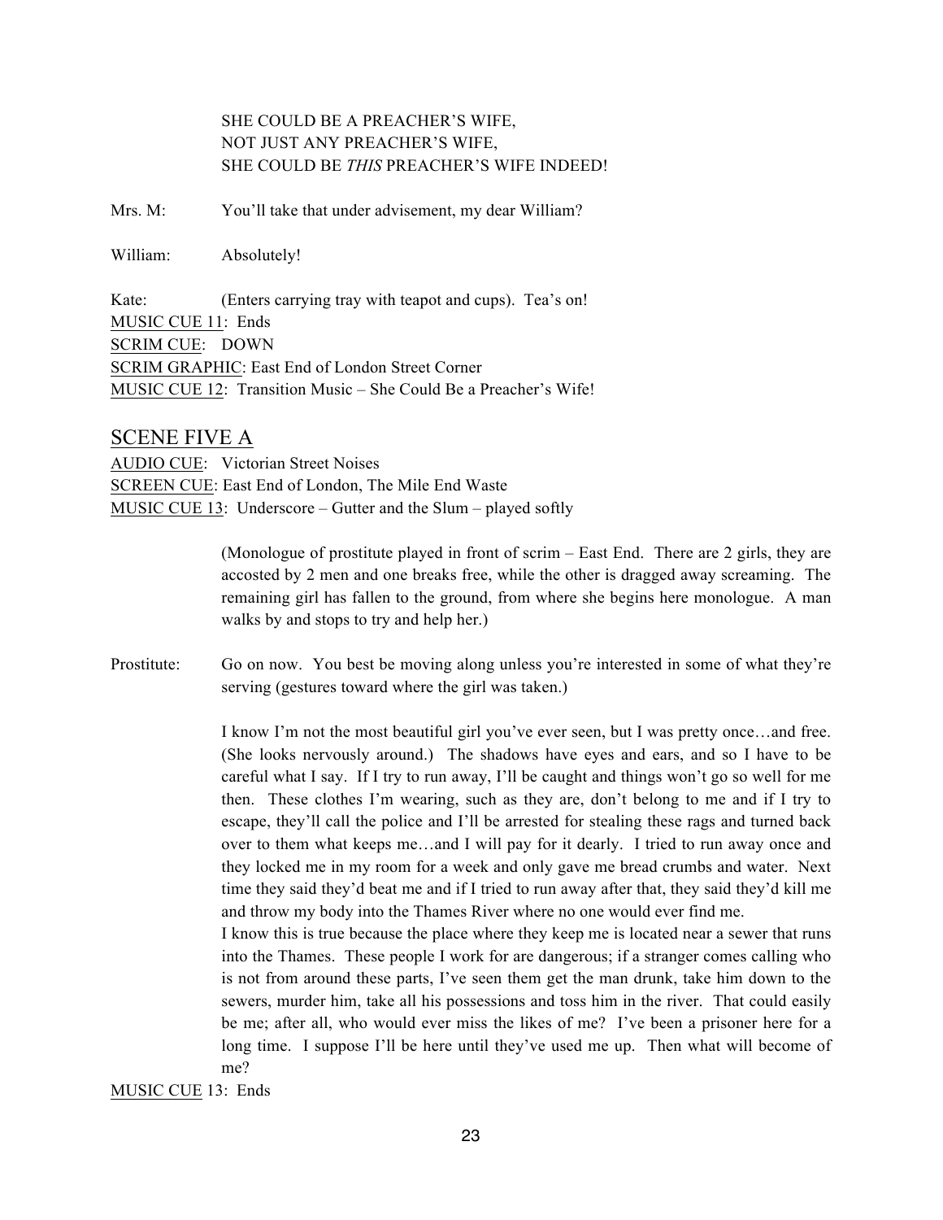SHE COULD BE A PREACHER'S WIFE,
NOT JUST ANY PREACHER'S WIFE,
SHE COULD BE *THIS* PREACHER'S WIFE INDEED!

Mrs. M: You'll take that under advisement, my dear William?

William: Absolutely!

Kate: (Enters carrying tray with teapot and cups). Tea's on!
MUSIC CUE 11: Ends
SCRIM CUE: DOWN
SCRIM GRAPHIC: East End of London Street Corner
MUSIC CUE 12: Transition Music – She Could Be a Preacher's Wife!

## SCENE FIVE A

AUDIO CUE: Victorian Street Noises
SCREEN CUE: East End of London, The Mile End Waste
MUSIC CUE 13: Underscore – Gutter and the Slum – played softly

(Monologue of prostitute played in front of scrim – East End. There are 2 girls, they are accosted by 2 men and one breaks free, while the other is dragged away screaming. The remaining girl has fallen to the ground, from where she begins here monologue. A man walks by and stops to try and help her.)

Prostitute: Go on now. You best be moving along unless you're interested in some of what they're serving (gestures toward where the girl was taken.)

I know I'm not the most beautiful girl you've ever seen, but I was pretty once…and free. (She looks nervously around.) The shadows have eyes and ears, and so I have to be careful what I say. If I try to run away, I'll be caught and things won't go so well for me then. These clothes I'm wearing, such as they are, don't belong to me and if I try to escape, they'll call the police and I'll be arrested for stealing these rags and turned back over to them what keeps me…and I will pay for it dearly. I tried to run away once and they locked me in my room for a week and only gave me bread crumbs and water. Next time they said they'd beat me and if I tried to run away after that, they said they'd kill me and throw my body into the Thames River where no one would ever find me.
I know this is true because the place where they keep me is located near a sewer that runs into the Thames. These people I work for are dangerous; if a stranger comes calling who is not from around these parts, I've seen them get the man drunk, take him down to the sewers, murder him, take all his possessions and toss him in the river. That could easily be me; after all, who would ever miss the likes of me? I've been a prisoner here for a long time. I suppose I'll be here until they've used me up. Then what will become of me?

MUSIC CUE 13: Ends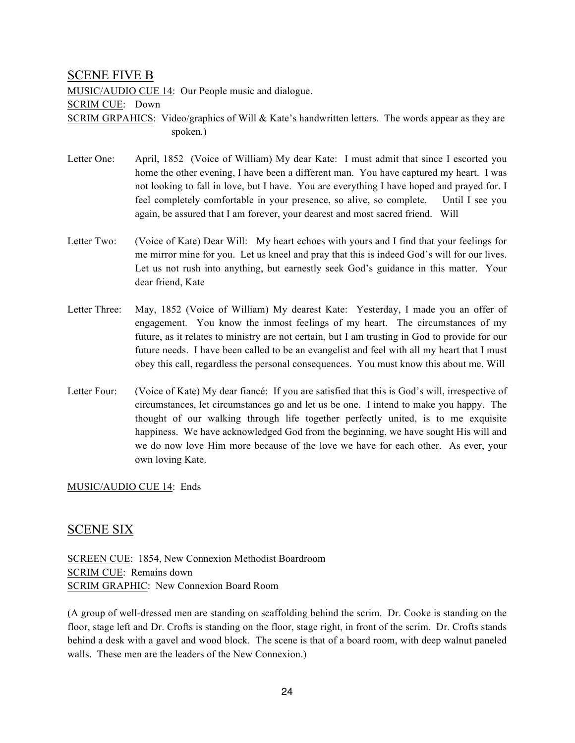## SCENE FIVE B

MUSIC/AUDIO CUE 14: Our People music and dialogue.

SCRIM CUE: Down

SCRIM GRPAHICS: Video/graphics of Will & Kate's handwritten letters. The words appear as they are spoken.)

Letter One: April, 1852 (Voice of William) My dear Kate: I must admit that since I escorted you home the other evening, I have been a different man. You have captured my heart. I was not looking to fall in love, but I have. You are everything I have hoped and prayed for. I feel completely comfortable in your presence, so alive, so complete. Until I see you again, be assured that I am forever, your dearest and most sacred friend. Will

Letter Two: (Voice of Kate) Dear Will: My heart echoes with yours and I find that your feelings for me mirror mine for you. Let us kneel and pray that this is indeed God's will for our lives. Let us not rush into anything, but earnestly seek God's guidance in this matter. Your dear friend, Kate

Letter Three: May, 1852 (Voice of William) My dearest Kate: Yesterday, I made you an offer of engagement. You know the inmost feelings of my heart. The circumstances of my future, as it relates to ministry are not certain, but I am trusting in God to provide for our future needs. I have been called to be an evangelist and feel with all my heart that I must obey this call, regardless the personal consequences. You must know this about me. Will

Letter Four: (Voice of Kate) My dear fiancé: If you are satisfied that this is God's will, irrespective of circumstances, let circumstances go and let us be one. I intend to make you happy. The thought of our walking through life together perfectly united, is to me exquisite happiness. We have acknowledged God from the beginning, we have sought His will and we do now love Him more because of the love we have for each other. As ever, your own loving Kate.

MUSIC/AUDIO CUE 14: Ends

## SCENE SIX

SCREEN CUE: 1854, New Connexion Methodist Boardroom

SCRIM CUE: Remains down

SCRIM GRAPHIC: New Connexion Board Room

(A group of well-dressed men are standing on scaffolding behind the scrim. Dr. Cooke is standing on the floor, stage left and Dr. Crofts is standing on the floor, stage right, in front of the scrim. Dr. Crofts stands behind a desk with a gavel and wood block. The scene is that of a board room, with deep walnut paneled walls. These men are the leaders of the New Connexion.)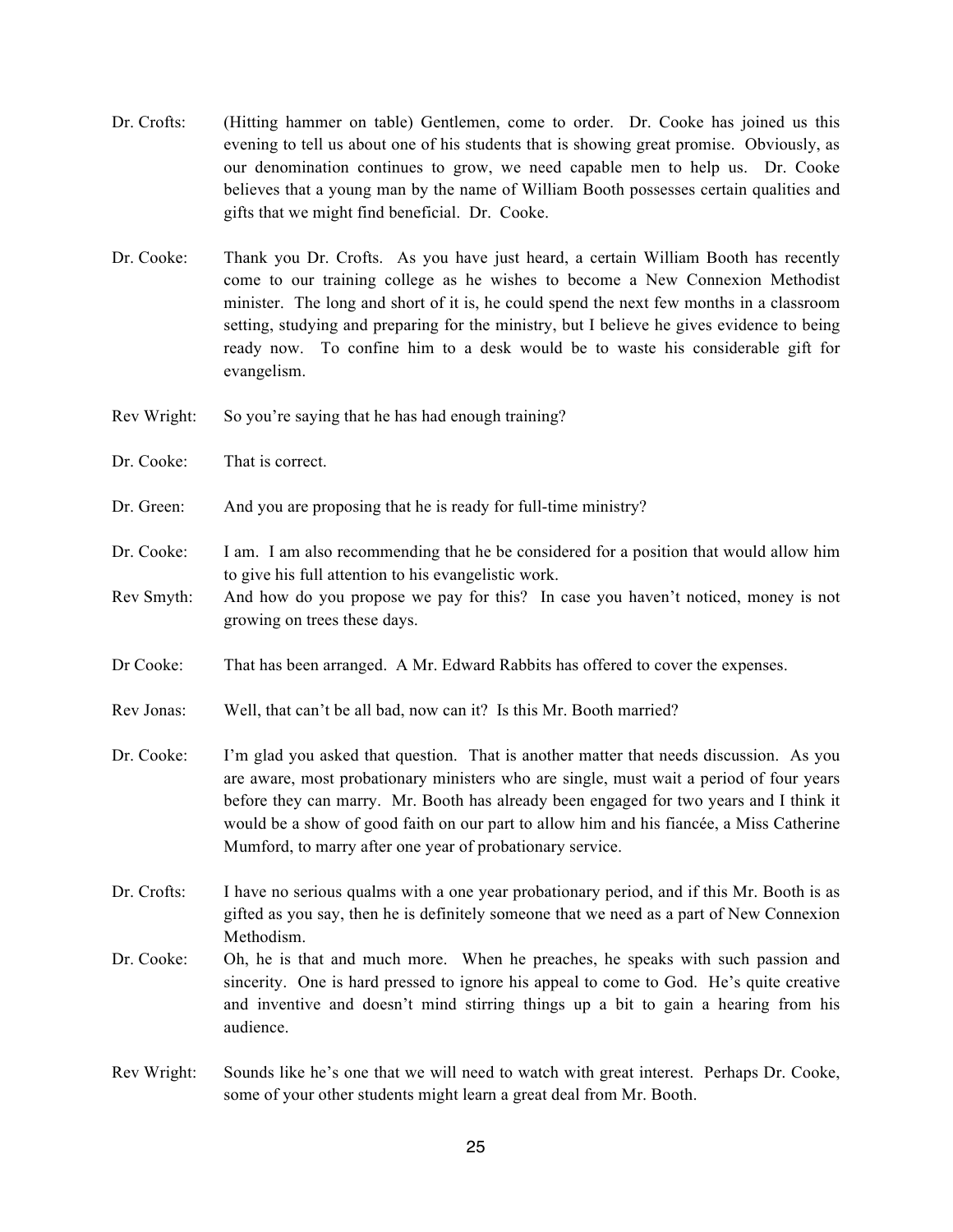Dr. Crofts: (Hitting hammer on table) Gentlemen, come to order. Dr. Cooke has joined us this evening to tell us about one of his students that is showing great promise. Obviously, as our denomination continues to grow, we need capable men to help us. Dr. Cooke believes that a young man by the name of William Booth possesses certain qualities and gifts that we might find beneficial. Dr. Cooke.

Dr. Cooke: Thank you Dr. Crofts. As you have just heard, a certain William Booth has recently come to our training college as he wishes to become a New Connexion Methodist minister. The long and short of it is, he could spend the next few months in a classroom setting, studying and preparing for the ministry, but I believe he gives evidence to being ready now. To confine him to a desk would be to waste his considerable gift for evangelism.

Rev Wright: So you're saying that he has had enough training?

Dr. Cooke: That is correct.

Dr. Green: And you are proposing that he is ready for full-time ministry?

Dr. Cooke: I am. I am also recommending that he be considered for a position that would allow him to give his full attention to his evangelistic work.

Rev Smyth: And how do you propose we pay for this? In case you haven't noticed, money is not growing on trees these days.

Dr Cooke: That has been arranged. A Mr. Edward Rabbits has offered to cover the expenses.

Rev Jonas: Well, that can't be all bad, now can it? Is this Mr. Booth married?

Dr. Cooke: I'm glad you asked that question. That is another matter that needs discussion. As you are aware, most probationary ministers who are single, must wait a period of four years before they can marry. Mr. Booth has already been engaged for two years and I think it would be a show of good faith on our part to allow him and his fiancée, a Miss Catherine Mumford, to marry after one year of probationary service.

Dr. Crofts: I have no serious qualms with a one year probationary period, and if this Mr. Booth is as gifted as you say, then he is definitely someone that we need as a part of New Connexion Methodism.

Dr. Cooke: Oh, he is that and much more. When he preaches, he speaks with such passion and sincerity. One is hard pressed to ignore his appeal to come to God. He's quite creative and inventive and doesn't mind stirring things up a bit to gain a hearing from his audience.

Rev Wright: Sounds like he's one that we will need to watch with great interest. Perhaps Dr. Cooke, some of your other students might learn a great deal from Mr. Booth.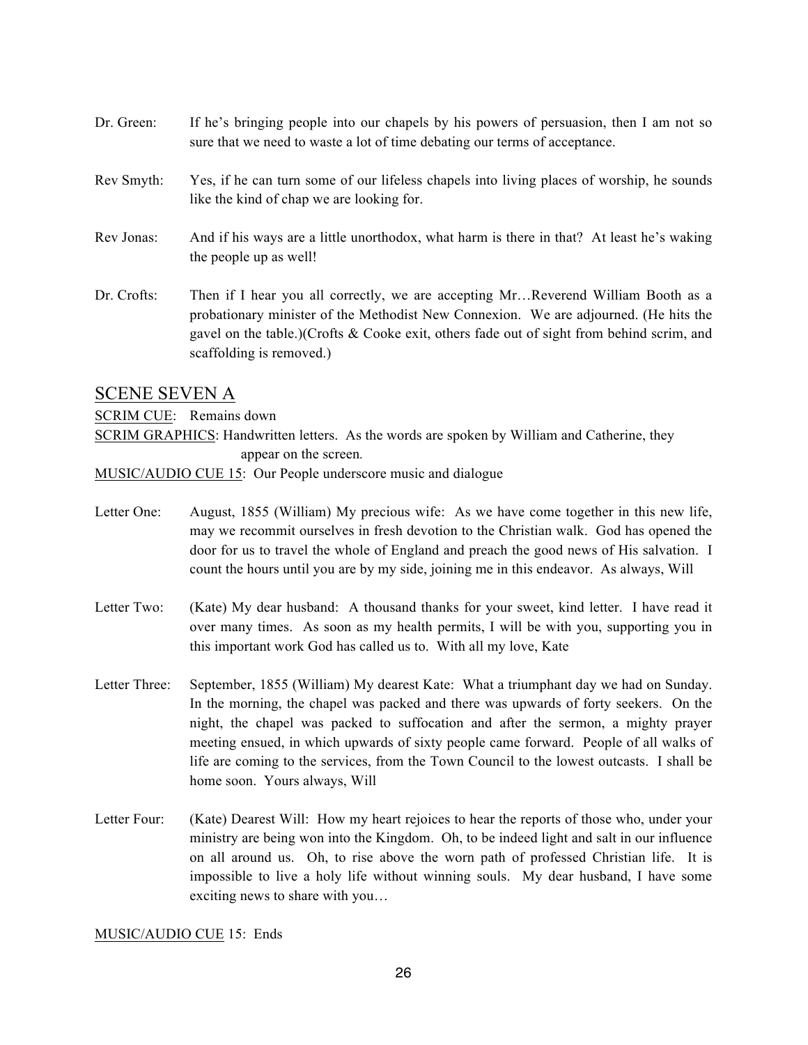Dr. Green: If he's bringing people into our chapels by his powers of persuasion, then I am not so sure that we need to waste a lot of time debating our terms of acceptance.

Rev Smyth: Yes, if he can turn some of our lifeless chapels into living places of worship, he sounds like the kind of chap we are looking for.

Rev Jonas: And if his ways are a little unorthodox, what harm is there in that? At least he's waking the people up as well!

Dr. Crofts: Then if I hear you all correctly, we are accepting Mr…Reverend William Booth as a probationary minister of the Methodist New Connexion. We are adjourned. (He hits the gavel on the table.)(Crofts & Cooke exit, others fade out of sight from behind scrim, and scaffolding is removed.)

## SCENE SEVEN A

SCRIM CUE: Remains down

SCRIM GRAPHICS: Handwritten letters. As the words are spoken by William and Catherine, they appear on the screen.

MUSIC/AUDIO CUE 15: Our People underscore music and dialogue

Letter One: August, 1855 (William) My precious wife: As we have come together in this new life, may we recommit ourselves in fresh devotion to the Christian walk. God has opened the door for us to travel the whole of England and preach the good news of His salvation. I count the hours until you are by my side, joining me in this endeavor. As always, Will

Letter Two: (Kate) My dear husband: A thousand thanks for your sweet, kind letter. I have read it over many times. As soon as my health permits, I will be with you, supporting you in this important work God has called us to. With all my love, Kate

Letter Three: September, 1855 (William) My dearest Kate: What a triumphant day we had on Sunday. In the morning, the chapel was packed and there was upwards of forty seekers. On the night, the chapel was packed to suffocation and after the sermon, a mighty prayer meeting ensued, in which upwards of sixty people came forward. People of all walks of life are coming to the services, from the Town Council to the lowest outcasts. I shall be home soon. Yours always, Will

Letter Four: (Kate) Dearest Will: How my heart rejoices to hear the reports of those who, under your ministry are being won into the Kingdom. Oh, to be indeed light and salt in our influence on all around us. Oh, to rise above the worn path of professed Christian life. It is impossible to live a holy life without winning souls. My dear husband, I have some exciting news to share with you…

MUSIC/AUDIO CUE 15: Ends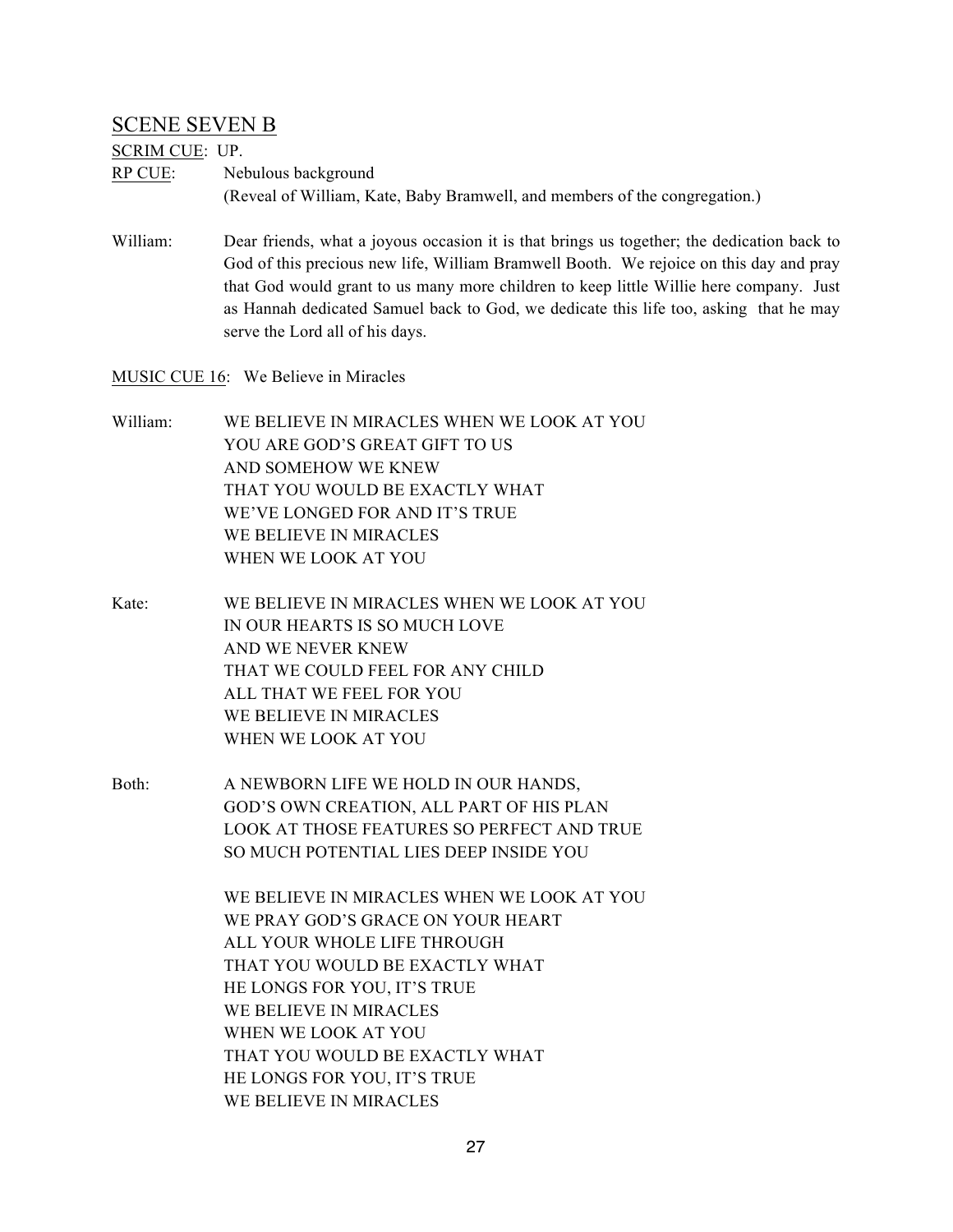## SCENE SEVEN B

SCRIM CUE: UP.

RP CUE: Nebulous background
(Reveal of William, Kate, Baby Bramwell, and members of the congregation.)

William: Dear friends, what a joyous occasion it is that brings us together; the dedication back to God of this precious new life, William Bramwell Booth. We rejoice on this day and pray that God would grant to us many more children to keep little Willie here company. Just as Hannah dedicated Samuel back to God, we dedicate this life too, asking that he may serve the Lord all of his days.

MUSIC CUE 16: We Believe in Miracles

William:
WE BELIEVE IN MIRACLES WHEN WE LOOK AT YOU
YOU ARE GOD'S GREAT GIFT TO US
AND SOMEHOW WE KNEW
THAT YOU WOULD BE EXACTLY WHAT
WE'VE LONGED FOR AND IT'S TRUE
WE BELIEVE IN MIRACLES
WHEN WE LOOK AT YOU

Kate:
WE BELIEVE IN MIRACLES WHEN WE LOOK AT YOU
IN OUR HEARTS IS SO MUCH LOVE
AND WE NEVER KNEW
THAT WE COULD FEEL FOR ANY CHILD
ALL THAT WE FEEL FOR YOU
WE BELIEVE IN MIRACLES
WHEN WE LOOK AT YOU

Both:
A NEWBORN LIFE WE HOLD IN OUR HANDS,
GOD'S OWN CREATION, ALL PART OF HIS PLAN
LOOK AT THOSE FEATURES SO PERFECT AND TRUE
SO MUCH POTENTIAL LIES DEEP INSIDE YOU

WE BELIEVE IN MIRACLES WHEN WE LOOK AT YOU
WE PRAY GOD'S GRACE ON YOUR HEART
ALL YOUR WHOLE LIFE THROUGH
THAT YOU WOULD BE EXACTLY WHAT
HE LONGS FOR YOU, IT'S TRUE
WE BELIEVE IN MIRACLES
WHEN WE LOOK AT YOU
THAT YOU WOULD BE EXACTLY WHAT
HE LONGS FOR YOU, IT'S TRUE
WE BELIEVE IN MIRACLES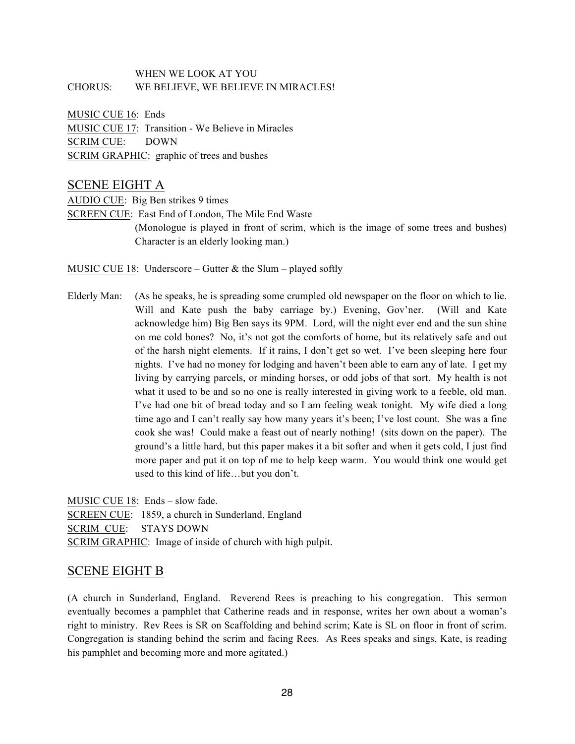WHEN WE LOOK AT YOU

CHORUS: WE BELIEVE, WE BELIEVE IN MIRACLES!

MUSIC CUE 16: Ends

MUSIC CUE 17: Transition - We Believe in Miracles

SCRIM CUE: DOWN

SCRIM GRAPHIC: graphic of trees and bushes

## SCENE EIGHT A

AUDIO CUE: Big Ben strikes 9 times

SCREEN CUE: East End of London, The Mile End Waste

(Monologue is played in front of scrim, which is the image of some trees and bushes) Character is an elderly looking man.)

MUSIC CUE 18: Underscore – Gutter & the Slum – played softly

Elderly Man: (As he speaks, he is spreading some crumpled old newspaper on the floor on which to lie. Will and Kate push the baby carriage by.) Evening, Gov'ner. (Will and Kate acknowledge him) Big Ben says its 9PM. Lord, will the night ever end and the sun shine on me cold bones? No, it's not got the comforts of home, but its relatively safe and out of the harsh night elements. If it rains, I don't get so wet. I've been sleeping here four nights. I've had no money for lodging and haven't been able to earn any of late. I get my living by carrying parcels, or minding horses, or odd jobs of that sort. My health is not what it used to be and so no one is really interested in giving work to a feeble, old man. I've had one bit of bread today and so I am feeling weak tonight. My wife died a long time ago and I can't really say how many years it's been; I've lost count. She was a fine cook she was! Could make a feast out of nearly nothing! (sits down on the paper). The ground's a little hard, but this paper makes it a bit softer and when it gets cold, I just find more paper and put it on top of me to help keep warm. You would think one would get used to this kind of life…but you don't.

MUSIC CUE 18: Ends – slow fade.

SCREEN CUE: 1859, a church in Sunderland, England

SCRIM CUE: STAYS DOWN

SCRIM GRAPHIC: Image of inside of church with high pulpit.

## SCENE EIGHT B

(A church in Sunderland, England. Reverend Rees is preaching to his congregation. This sermon eventually becomes a pamphlet that Catherine reads and in response, writes her own about a woman's right to ministry. Rev Rees is SR on Scaffolding and behind scrim; Kate is SL on floor in front of scrim. Congregation is standing behind the scrim and facing Rees. As Rees speaks and sings, Kate, is reading his pamphlet and becoming more and more agitated.)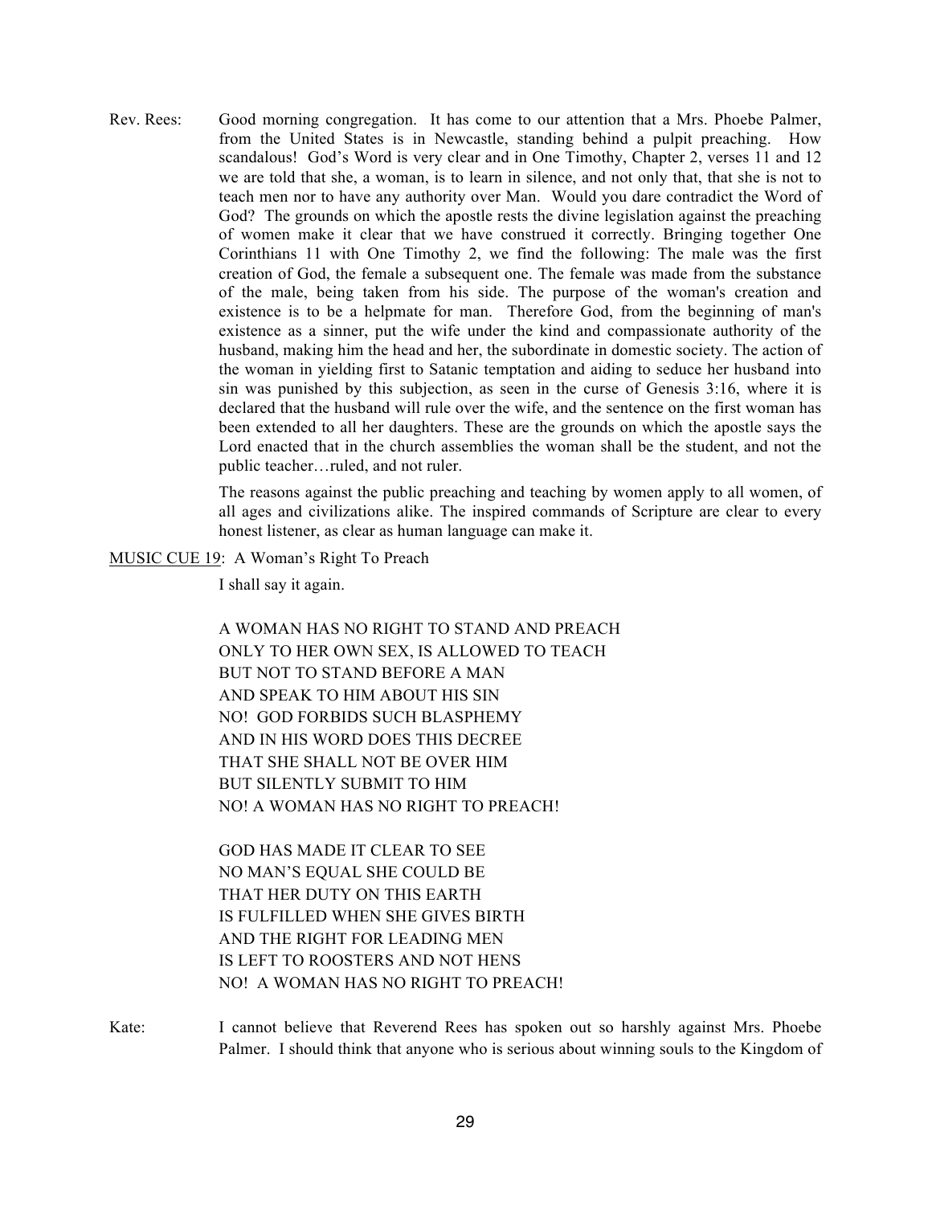Rev. Rees: Good morning congregation. It has come to our attention that a Mrs. Phoebe Palmer, from the United States is in Newcastle, standing behind a pulpit preaching. How scandalous! God's Word is very clear and in One Timothy, Chapter 2, verses 11 and 12 we are told that she, a woman, is to learn in silence, and not only that, that she is not to teach men nor to have any authority over Man. Would you dare contradict the Word of God? The grounds on which the apostle rests the divine legislation against the preaching of women make it clear that we have construed it correctly. Bringing together One Corinthians 11 with One Timothy 2, we find the following: The male was the first creation of God, the female a subsequent one. The female was made from the substance of the male, being taken from his side. The purpose of the woman's creation and existence is to be a helpmate for man. Therefore God, from the beginning of man's existence as a sinner, put the wife under the kind and compassionate authority of the husband, making him the head and her, the subordinate in domestic society. The action of the woman in yielding first to Satanic temptation and aiding to seduce her husband into sin was punished by this subjection, as seen in the curse of Genesis 3:16, where it is declared that the husband will rule over the wife, and the sentence on the first woman has been extended to all her daughters. These are the grounds on which the apostle says the Lord enacted that in the church assemblies the woman shall be the student, and not the public teacher…ruled, and not ruler.

The reasons against the public preaching and teaching by women apply to all women, of all ages and civilizations alike. The inspired commands of Scripture are clear to every honest listener, as clear as human language can make it.

<u>MUSIC CUE 19</u>: A Woman's Right To Preach

I shall say it again.

A WOMAN HAS NO RIGHT TO STAND AND PREACH
ONLY TO HER OWN SEX, IS ALLOWED TO TEACH
BUT NOT TO STAND BEFORE A MAN
AND SPEAK TO HIM ABOUT HIS SIN
NO! GOD FORBIDS SUCH BLASPHEMY
AND IN HIS WORD DOES THIS DECREE
THAT SHE SHALL NOT BE OVER HIM
BUT SILENTLY SUBMIT TO HIM
NO! A WOMAN HAS NO RIGHT TO PREACH!

GOD HAS MADE IT CLEAR TO SEE
NO MAN'S EQUAL SHE COULD BE
THAT HER DUTY ON THIS EARTH
IS FULFILLED WHEN SHE GIVES BIRTH
AND THE RIGHT FOR LEADING MEN
IS LEFT TO ROOSTERS AND NOT HENS
NO! A WOMAN HAS NO RIGHT TO PREACH!

Kate: I cannot believe that Reverend Rees has spoken out so harshly against Mrs. Phoebe Palmer. I should think that anyone who is serious about winning souls to the Kingdom of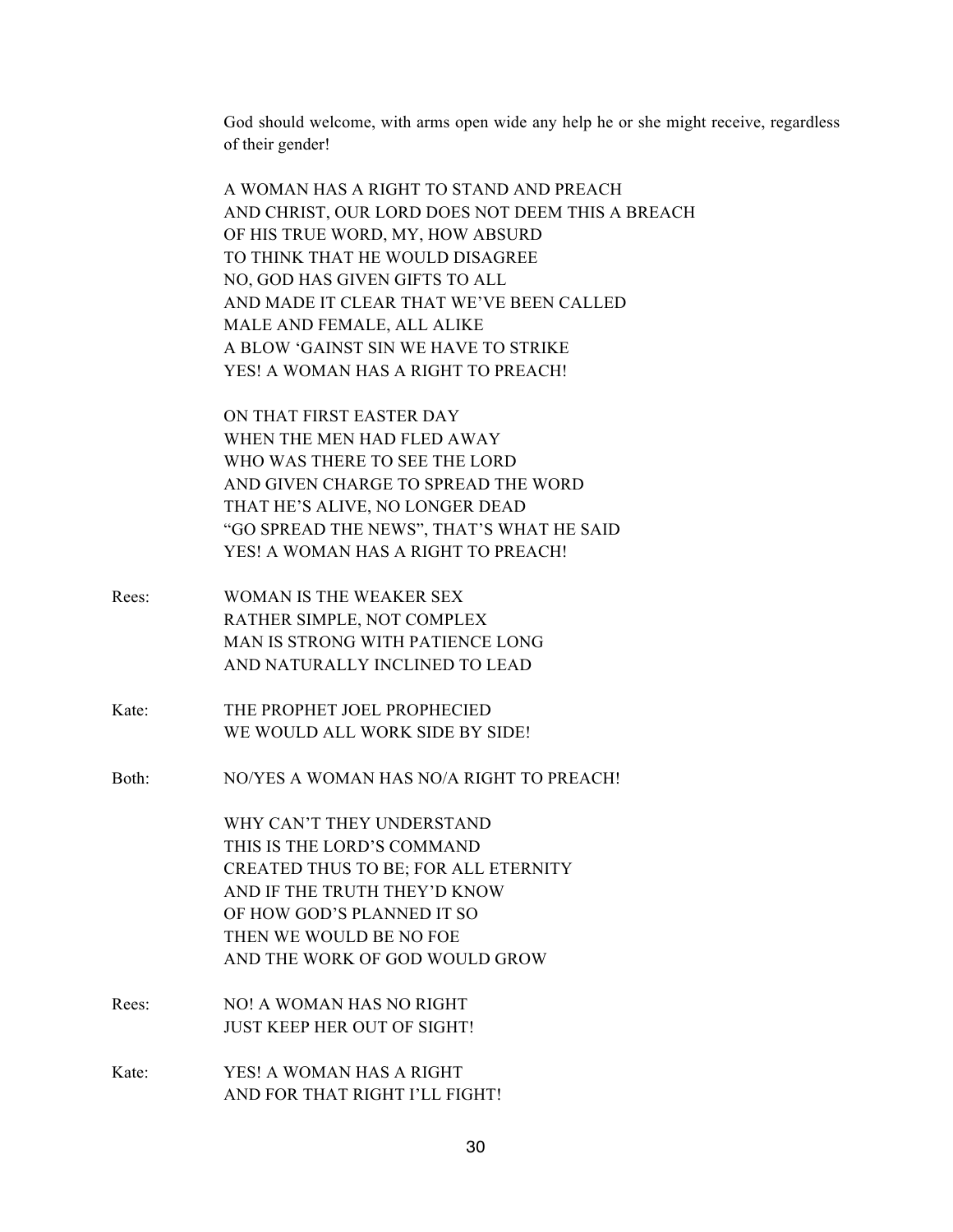God should welcome, with arms open wide any help he or she might receive, regardless of their gender!

A WOMAN HAS A RIGHT TO STAND AND PREACH
AND CHRIST, OUR LORD DOES NOT DEEM THIS A BREACH
OF HIS TRUE WORD, MY, HOW ABSURD
TO THINK THAT HE WOULD DISAGREE
NO, GOD HAS GIVEN GIFTS TO ALL
AND MADE IT CLEAR THAT WE'VE BEEN CALLED
MALE AND FEMALE, ALL ALIKE
A BLOW 'GAINST SIN WE HAVE TO STRIKE
YES! A WOMAN HAS A RIGHT TO PREACH!

ON THAT FIRST EASTER DAY
WHEN THE MEN HAD FLED AWAY
WHO WAS THERE TO SEE THE LORD
AND GIVEN CHARGE TO SPREAD THE WORD
THAT HE'S ALIVE, NO LONGER DEAD
"GO SPREAD THE NEWS", THAT'S WHAT HE SAID
YES! A WOMAN HAS A RIGHT TO PREACH!

Rees: WOMAN IS THE WEAKER SEX
RATHER SIMPLE, NOT COMPLEX
MAN IS STRONG WITH PATIENCE LONG
AND NATURALLY INCLINED TO LEAD

Kate: THE PROPHET JOEL PROPHECIED
WE WOULD ALL WORK SIDE BY SIDE!

Both: NO/YES A WOMAN HAS NO/A RIGHT TO PREACH!

WHY CAN'T THEY UNDERSTAND
THIS IS THE LORD'S COMMAND
CREATED THUS TO BE; FOR ALL ETERNITY
AND IF THE TRUTH THEY'D KNOW
OF HOW GOD'S PLANNED IT SO
THEN WE WOULD BE NO FOE
AND THE WORK OF GOD WOULD GROW

Rees: NO! A WOMAN HAS NO RIGHT
JUST KEEP HER OUT OF SIGHT!

Kate: YES! A WOMAN HAS A RIGHT
AND FOR THAT RIGHT I'LL FIGHT!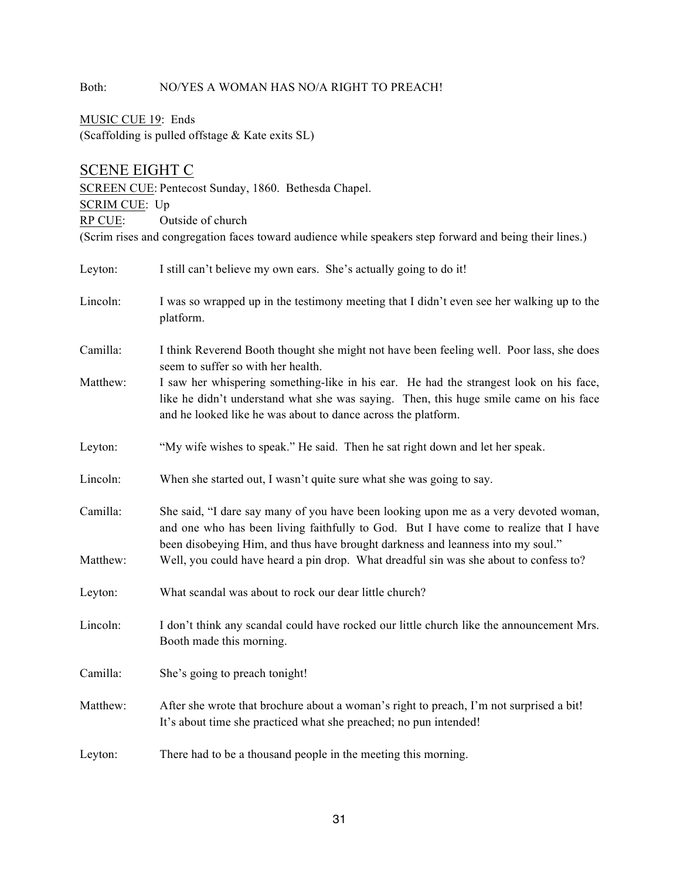Both: NO/YES A WOMAN HAS NO/A RIGHT TO PREACH!

MUSIC CUE 19: Ends
(Scaffolding is pulled offstage & Kate exits SL)

## SCENE EIGHT C

SCREEN CUE: Pentecost Sunday, 1860. Bethesda Chapel.
SCRIM CUE: Up
RP CUE: Outside of church
(Scrim rises and congregation faces toward audience while speakers step forward and being their lines.)

Leyton: I still can't believe my own ears. She's actually going to do it!

Lincoln: I was so wrapped up in the testimony meeting that I didn't even see her walking up to the platform.

Camilla: I think Reverend Booth thought she might not have been feeling well. Poor lass, she does seem to suffer so with her health.

Matthew: I saw her whispering something-like in his ear. He had the strangest look on his face, like he didn't understand what she was saying. Then, this huge smile came on his face and he looked like he was about to dance across the platform.

Leyton: "My wife wishes to speak." He said. Then he sat right down and let her speak.

Lincoln: When she started out, I wasn't quite sure what she was going to say.

Camilla: She said, "I dare say many of you have been looking upon me as a very devoted woman, and one who has been living faithfully to God. But I have come to realize that I have been disobeying Him, and thus have brought darkness and leanness into my soul."

Matthew: Well, you could have heard a pin drop. What dreadful sin was she about to confess to?

Leyton: What scandal was about to rock our dear little church?

Lincoln: I don't think any scandal could have rocked our little church like the announcement Mrs. Booth made this morning.

Camilla: She's going to preach tonight!

Matthew: After she wrote that brochure about a woman's right to preach, I'm not surprised a bit! It's about time she practiced what she preached; no pun intended!

Leyton: There had to be a thousand people in the meeting this morning.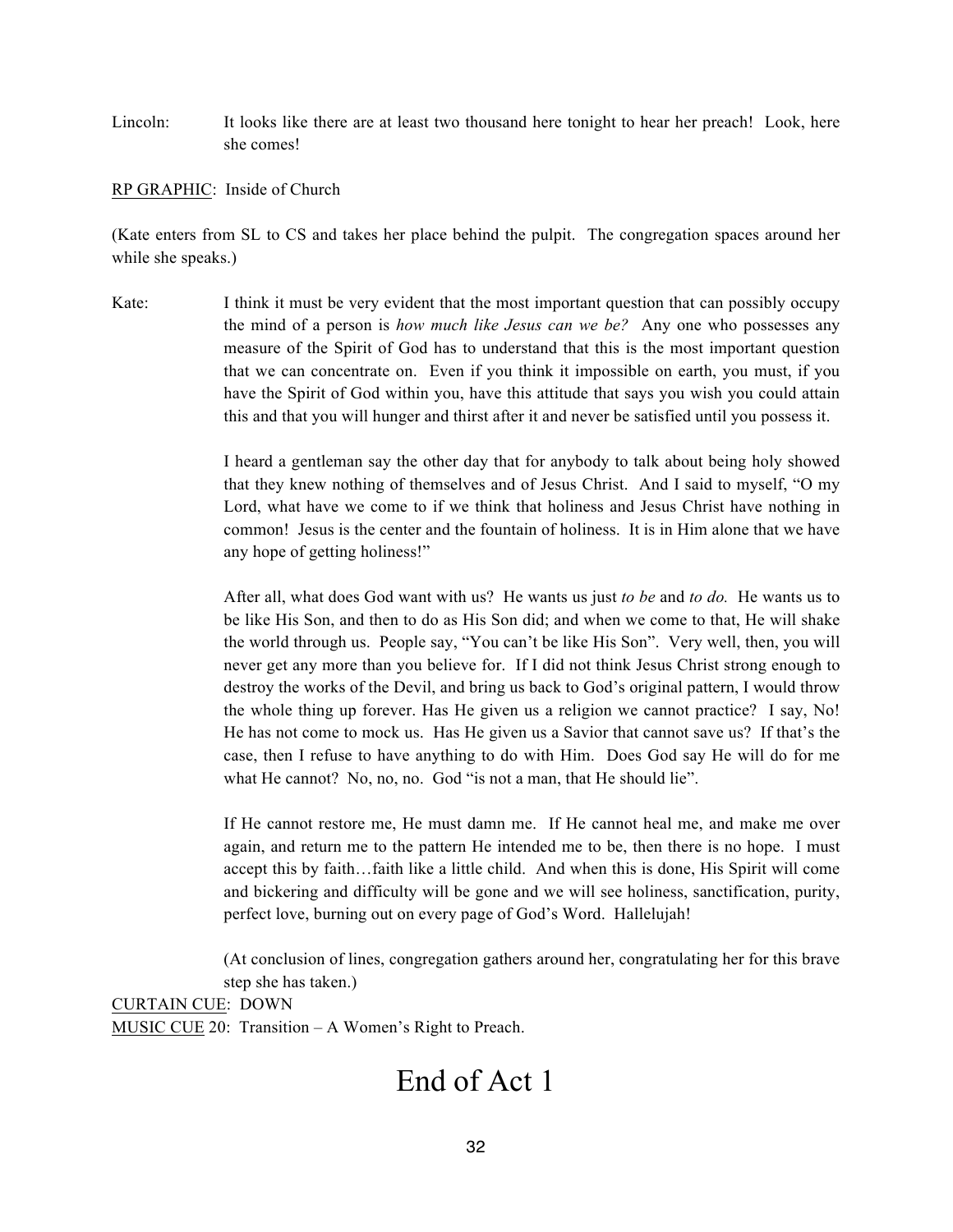Lincoln: It looks like there are at least two thousand here tonight to hear her preach! Look, here she comes!

<u>RP GRAPHIC</u>: Inside of Church

(Kate enters from SL to CS and takes her place behind the pulpit. The congregation spaces around her while she speaks.)

Kate: I think it must be very evident that the most important question that can possibly occupy the mind of a person is *how much like Jesus can we be?* Any one who possesses any measure of the Spirit of God has to understand that this is the most important question that we can concentrate on. Even if you think it impossible on earth, you must, if you have the Spirit of God within you, have this attitude that says you wish you could attain this and that you will hunger and thirst after it and never be satisfied until you possess it.

I heard a gentleman say the other day that for anybody to talk about being holy showed that they knew nothing of themselves and of Jesus Christ. And I said to myself, "O my Lord, what have we come to if we think that holiness and Jesus Christ have nothing in common! Jesus is the center and the fountain of holiness. It is in Him alone that we have any hope of getting holiness!"

After all, what does God want with us? He wants us just *to be* and *to do.* He wants us to be like His Son, and then to do as His Son did; and when we come to that, He will shake the world through us. People say, "You can't be like His Son". Very well, then, you will never get any more than you believe for. If I did not think Jesus Christ strong enough to destroy the works of the Devil, and bring us back to God's original pattern, I would throw the whole thing up forever. Has He given us a religion we cannot practice? I say, No! He has not come to mock us. Has He given us a Savior that cannot save us? If that's the case, then I refuse to have anything to do with Him. Does God say He will do for me what He cannot? No, no, no. God "is not a man, that He should lie".

If He cannot restore me, He must damn me. If He cannot heal me, and make me over again, and return me to the pattern He intended me to be, then there is no hope. I must accept this by faith…faith like a little child. And when this is done, His Spirit will come and bickering and difficulty will be gone and we will see holiness, sanctification, purity, perfect love, burning out on every page of God's Word. Hallelujah!

(At conclusion of lines, congregation gathers around her, congratulating her for this brave step she has taken.)

<u>CURTAIN CUE</u>: DOWN
<u>MUSIC CUE</u> 20: Transition – A Women's Right to Preach.

# End of Act 1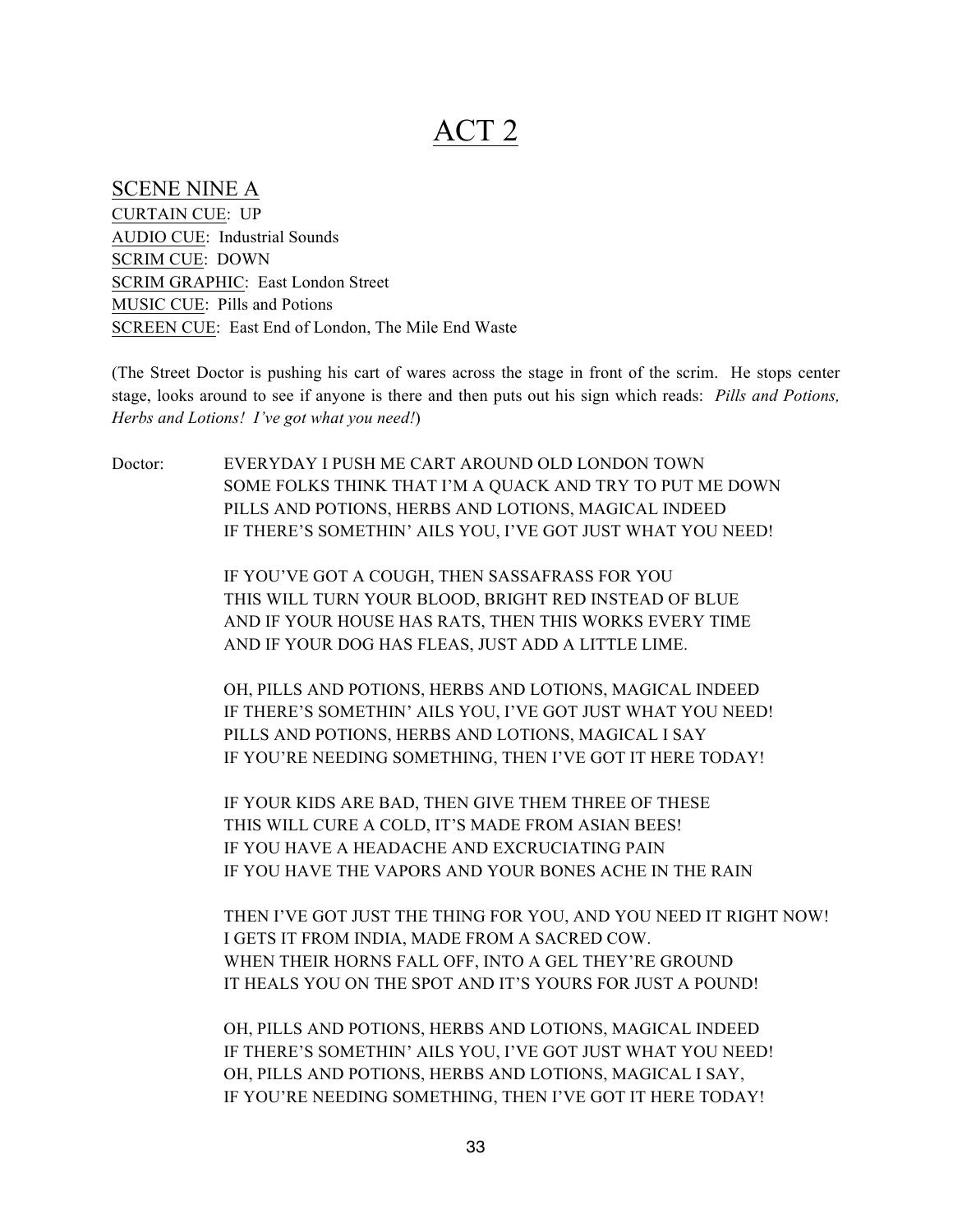# ACT 2

## SCENE NINE A

CURTAIN CUE: UP
AUDIO CUE: Industrial Sounds
SCRIM CUE: DOWN
SCRIM GRAPHIC: East London Street
MUSIC CUE: Pills and Potions
SCREEN CUE: East End of London, The Mile End Waste

(The Street Doctor is pushing his cart of wares across the stage in front of the scrim. He stops center stage, looks around to see if anyone is there and then puts out his sign which reads: *Pills and Potions, Herbs and Lotions! I've got what you need!*)

Doctor: EVERYDAY I PUSH ME CART AROUND OLD LONDON TOWN
SOME FOLKS THINK THAT I'M A QUACK AND TRY TO PUT ME DOWN
PILLS AND POTIONS, HERBS AND LOTIONS, MAGICAL INDEED
IF THERE'S SOMETHIN' AILS YOU, I'VE GOT JUST WHAT YOU NEED!

IF YOU'VE GOT A COUGH, THEN SASSAFRASS FOR YOU
THIS WILL TURN YOUR BLOOD, BRIGHT RED INSTEAD OF BLUE
AND IF YOUR HOUSE HAS RATS, THEN THIS WORKS EVERY TIME
AND IF YOUR DOG HAS FLEAS, JUST ADD A LITTLE LIME.

OH, PILLS AND POTIONS, HERBS AND LOTIONS, MAGICAL INDEED
IF THERE'S SOMETHIN' AILS YOU, I'VE GOT JUST WHAT YOU NEED!
PILLS AND POTIONS, HERBS AND LOTIONS, MAGICAL I SAY
IF YOU'RE NEEDING SOMETHING, THEN I'VE GOT IT HERE TODAY!

IF YOUR KIDS ARE BAD, THEN GIVE THEM THREE OF THESE
THIS WILL CURE A COLD, IT'S MADE FROM ASIAN BEES!
IF YOU HAVE A HEADACHE AND EXCRUCIATING PAIN
IF YOU HAVE THE VAPORS AND YOUR BONES ACHE IN THE RAIN

THEN I'VE GOT JUST THE THING FOR YOU, AND YOU NEED IT RIGHT NOW!
I GETS IT FROM INDIA, MADE FROM A SACRED COW.
WHEN THEIR HORNS FALL OFF, INTO A GEL THEY'RE GROUND
IT HEALS YOU ON THE SPOT AND IT'S YOURS FOR JUST A POUND!

OH, PILLS AND POTIONS, HERBS AND LOTIONS, MAGICAL INDEED
IF THERE'S SOMETHIN' AILS YOU, I'VE GOT JUST WHAT YOU NEED!
OH, PILLS AND POTIONS, HERBS AND LOTIONS, MAGICAL I SAY,
IF YOU'RE NEEDING SOMETHING, THEN I'VE GOT IT HERE TODAY!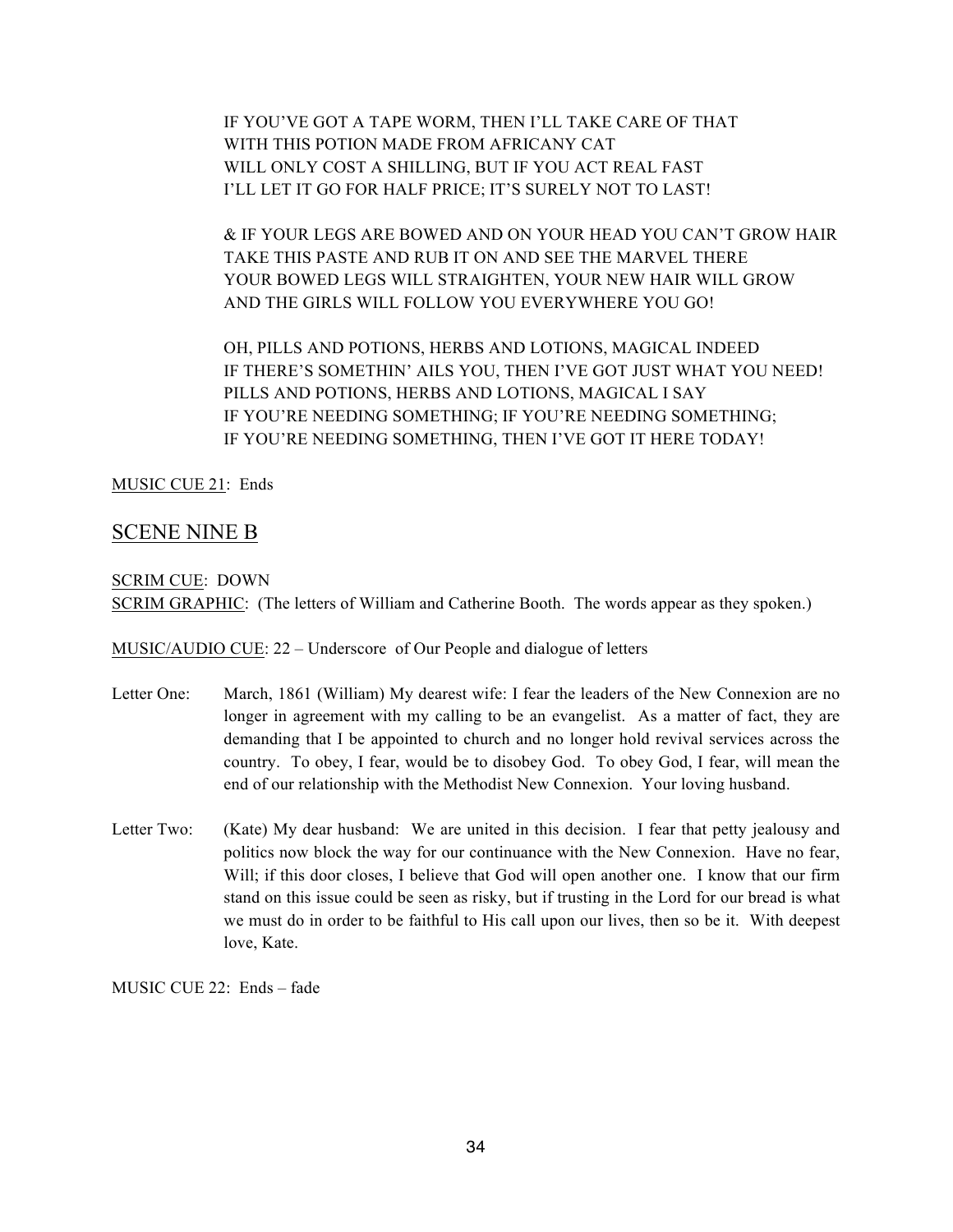IF YOU'VE GOT A TAPE WORM, THEN I'LL TAKE CARE OF THAT
WITH THIS POTION MADE FROM AFRICANY CAT
WILL ONLY COST A SHILLING, BUT IF YOU ACT REAL FAST
I'LL LET IT GO FOR HALF PRICE; IT'S SURELY NOT TO LAST!

& IF YOUR LEGS ARE BOWED AND ON YOUR HEAD YOU CAN'T GROW HAIR
TAKE THIS PASTE AND RUB IT ON AND SEE THE MARVEL THERE
YOUR BOWED LEGS WILL STRAIGHTEN, YOUR NEW HAIR WILL GROW
AND THE GIRLS WILL FOLLOW YOU EVERYWHERE YOU GO!

OH, PILLS AND POTIONS, HERBS AND LOTIONS, MAGICAL INDEED
IF THERE'S SOMETHIN' AILS YOU, THEN I'VE GOT JUST WHAT YOU NEED!
PILLS AND POTIONS, HERBS AND LOTIONS, MAGICAL I SAY
IF YOU'RE NEEDING SOMETHING; IF YOU'RE NEEDING SOMETHING;
IF YOU'RE NEEDING SOMETHING, THEN I'VE GOT IT HERE TODAY!

<u>MUSIC CUE 21</u>: Ends

## SCENE NINE B

<u>SCRIM CUE</u>: DOWN
<u>SCRIM GRAPHIC</u>: (The letters of William and Catherine Booth. The words appear as they spoken.)

<u>MUSIC/AUDIO CUE</u>: 22 – Underscore of Our People and dialogue of letters

Letter One: March, 1861 (William) My dearest wife: I fear the leaders of the New Connexion are no longer in agreement with my calling to be an evangelist. As a matter of fact, they are demanding that I be appointed to church and no longer hold revival services across the country. To obey, I fear, would be to disobey God. To obey God, I fear, will mean the end of our relationship with the Methodist New Connexion. Your loving husband.

Letter Two: (Kate) My dear husband: We are united in this decision. I fear that petty jealousy and politics now block the way for our continuance with the New Connexion. Have no fear, Will; if this door closes, I believe that God will open another one. I know that our firm stand on this issue could be seen as risky, but if trusting in the Lord for our bread is what we must do in order to be faithful to His call upon our lives, then so be it. With deepest love, Kate.

MUSIC CUE 22: Ends – fade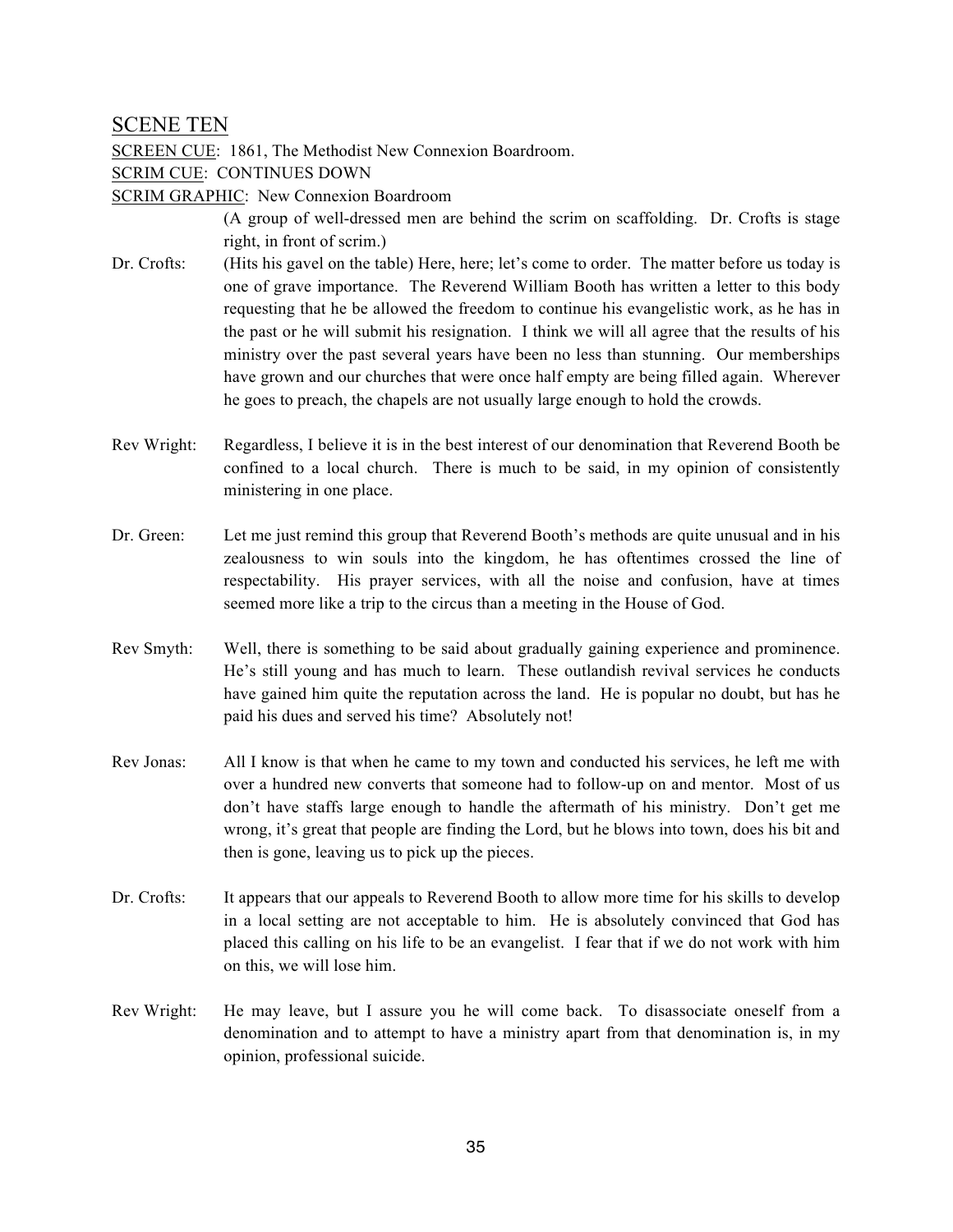## SCENE TEN

<u>SCREEN CUE</u>: 1861, The Methodist New Connexion Boardroom.

<u>SCRIM CUE</u>: CONTINUES DOWN

<u>SCRIM GRAPHIC</u>: New Connexion Boardroom

(A group of well-dressed men are behind the scrim on scaffolding. Dr. Crofts is stage right, in front of scrim.)

Dr. Crofts: (Hits his gavel on the table) Here, here; let's come to order. The matter before us today is one of grave importance. The Reverend William Booth has written a letter to this body requesting that he be allowed the freedom to continue his evangelistic work, as he has in the past or he will submit his resignation. I think we will all agree that the results of his ministry over the past several years have been no less than stunning. Our memberships have grown and our churches that were once half empty are being filled again. Wherever he goes to preach, the chapels are not usually large enough to hold the crowds.

Rev Wright: Regardless, I believe it is in the best interest of our denomination that Reverend Booth be confined to a local church. There is much to be said, in my opinion of consistently ministering in one place.

Dr. Green: Let me just remind this group that Reverend Booth's methods are quite unusual and in his zealousness to win souls into the kingdom, he has oftentimes crossed the line of respectability. His prayer services, with all the noise and confusion, have at times seemed more like a trip to the circus than a meeting in the House of God.

Rev Smyth: Well, there is something to be said about gradually gaining experience and prominence. He's still young and has much to learn. These outlandish revival services he conducts have gained him quite the reputation across the land. He is popular no doubt, but has he paid his dues and served his time? Absolutely not!

Rev Jonas: All I know is that when he came to my town and conducted his services, he left me with over a hundred new converts that someone had to follow-up on and mentor. Most of us don't have staffs large enough to handle the aftermath of his ministry. Don't get me wrong, it's great that people are finding the Lord, but he blows into town, does his bit and then is gone, leaving us to pick up the pieces.

Dr. Crofts: It appears that our appeals to Reverend Booth to allow more time for his skills to develop in a local setting are not acceptable to him. He is absolutely convinced that God has placed this calling on his life to be an evangelist. I fear that if we do not work with him on this, we will lose him.

Rev Wright: He may leave, but I assure you he will come back. To disassociate oneself from a denomination and to attempt to have a ministry apart from that denomination is, in my opinion, professional suicide.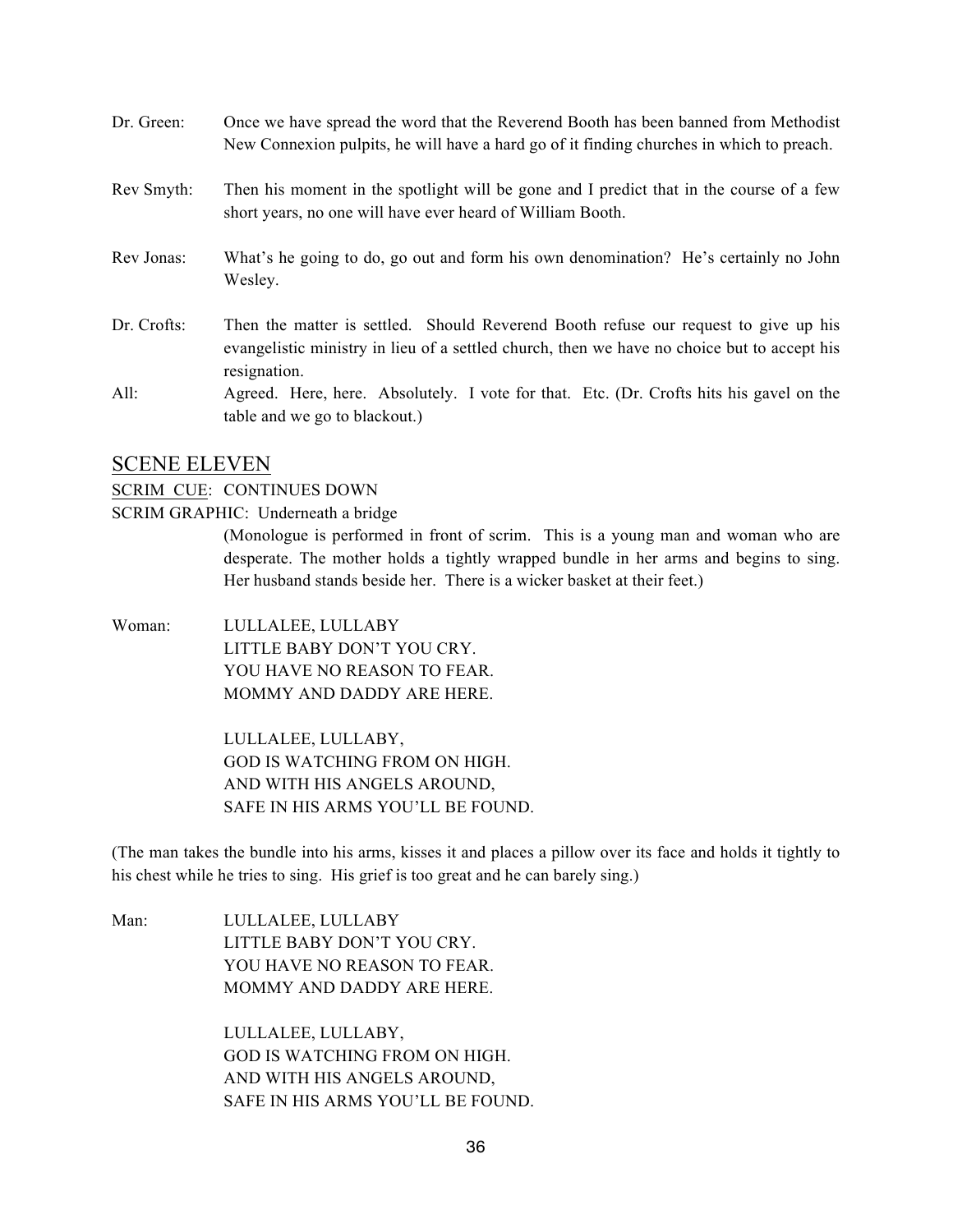Dr. Green: Once we have spread the word that the Reverend Booth has been banned from Methodist New Connexion pulpits, he will have a hard go of it finding churches in which to preach.

Rev Smyth: Then his moment in the spotlight will be gone and I predict that in the course of a few short years, no one will have ever heard of William Booth.

Rev Jonas: What's he going to do, go out and form his own denomination? He's certainly no John Wesley.

Dr. Crofts: Then the matter is settled. Should Reverend Booth refuse our request to give up his evangelistic ministry in lieu of a settled church, then we have no choice but to accept his resignation.

All: Agreed. Here, here. Absolutely. I vote for that. Etc. (Dr. Crofts hits his gavel on the table and we go to blackout.)

## SCENE ELEVEN

SCRIM CUE: CONTINUES DOWN

SCRIM GRAPHIC: Underneath a bridge

(Monologue is performed in front of scrim. This is a young man and woman who are desperate. The mother holds a tightly wrapped bundle in her arms and begins to sing. Her husband stands beside her. There is a wicker basket at their feet.)

Woman: LULLALEE, LULLABY
LITTLE BABY DON'T YOU CRY.
YOU HAVE NO REASON TO FEAR.
MOMMY AND DADDY ARE HERE.

LULLALEE, LULLABY,
GOD IS WATCHING FROM ON HIGH.
AND WITH HIS ANGELS AROUND,
SAFE IN HIS ARMS YOU'LL BE FOUND.

(The man takes the bundle into his arms, kisses it and places a pillow over its face and holds it tightly to his chest while he tries to sing. His grief is too great and he can barely sing.)

Man: LULLALEE, LULLABY
LITTLE BABY DON'T YOU CRY.
YOU HAVE NO REASON TO FEAR.
MOMMY AND DADDY ARE HERE.

LULLALEE, LULLABY,
GOD IS WATCHING FROM ON HIGH.
AND WITH HIS ANGELS AROUND,
SAFE IN HIS ARMS YOU'LL BE FOUND.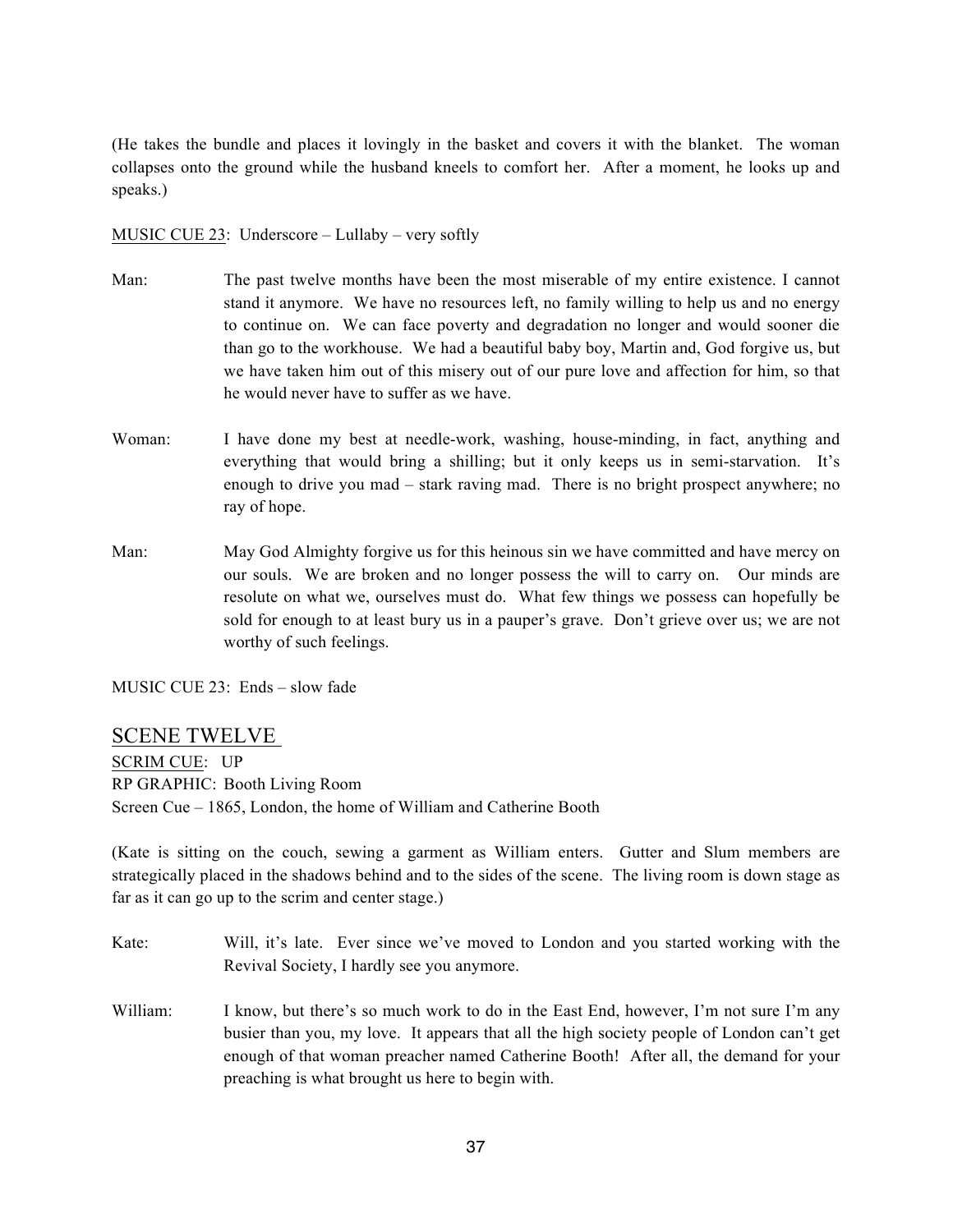(He takes the bundle and places it lovingly in the basket and covers it with the blanket. The woman collapses onto the ground while the husband kneels to comfort her. After a moment, he looks up and speaks.)

MUSIC CUE 23: Underscore – Lullaby – very softly

Man: The past twelve months have been the most miserable of my entire existence. I cannot stand it anymore. We have no resources left, no family willing to help us and no energy to continue on. We can face poverty and degradation no longer and would sooner die than go to the workhouse. We had a beautiful baby boy, Martin and, God forgive us, but we have taken him out of this misery out of our pure love and affection for him, so that he would never have to suffer as we have.

Woman: I have done my best at needle-work, washing, house-minding, in fact, anything and everything that would bring a shilling; but it only keeps us in semi-starvation. It's enough to drive you mad – stark raving mad. There is no bright prospect anywhere; no ray of hope.

Man: May God Almighty forgive us for this heinous sin we have committed and have mercy on our souls. We are broken and no longer possess the will to carry on. Our minds are resolute on what we, ourselves must do. What few things we possess can hopefully be sold for enough to at least bury us in a pauper's grave. Don't grieve over us; we are not worthy of such feelings.

MUSIC CUE 23: Ends – slow fade

## SCENE TWELVE

SCRIM CUE: UP
RP GRAPHIC: Booth Living Room
Screen Cue – 1865, London, the home of William and Catherine Booth

(Kate is sitting on the couch, sewing a garment as William enters. Gutter and Slum members are strategically placed in the shadows behind and to the sides of the scene. The living room is down stage as far as it can go up to the scrim and center stage.)

Kate: Will, it's late. Ever since we've moved to London and you started working with the Revival Society, I hardly see you anymore.

William: I know, but there's so much work to do in the East End, however, I'm not sure I'm any busier than you, my love. It appears that all the high society people of London can't get enough of that woman preacher named Catherine Booth! After all, the demand for your preaching is what brought us here to begin with.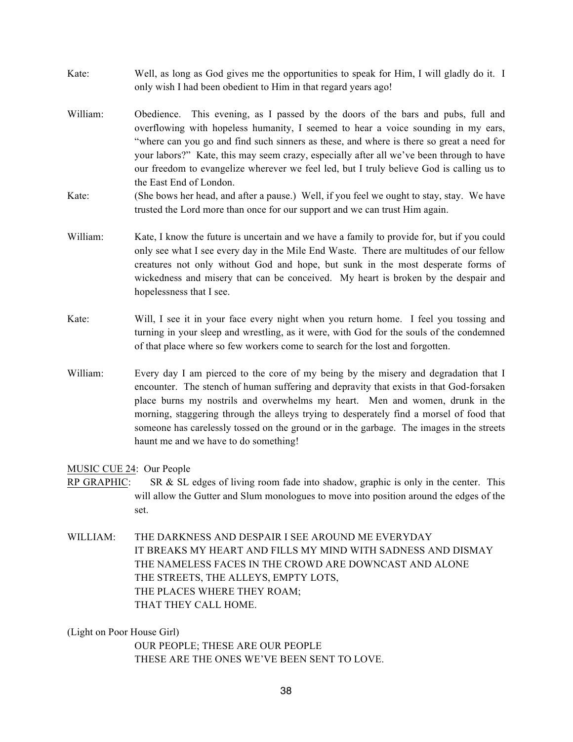Kate: Well, as long as God gives me the opportunities to speak for Him, I will gladly do it. I only wish I had been obedient to Him in that regard years ago!

William: Obedience. This evening, as I passed by the doors of the bars and pubs, full and overflowing with hopeless humanity, I seemed to hear a voice sounding in my ears, "where can you go and find such sinners as these, and where is there so great a need for your labors?" Kate, this may seem crazy, especially after all we've been through to have our freedom to evangelize wherever we feel led, but I truly believe God is calling us to the East End of London.

Kate: (She bows her head, and after a pause.) Well, if you feel we ought to stay, stay. We have trusted the Lord more than once for our support and we can trust Him again.

William: Kate, I know the future is uncertain and we have a family to provide for, but if you could only see what I see every day in the Mile End Waste. There are multitudes of our fellow creatures not only without God and hope, but sunk in the most desperate forms of wickedness and misery that can be conceived. My heart is broken by the despair and hopelessness that I see.

Kate: Will, I see it in your face every night when you return home. I feel you tossing and turning in your sleep and wrestling, as it were, with God for the souls of the condemned of that place where so few workers come to search for the lost and forgotten.

William: Every day I am pierced to the core of my being by the misery and degradation that I encounter. The stench of human suffering and depravity that exists in that God-forsaken place burns my nostrils and overwhelms my heart. Men and women, drunk in the morning, staggering through the alleys trying to desperately find a morsel of food that someone has carelessly tossed on the ground or in the garbage. The images in the streets haunt me and we have to do something!

<u>MUSIC CUE 24</u>: Our People

<u>RP GRAPHIC</u>: SR & SL edges of living room fade into shadow, graphic is only in the center. This will allow the Gutter and Slum monologues to move into position around the edges of the set.

WILLIAM: THE DARKNESS AND DESPAIR I SEE AROUND ME EVERYDAY
IT BREAKS MY HEART AND FILLS MY MIND WITH SADNESS AND DISMAY
THE NAMELESS FACES IN THE CROWD ARE DOWNCAST AND ALONE
THE STREETS, THE ALLEYS, EMPTY LOTS,
THE PLACES WHERE THEY ROAM;
THAT THEY CALL HOME.

(Light on Poor House Girl)

OUR PEOPLE; THESE ARE OUR PEOPLE
THESE ARE THE ONES WE'VE BEEN SENT TO LOVE.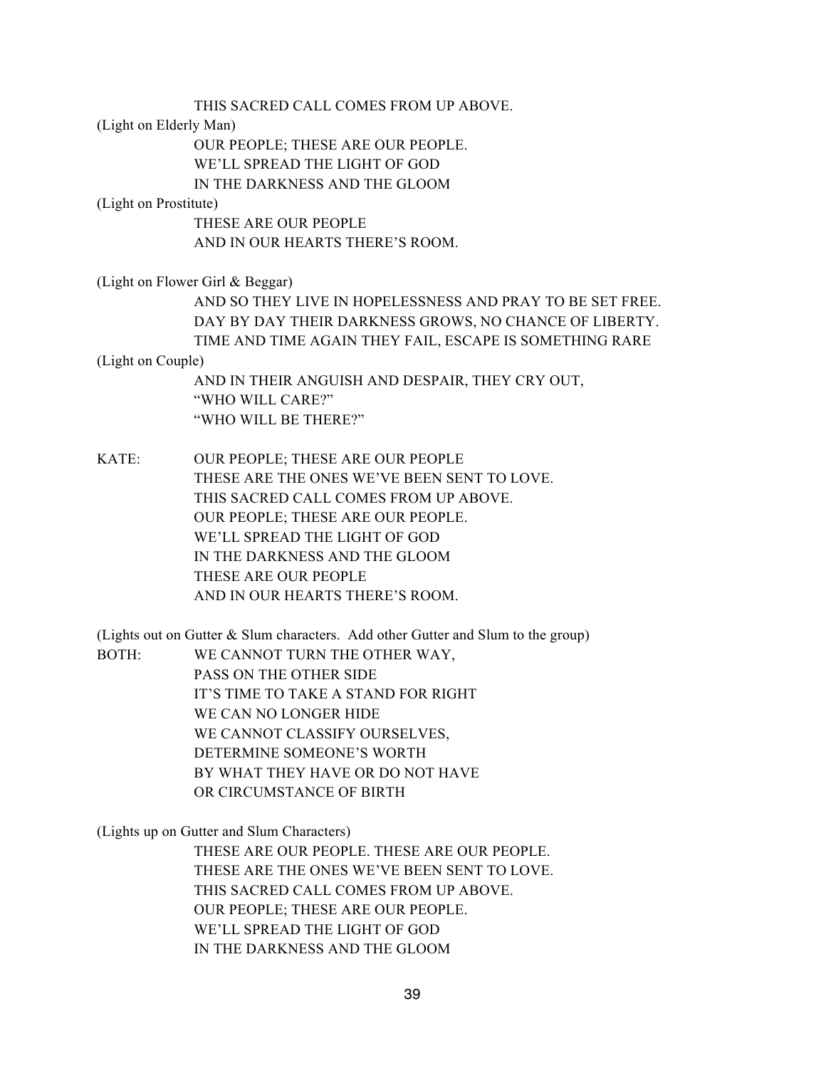THIS SACRED CALL COMES FROM UP ABOVE.

(Light on Elderly Man)

OUR PEOPLE; THESE ARE OUR PEOPLE.
WE'LL SPREAD THE LIGHT OF GOD
IN THE DARKNESS AND THE GLOOM

(Light on Prostitute)

THESE ARE OUR PEOPLE
AND IN OUR HEARTS THERE'S ROOM.

(Light on Flower Girl & Beggar)

AND SO THEY LIVE IN HOPELESSNESS AND PRAY TO BE SET FREE.
DAY BY DAY THEIR DARKNESS GROWS, NO CHANCE OF LIBERTY.
TIME AND TIME AGAIN THEY FAIL, ESCAPE IS SOMETHING RARE

(Light on Couple)

AND IN THEIR ANGUISH AND DESPAIR, THEY CRY OUT,
"WHO WILL CARE?"
"WHO WILL BE THERE?"

KATE: OUR PEOPLE; THESE ARE OUR PEOPLE
THESE ARE THE ONES WE'VE BEEN SENT TO LOVE.
THIS SACRED CALL COMES FROM UP ABOVE.
OUR PEOPLE; THESE ARE OUR PEOPLE.
WE'LL SPREAD THE LIGHT OF GOD
IN THE DARKNESS AND THE GLOOM
THESE ARE OUR PEOPLE
AND IN OUR HEARTS THERE'S ROOM.

(Lights out on Gutter & Slum characters. Add other Gutter and Slum to the group)

BOTH: WE CANNOT TURN THE OTHER WAY,
PASS ON THE OTHER SIDE
IT'S TIME TO TAKE A STAND FOR RIGHT
WE CAN NO LONGER HIDE
WE CANNOT CLASSIFY OURSELVES,
DETERMINE SOMEONE'S WORTH
BY WHAT THEY HAVE OR DO NOT HAVE
OR CIRCUMSTANCE OF BIRTH

(Lights up on Gutter and Slum Characters)

THESE ARE OUR PEOPLE. THESE ARE OUR PEOPLE.
THESE ARE THE ONES WE'VE BEEN SENT TO LOVE.
THIS SACRED CALL COMES FROM UP ABOVE.
OUR PEOPLE; THESE ARE OUR PEOPLE.
WE'LL SPREAD THE LIGHT OF GOD
IN THE DARKNESS AND THE GLOOM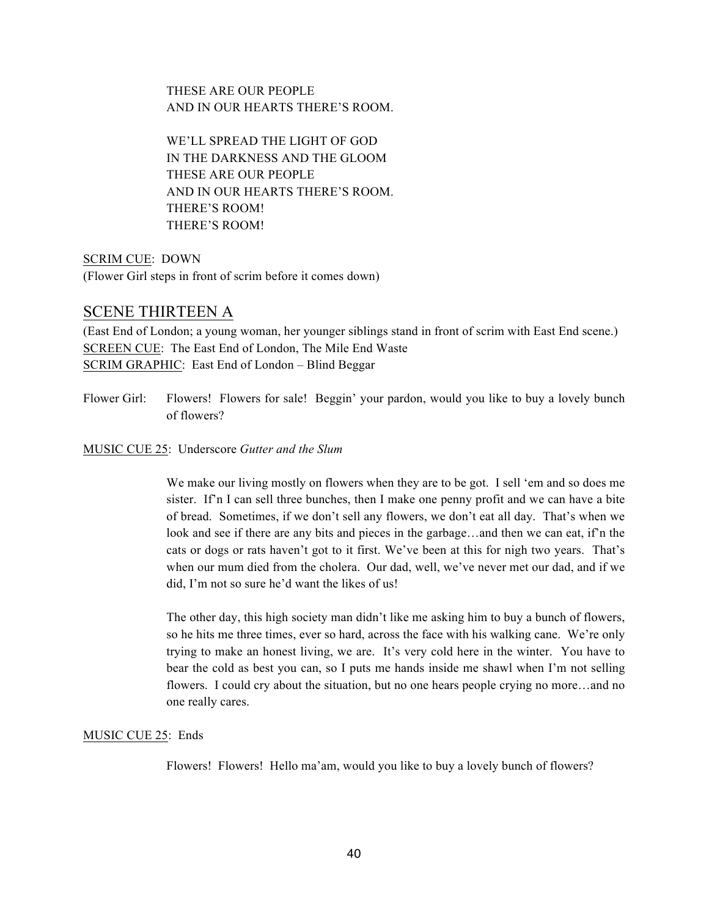THESE ARE OUR PEOPLE
AND IN OUR HEARTS THERE'S ROOM.

WE'LL SPREAD THE LIGHT OF GOD
IN THE DARKNESS AND THE GLOOM
THESE ARE OUR PEOPLE
AND IN OUR HEARTS THERE'S ROOM.
THERE'S ROOM!
THERE'S ROOM!

<u>SCRIM CUE</u>: DOWN
(Flower Girl steps in front of scrim before it comes down)

## SCENE THIRTEEN A

(East End of London; a young woman, her younger siblings stand in front of scrim with East End scene.)
<u>SCREEN CUE</u>: The East End of London, The Mile End Waste
<u>SCRIM GRAPHIC</u>: East End of London – Blind Beggar

Flower Girl: Flowers! Flowers for sale! Beggin' your pardon, would you like to buy a lovely bunch of flowers?

<u>MUSIC CUE 25</u>: Underscore *Gutter and the Slum*

We make our living mostly on flowers when they are to be got. I sell 'em and so does me sister. If'n I can sell three bunches, then I make one penny profit and we can have a bite of bread. Sometimes, if we don't sell any flowers, we don't eat all day. That's when we look and see if there are any bits and pieces in the garbage…and then we can eat, if'n the cats or dogs or rats haven't got to it first. We've been at this for nigh two years. That's when our mum died from the cholera. Our dad, well, we've never met our dad, and if we did, I'm not so sure he'd want the likes of us!

The other day, this high society man didn't like me asking him to buy a bunch of flowers, so he hits me three times, ever so hard, across the face with his walking cane. We're only trying to make an honest living, we are. It's very cold here in the winter. You have to bear the cold as best you can, so I puts me hands inside me shawl when I'm not selling flowers. I could cry about the situation, but no one hears people crying no more…and no one really cares.

<u>MUSIC CUE 25</u>: Ends

Flowers! Flowers! Hello ma'am, would you like to buy a lovely bunch of flowers?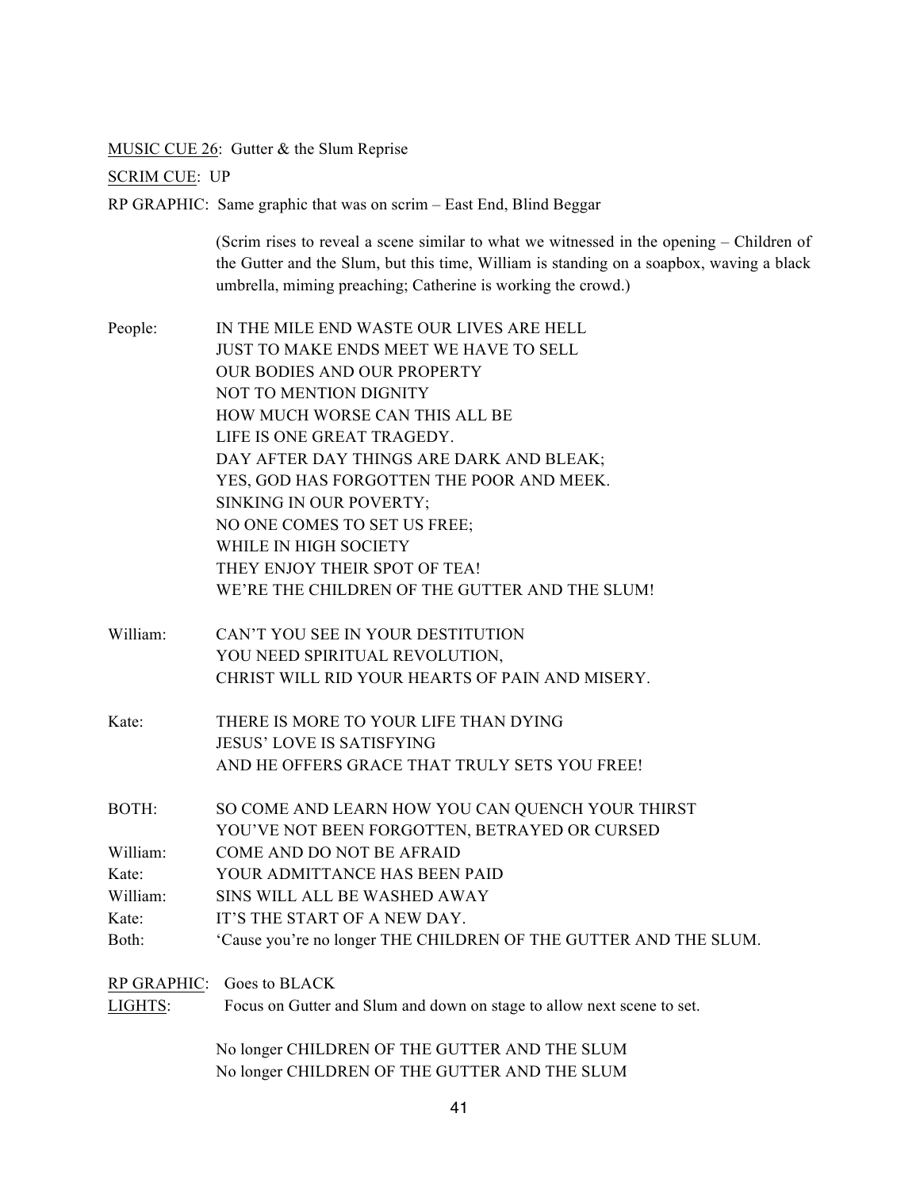<u>MUSIC CUE 26</u>: Gutter & the Slum Reprise

<u>SCRIM CUE</u>: UP

RP GRAPHIC: Same graphic that was on scrim – East End, Blind Beggar

(Scrim rises to reveal a scene similar to what we witnessed in the opening – Children of the Gutter and the Slum, but this time, William is standing on a soapbox, waving a black umbrella, miming preaching; Catherine is working the crowd.)

People:
IN THE MILE END WASTE OUR LIVES ARE HELL
JUST TO MAKE ENDS MEET WE HAVE TO SELL
OUR BODIES AND OUR PROPERTY
NOT TO MENTION DIGNITY
HOW MUCH WORSE CAN THIS ALL BE
LIFE IS ONE GREAT TRAGEDY.
DAY AFTER DAY THINGS ARE DARK AND BLEAK;
YES, GOD HAS FORGOTTEN THE POOR AND MEEK.
SINKING IN OUR POVERTY;
NO ONE COMES TO SET US FREE;
WHILE IN HIGH SOCIETY
THEY ENJOY THEIR SPOT OF TEA!
WE'RE THE CHILDREN OF THE GUTTER AND THE SLUM!

William:
CAN'T YOU SEE IN YOUR DESTITUTION
YOU NEED SPIRITUAL REVOLUTION,
CHRIST WILL RID YOUR HEARTS OF PAIN AND MISERY.

Kate:
THERE IS MORE TO YOUR LIFE THAN DYING
JESUS' LOVE IS SATISFYING
AND HE OFFERS GRACE THAT TRULY SETS YOU FREE!

BOTH:
SO COME AND LEARN HOW YOU CAN QUENCH YOUR THIRST
YOU'VE NOT BEEN FORGOTTEN, BETRAYED OR CURSED

William: COME AND DO NOT BE AFRAID

Kate: YOUR ADMITTANCE HAS BEEN PAID

William: SINS WILL ALL BE WASHED AWAY

Kate: IT'S THE START OF A NEW DAY.

Both: 'Cause you're no longer THE CHILDREN OF THE GUTTER AND THE SLUM.

<u>RP GRAPHIC</u>: Goes to BLACK

<u>LIGHTS</u>: Focus on Gutter and Slum and down on stage to allow next scene to set.

No longer CHILDREN OF THE GUTTER AND THE SLUM
No longer CHILDREN OF THE GUTTER AND THE SLUM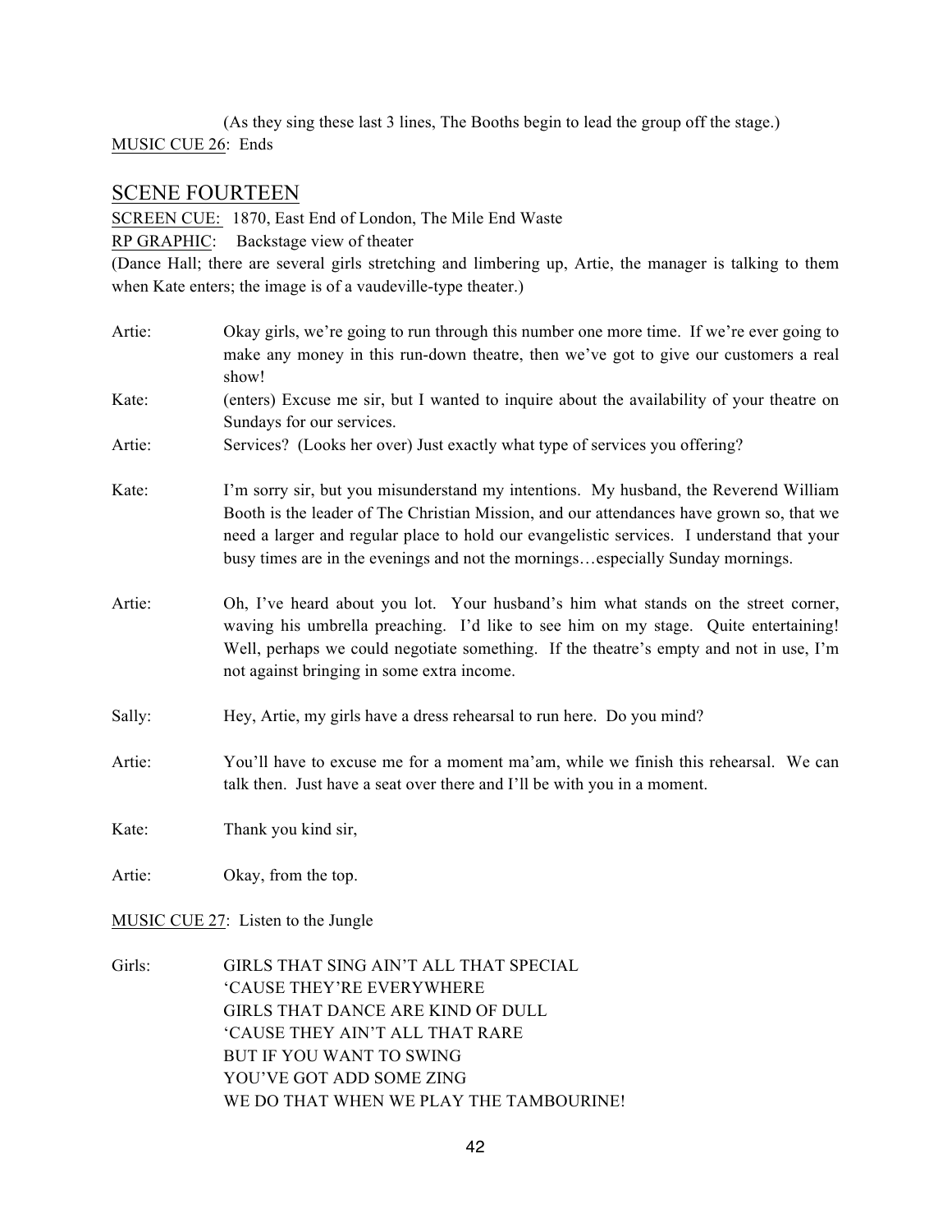(As they sing these last 3 lines, The Booths begin to lead the group off the stage.)

MUSIC CUE 26: Ends

## SCENE FOURTEEN

SCREEN CUE: 1870, East End of London, The Mile End Waste

RP GRAPHIC: Backstage view of theater

(Dance Hall; there are several girls stretching and limbering up, Artie, the manager is talking to them when Kate enters; the image is of a vaudeville-type theater.)

Artie: Okay girls, we're going to run through this number one more time. If we're ever going to make any money in this run-down theatre, then we've got to give our customers a real show!

Kate: (enters) Excuse me sir, but I wanted to inquire about the availability of your theatre on Sundays for our services.

Artie: Services? (Looks her over) Just exactly what type of services you offering?

Kate: I'm sorry sir, but you misunderstand my intentions. My husband, the Reverend William Booth is the leader of The Christian Mission, and our attendances have grown so, that we need a larger and regular place to hold our evangelistic services. I understand that your busy times are in the evenings and not the mornings…especially Sunday mornings.

Artie: Oh, I've heard about you lot. Your husband's him what stands on the street corner, waving his umbrella preaching. I'd like to see him on my stage. Quite entertaining! Well, perhaps we could negotiate something. If the theatre's empty and not in use, I'm not against bringing in some extra income.

Sally: Hey, Artie, my girls have a dress rehearsal to run here. Do you mind?

Artie: You'll have to excuse me for a moment ma'am, while we finish this rehearsal. We can talk then. Just have a seat over there and I'll be with you in a moment.

Kate: Thank you kind sir,

Artie: Okay, from the top.

MUSIC CUE 27: Listen to the Jungle

Girls: GIRLS THAT SING AIN'T ALL THAT SPECIAL
'CAUSE THEY'RE EVERYWHERE
GIRLS THAT DANCE ARE KIND OF DULL
'CAUSE THEY AIN'T ALL THAT RARE
BUT IF YOU WANT TO SWING
YOU'VE GOT ADD SOME ZING
WE DO THAT WHEN WE PLAY THE TAMBOURINE!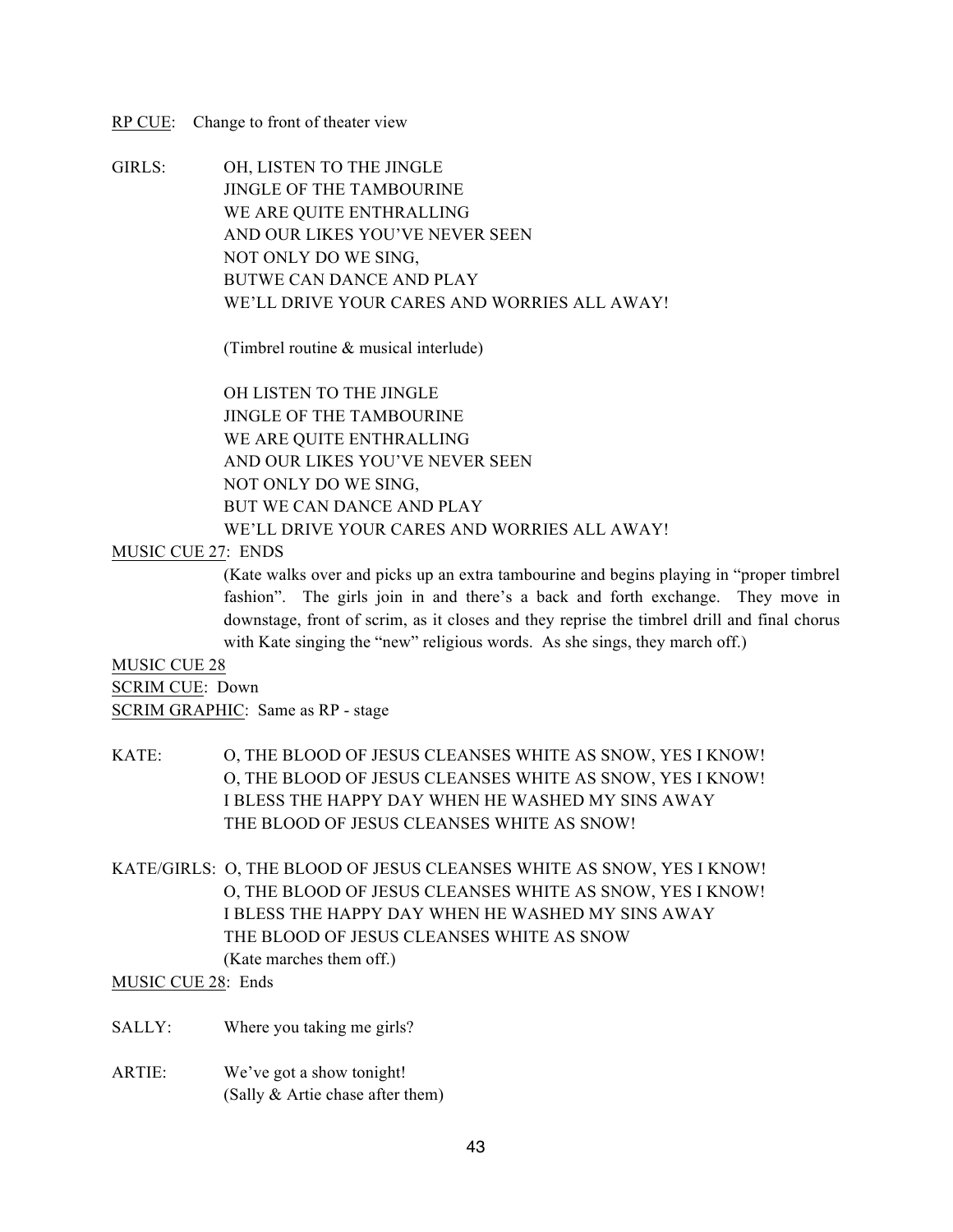<u>RP CUE</u>: Change to front of theater view

GIRLS: OH, LISTEN TO THE JINGLE
JINGLE OF THE TAMBOURINE
WE ARE QUITE ENTHRALLING
AND OUR LIKES YOU'VE NEVER SEEN
NOT ONLY DO WE SING,
BUTWE CAN DANCE AND PLAY
WE'LL DRIVE YOUR CARES AND WORRIES ALL AWAY!

(Timbrel routine & musical interlude)

OH LISTEN TO THE JINGLE
JINGLE OF THE TAMBOURINE
WE ARE QUITE ENTHRALLING
AND OUR LIKES YOU'VE NEVER SEEN
NOT ONLY DO WE SING,
BUT WE CAN DANCE AND PLAY
WE'LL DRIVE YOUR CARES AND WORRIES ALL AWAY!

<u>MUSIC CUE 27</u>: ENDS

(Kate walks over and picks up an extra tambourine and begins playing in "proper timbrel fashion". The girls join in and there's a back and forth exchange. They move in downstage, front of scrim, as it closes and they reprise the timbrel drill and final chorus with Kate singing the "new" religious words. As she sings, they march off.)

<u>MUSIC CUE 28</u>
<u>SCRIM CUE</u>: Down
<u>SCRIM GRAPHIC</u>: Same as RP - stage

KATE: O, THE BLOOD OF JESUS CLEANSES WHITE AS SNOW, YES I KNOW!
O, THE BLOOD OF JESUS CLEANSES WHITE AS SNOW, YES I KNOW!
I BLESS THE HAPPY DAY WHEN HE WASHED MY SINS AWAY
THE BLOOD OF JESUS CLEANSES WHITE AS SNOW!

KATE/GIRLS: O, THE BLOOD OF JESUS CLEANSES WHITE AS SNOW, YES I KNOW!
O, THE BLOOD OF JESUS CLEANSES WHITE AS SNOW, YES I KNOW!
I BLESS THE HAPPY DAY WHEN HE WASHED MY SINS AWAY
THE BLOOD OF JESUS CLEANSES WHITE AS SNOW
(Kate marches them off.)

<u>MUSIC CUE 28</u>: Ends

SALLY: Where you taking me girls?

ARTIE: We've got a show tonight!
(Sally & Artie chase after them)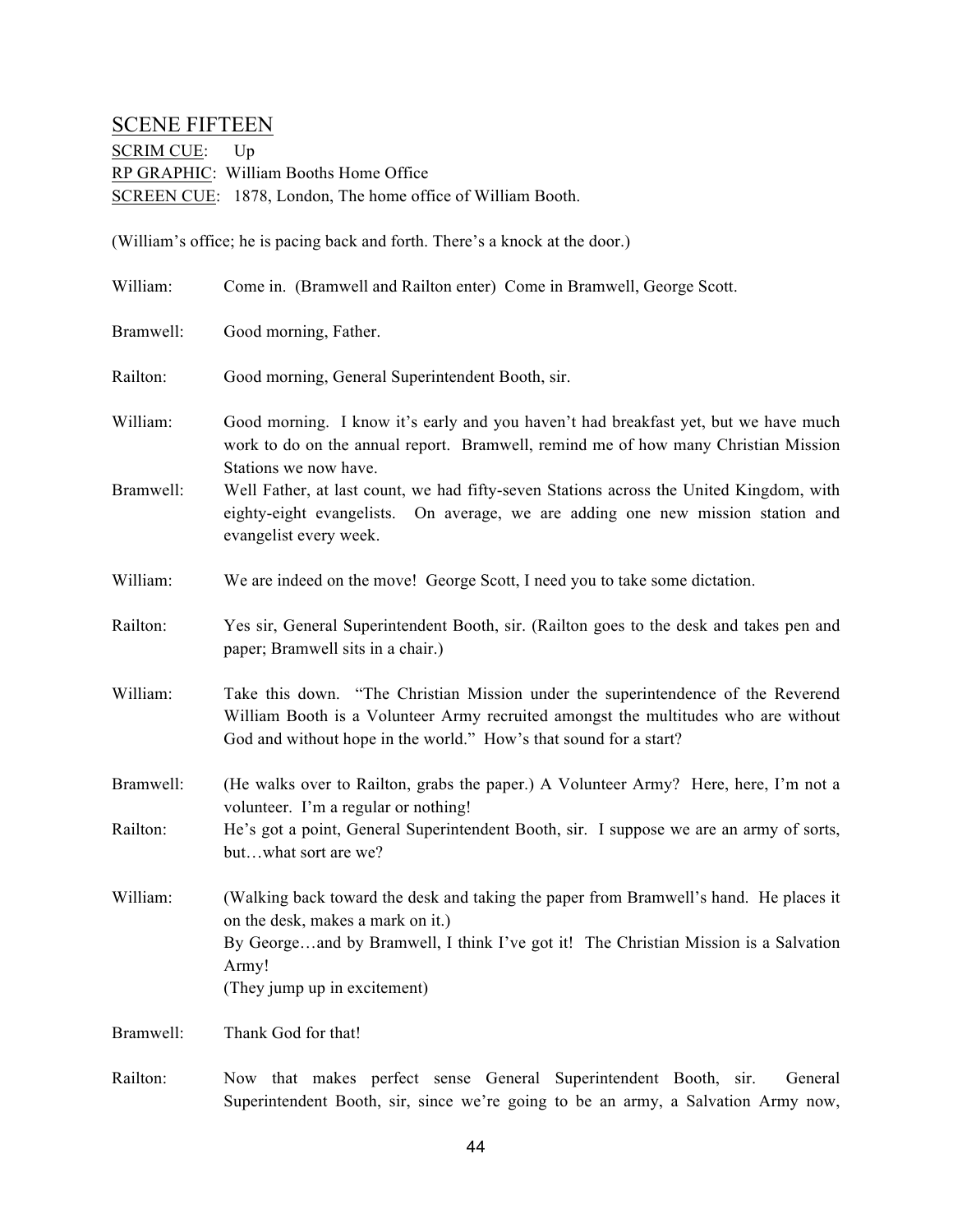## SCENE FIFTEEN

SCRIM CUE: Up
RP GRAPHIC: William Booths Home Office
SCREEN CUE: 1878, London, The home office of William Booth.

(William's office; he is pacing back and forth. There's a knock at the door.)

William: Come in. (Bramwell and Railton enter) Come in Bramwell, George Scott.

Bramwell: Good morning, Father.

Railton: Good morning, General Superintendent Booth, sir.

William: Good morning. I know it's early and you haven't had breakfast yet, but we have much work to do on the annual report. Bramwell, remind me of how many Christian Mission Stations we now have.

Bramwell: Well Father, at last count, we had fifty-seven Stations across the United Kingdom, with eighty-eight evangelists. On average, we are adding one new mission station and evangelist every week.

William: We are indeed on the move! George Scott, I need you to take some dictation.

Railton: Yes sir, General Superintendent Booth, sir. (Railton goes to the desk and takes pen and paper; Bramwell sits in a chair.)

William: Take this down. "The Christian Mission under the superintendence of the Reverend William Booth is a Volunteer Army recruited amongst the multitudes who are without God and without hope in the world." How's that sound for a start?

Bramwell: (He walks over to Railton, grabs the paper.) A Volunteer Army? Here, here, I'm not a volunteer. I'm a regular or nothing!

Railton: He's got a point, General Superintendent Booth, sir. I suppose we are an army of sorts, but…what sort are we?

William: (Walking back toward the desk and taking the paper from Bramwell's hand. He places it on the desk, makes a mark on it.)
By George…and by Bramwell, I think I've got it! The Christian Mission is a Salvation Army!
(They jump up in excitement)

Bramwell: Thank God for that!

Railton: Now that makes perfect sense General Superintendent Booth, sir. General Superintendent Booth, sir, since we're going to be an army, a Salvation Army now,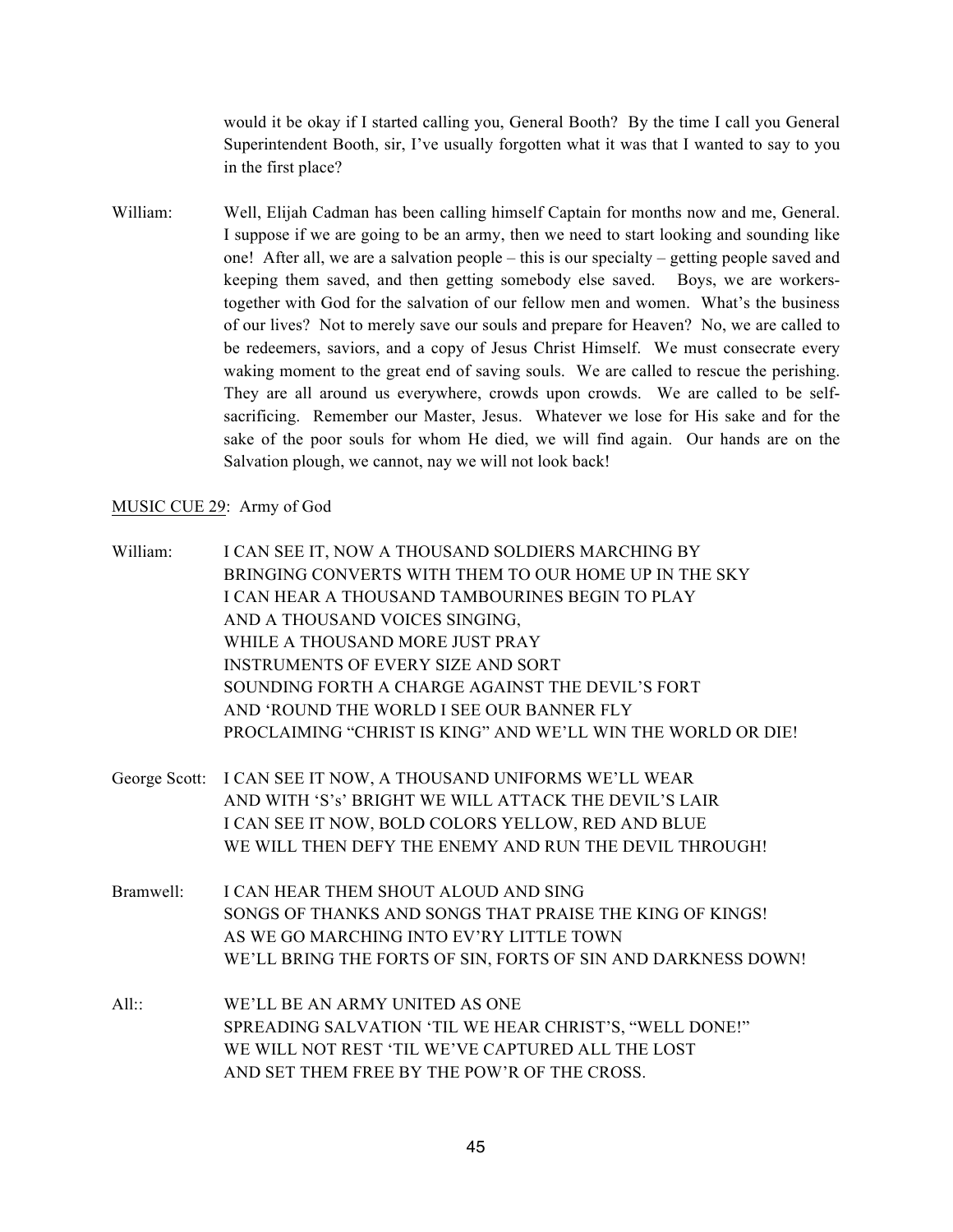would it be okay if I started calling you, General Booth? By the time I call you General Superintendent Booth, sir, I've usually forgotten what it was that I wanted to say to you in the first place?

William: Well, Elijah Cadman has been calling himself Captain for months now and me, General. I suppose if we are going to be an army, then we need to start looking and sounding like one! After all, we are a salvation people – this is our specialty – getting people saved and keeping them saved, and then getting somebody else saved. Boys, we are workers-together with God for the salvation of our fellow men and women. What's the business of our lives? Not to merely save our souls and prepare for Heaven? No, we are called to be redeemers, saviors, and a copy of Jesus Christ Himself. We must consecrate every waking moment to the great end of saving souls. We are called to rescue the perishing. They are all around us everywhere, crowds upon crowds. We are called to be self-sacrificing. Remember our Master, Jesus. Whatever we lose for His sake and for the sake of the poor souls for whom He died, we will find again. Our hands are on the Salvation plough, we cannot, nay we will not look back!

<u>MUSIC CUE 29</u>: Army of God

William: I CAN SEE IT, NOW A THOUSAND SOLDIERS MARCHING BY
BRINGING CONVERTS WITH THEM TO OUR HOME UP IN THE SKY
I CAN HEAR A THOUSAND TAMBOURINES BEGIN TO PLAY
AND A THOUSAND VOICES SINGING,
WHILE A THOUSAND MORE JUST PRAY
INSTRUMENTS OF EVERY SIZE AND SORT
SOUNDING FORTH A CHARGE AGAINST THE DEVIL'S FORT
AND 'ROUND THE WORLD I SEE OUR BANNER FLY
PROCLAIMING "CHRIST IS KING" AND WE'LL WIN THE WORLD OR DIE!

George Scott: I CAN SEE IT NOW, A THOUSAND UNIFORMS WE'LL WEAR
AND WITH 'S's' BRIGHT WE WILL ATTACK THE DEVIL'S LAIR
I CAN SEE IT NOW, BOLD COLORS YELLOW, RED AND BLUE
WE WILL THEN DEFY THE ENEMY AND RUN THE DEVIL THROUGH!

Bramwell: I CAN HEAR THEM SHOUT ALOUD AND SING
SONGS OF THANKS AND SONGS THAT PRAISE THE KING OF KINGS!
AS WE GO MARCHING INTO EV'RY LITTLE TOWN
WE'LL BRING THE FORTS OF SIN, FORTS OF SIN AND DARKNESS DOWN!

All:: WE'LL BE AN ARMY UNITED AS ONE
SPREADING SALVATION 'TIL WE HEAR CHRIST'S, "WELL DONE!"
WE WILL NOT REST 'TIL WE'VE CAPTURED ALL THE LOST
AND SET THEM FREE BY THE POW'R OF THE CROSS.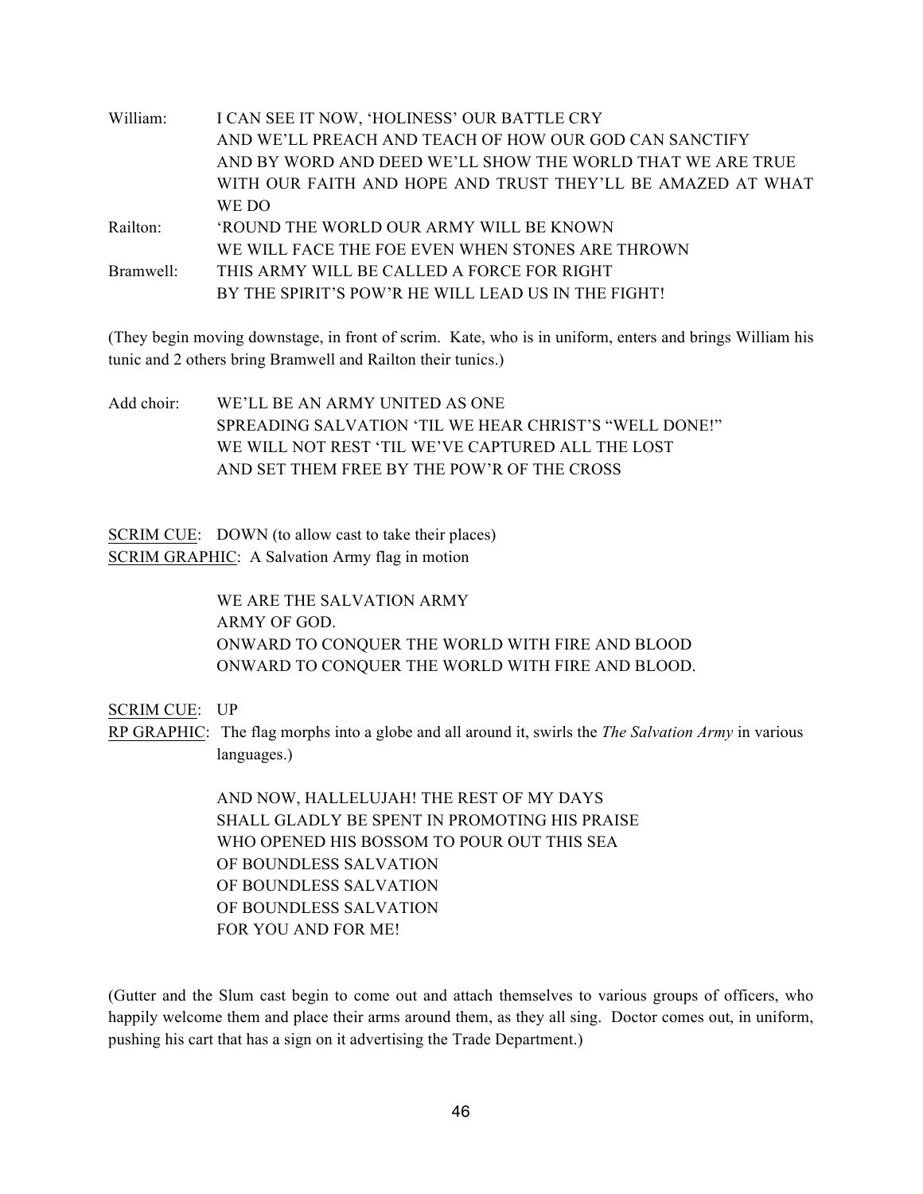William: I CAN SEE IT NOW, 'HOLINESS' OUR BATTLE CRY
AND WE'LL PREACH AND TEACH OF HOW OUR GOD CAN SANCTIFY
AND BY WORD AND DEED WE'LL SHOW THE WORLD THAT WE ARE TRUE
WITH OUR FAITH AND HOPE AND TRUST THEY'LL BE AMAZED AT WHAT WE DO

Railton: 'ROUND THE WORLD OUR ARMY WILL BE KNOWN
WE WILL FACE THE FOE EVEN WHEN STONES ARE THROWN

Bramwell: THIS ARMY WILL BE CALLED A FORCE FOR RIGHT
BY THE SPIRIT'S POW'R HE WILL LEAD US IN THE FIGHT!

(They begin moving downstage, in front of scrim. Kate, who is in uniform, enters and brings William his tunic and 2 others bring Bramwell and Railton their tunics.)

Add choir: WE'LL BE AN ARMY UNITED AS ONE
SPREADING SALVATION 'TIL WE HEAR CHRIST'S "WELL DONE!"
WE WILL NOT REST 'TIL WE'VE CAPTURED ALL THE LOST
AND SET THEM FREE BY THE POW'R OF THE CROSS

<u>SCRIM CUE</u>: DOWN (to allow cast to take their places)
<u>SCRIM GRAPHIC</u>: A Salvation Army flag in motion

WE ARE THE SALVATION ARMY
ARMY OF GOD.
ONWARD TO CONQUER THE WORLD WITH FIRE AND BLOOD
ONWARD TO CONQUER THE WORLD WITH FIRE AND BLOOD.

<u>SCRIM CUE</u>: UP
<u>RP GRAPHIC</u>: The flag morphs into a globe and all around it, swirls the *The Salvation Army* in various languages.)

AND NOW, HALLELUJAH! THE REST OF MY DAYS
SHALL GLADLY BE SPENT IN PROMOTING HIS PRAISE
WHO OPENED HIS BOSSOM TO POUR OUT THIS SEA
OF BOUNDLESS SALVATION
OF BOUNDLESS SALVATION
OF BOUNDLESS SALVATION
FOR YOU AND FOR ME!

(Gutter and the Slum cast begin to come out and attach themselves to various groups of officers, who happily welcome them and place their arms around them, as they all sing. Doctor comes out, in uniform, pushing his cart that has a sign on it advertising the Trade Department.)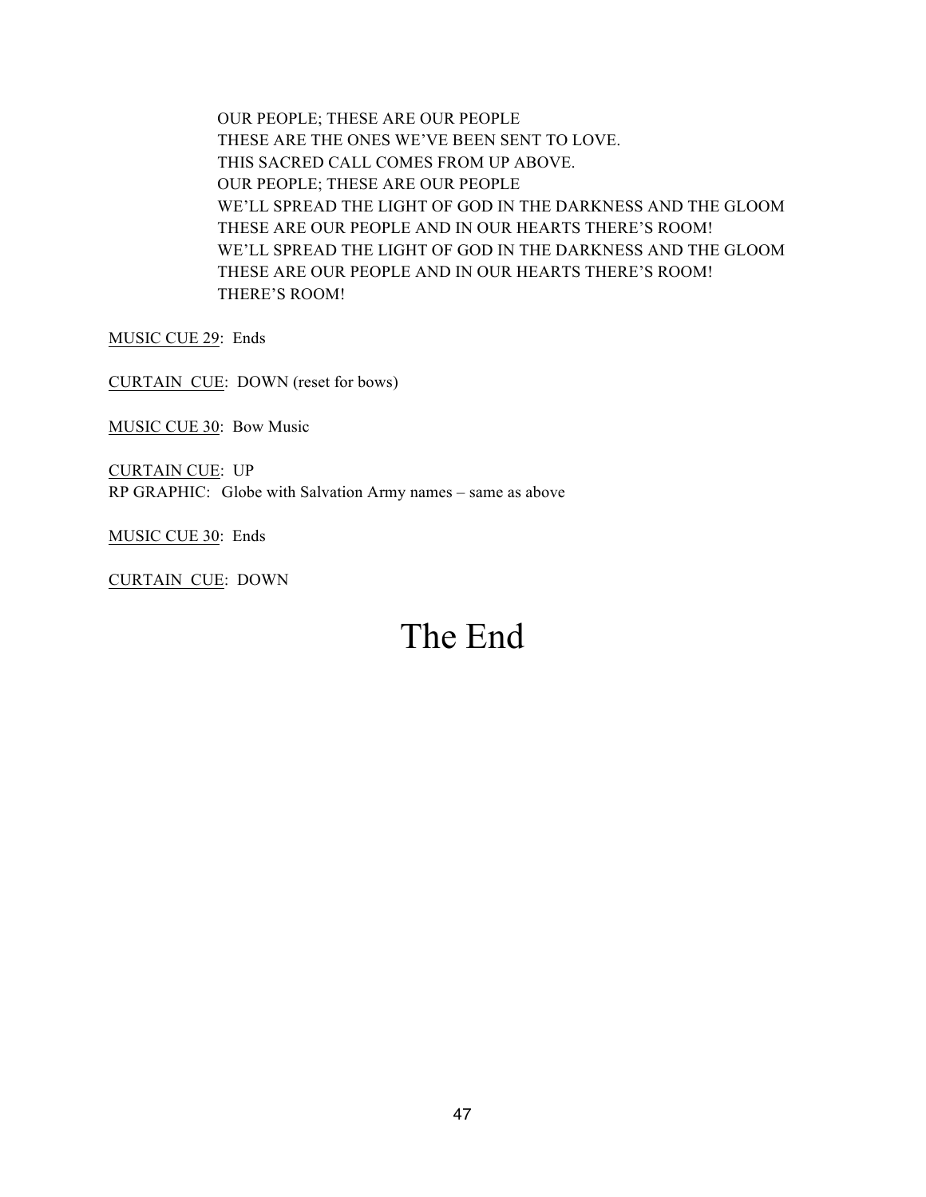OUR PEOPLE; THESE ARE OUR PEOPLE
THESE ARE THE ONES WE'VE BEEN SENT TO LOVE.
THIS SACRED CALL COMES FROM UP ABOVE.
OUR PEOPLE; THESE ARE OUR PEOPLE
WE'LL SPREAD THE LIGHT OF GOD IN THE DARKNESS AND THE GLOOM
THESE ARE OUR PEOPLE AND IN OUR HEARTS THERE'S ROOM!
WE'LL SPREAD THE LIGHT OF GOD IN THE DARKNESS AND THE GLOOM
THESE ARE OUR PEOPLE AND IN OUR HEARTS THERE'S ROOM!
THERE'S ROOM!

<u>MUSIC CUE 29</u>: Ends

<u>CURTAIN CUE</u>: DOWN (reset for bows)

<u>MUSIC CUE 30</u>: Bow Music

<u>CURTAIN CUE</u>: UP
RP GRAPHIC: Globe with Salvation Army names – same as above

<u>MUSIC CUE 30</u>: Ends

<u>CURTAIN CUE</u>: DOWN

# The End